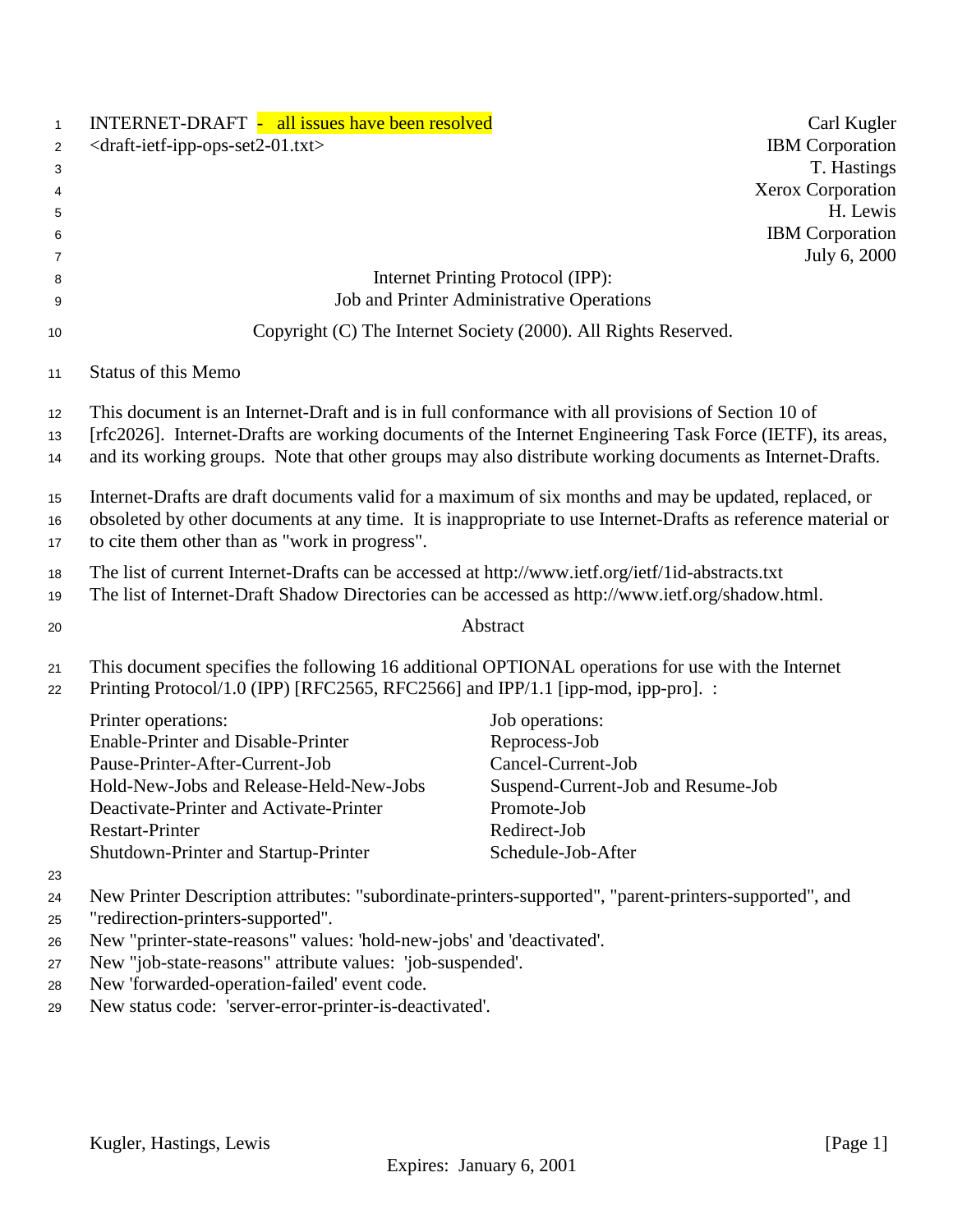INTERNET-DRAFT - all issues have been resolved
<draft-ietf-ipp-ops-set2-01.txt>

Carl Kugler
IBM Corporation
T. Hastings
Xerox Corporation
H. Lewis
IBM Corporation
July 6, 2000

# Internet Printing Protocol (IPP): Job and Printer Administrative Operations

Copyright (C) The Internet Society (2000). All Rights Reserved.

## Status of this Memo

This document is an Internet-Draft and is in full conformance with all provisions of Section 10 of [rfc2026]. Internet-Drafts are working documents of the Internet Engineering Task Force (IETF), its areas, and its working groups. Note that other groups may also distribute working documents as Internet-Drafts.

Internet-Drafts are draft documents valid for a maximum of six months and may be updated, replaced, or obsoleted by other documents at any time. It is inappropriate to use Internet-Drafts as reference material or to cite them other than as "work in progress".

The list of current Internet-Drafts can be accessed at http://www.ietf.org/ietf/1id-abstracts.txt
The list of Internet-Draft Shadow Directories can be accessed as http://www.ietf.org/shadow.html.

## Abstract

This document specifies the following 16 additional OPTIONAL operations for use with the Internet Printing Protocol/1.0 (IPP) [RFC2565, RFC2566] and IPP/1.1 [ipp-mod, ipp-pro]. :

| Printer operations: | Job operations: |
|---|---|
| Enable-Printer and Disable-Printer | Reprocess-Job |
| Pause-Printer-After-Current-Job | Cancel-Current-Job |
| Hold-New-Jobs and Release-Held-New-Jobs | Suspend-Current-Job and Resume-Job |
| Deactivate-Printer and Activate-Printer | Promote-Job |
| Restart-Printer | Redirect-Job |
| Shutdown-Printer and Startup-Printer | Schedule-Job-After |

New Printer Description attributes: "subordinate-printers-supported", "parent-printers-supported", and "redirection-printers-supported".
New "printer-state-reasons" values: 'hold-new-jobs' and 'deactivated'.
New "job-state-reasons" attribute values: 'job-suspended'.
New 'forwarded-operation-failed' event code.
New status code: 'server-error-printer-is-deactivated'.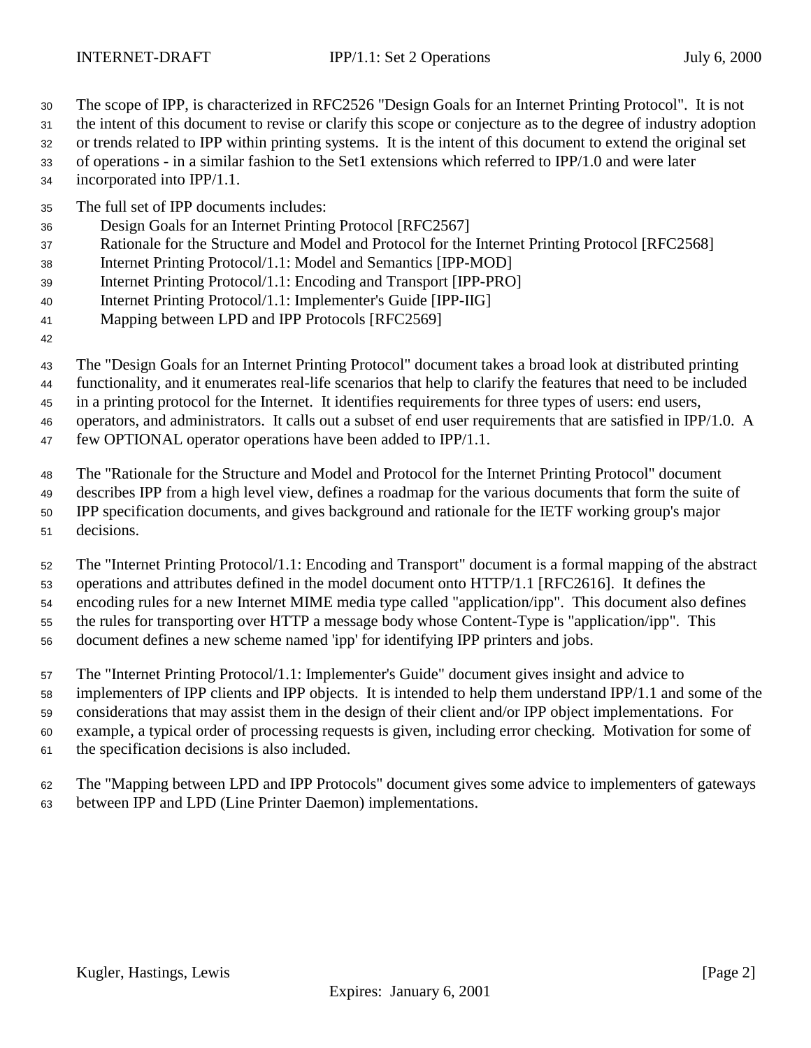The scope of IPP, is characterized in RFC2526 "Design Goals for an Internet Printing Protocol". It is not the intent of this document to revise or clarify this scope or conjecture as to the degree of industry adoption or trends related to IPP within printing systems. It is the intent of this document to extend the original set of operations - in a similar fashion to the Set1 extensions which referred to IPP/1.0 and were later incorporated into IPP/1.1.

The full set of IPP documents includes:

- Design Goals for an Internet Printing Protocol [RFC2567]
- Rationale for the Structure and Model and Protocol for the Internet Printing Protocol [RFC2568]
- Internet Printing Protocol/1.1: Model and Semantics [IPP-MOD]
- Internet Printing Protocol/1.1: Encoding and Transport [IPP-PRO]
- Internet Printing Protocol/1.1: Implementer's Guide [IPP-IIG]
- Mapping between LPD and IPP Protocols [RFC2569]

The "Design Goals for an Internet Printing Protocol" document takes a broad look at distributed printing functionality, and it enumerates real-life scenarios that help to clarify the features that need to be included in a printing protocol for the Internet. It identifies requirements for three types of users: end users, operators, and administrators. It calls out a subset of end user requirements that are satisfied in IPP/1.0. A few OPTIONAL operator operations have been added to IPP/1.1.

The "Rationale for the Structure and Model and Protocol for the Internet Printing Protocol" document describes IPP from a high level view, defines a roadmap for the various documents that form the suite of IPP specification documents, and gives background and rationale for the IETF working group's major decisions.

The "Internet Printing Protocol/1.1: Encoding and Transport" document is a formal mapping of the abstract operations and attributes defined in the model document onto HTTP/1.1 [RFC2616]. It defines the encoding rules for a new Internet MIME media type called "application/ipp". This document also defines the rules for transporting over HTTP a message body whose Content-Type is "application/ipp". This document defines a new scheme named 'ipp' for identifying IPP printers and jobs.

The "Internet Printing Protocol/1.1: Implementer's Guide" document gives insight and advice to implementers of IPP clients and IPP objects. It is intended to help them understand IPP/1.1 and some of the considerations that may assist them in the design of their client and/or IPP object implementations. For example, a typical order of processing requests is given, including error checking. Motivation for some of the specification decisions is also included.

The "Mapping between LPD and IPP Protocols" document gives some advice to implementers of gateways between IPP and LPD (Line Printer Daemon) implementations.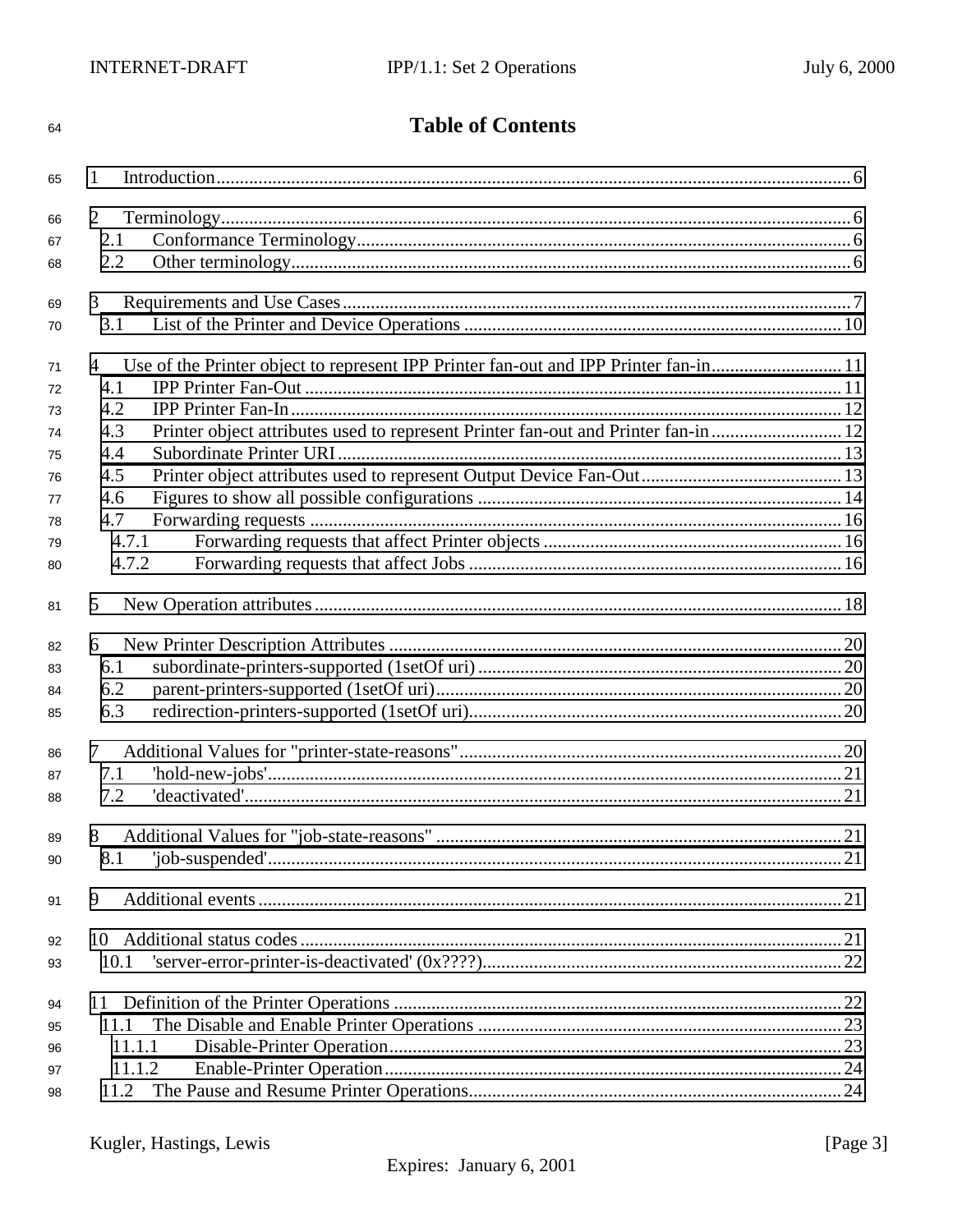# Table of Contents

1 Introduction........................................................................................................................................6

2 Terminology........................................................................................................................................6
  2.1 Conformance Terminology..........................................................................................................6
  2.2 Other terminology........................................................................................................................6

3 Requirements and Use Cases...........................................................................................................7
  3.1 List of the Printer and Device Operations ................................................................................10

4 Use of the Printer object to represent IPP Printer fan-out and IPP Printer fan-in............................11
  4.1 IPP Printer Fan-Out ..................................................................................................................11
  4.2 IPP Printer Fan-In......................................................................................................................12
  4.3 Printer object attributes used to represent Printer fan-out and Printer fan-in............................12
  4.4 Subordinate Printer URI............................................................................................................13
  4.5 Printer object attributes used to represent Output Device Fan-Out...........................................13
  4.6 Figures to show all possible configurations ..............................................................................14
  4.7 Forwarding requests .................................................................................................................16
    4.7.1 Forwarding requests that affect Printer objects ................................................................16
    4.7.2 Forwarding requests that affect Jobs ................................................................................16

5 New Operation attributes.................................................................................................................18

6 New Printer Description Attributes .................................................................................................20
  6.1 subordinate-printers-supported (1setOf uri) ..............................................................................20
  6.2 parent-printers-supported (1setOf uri).......................................................................................20
  6.3 redirection-printers-supported (1setOf uri)................................................................................20

7 Additional Values for "printer-state-reasons"..................................................................................20
  7.1 'hold-new-jobs'..........................................................................................................................21
  7.2 'deactivated'...............................................................................................................................21

8 Additional Values for "job-state-reasons" .......................................................................................21
  8.1 'job-suspended'..........................................................................................................................21

9 Additional events............................................................................................................................21

10 Additional status codes..................................................................................................................21
  10.1 'server-error-printer-is-deactivated' (0x????)............................................................................22

11 Definition of the Printer Operations ...............................................................................................22
  11.1 The Disable and Enable Printer Operations .............................................................................23
    11.1.1 Disable-Printer Operation.................................................................................................23
    11.1.2 Enable-Printer Operation..................................................................................................24
  11.2 The Pause and Resume Printer Operations...............................................................................24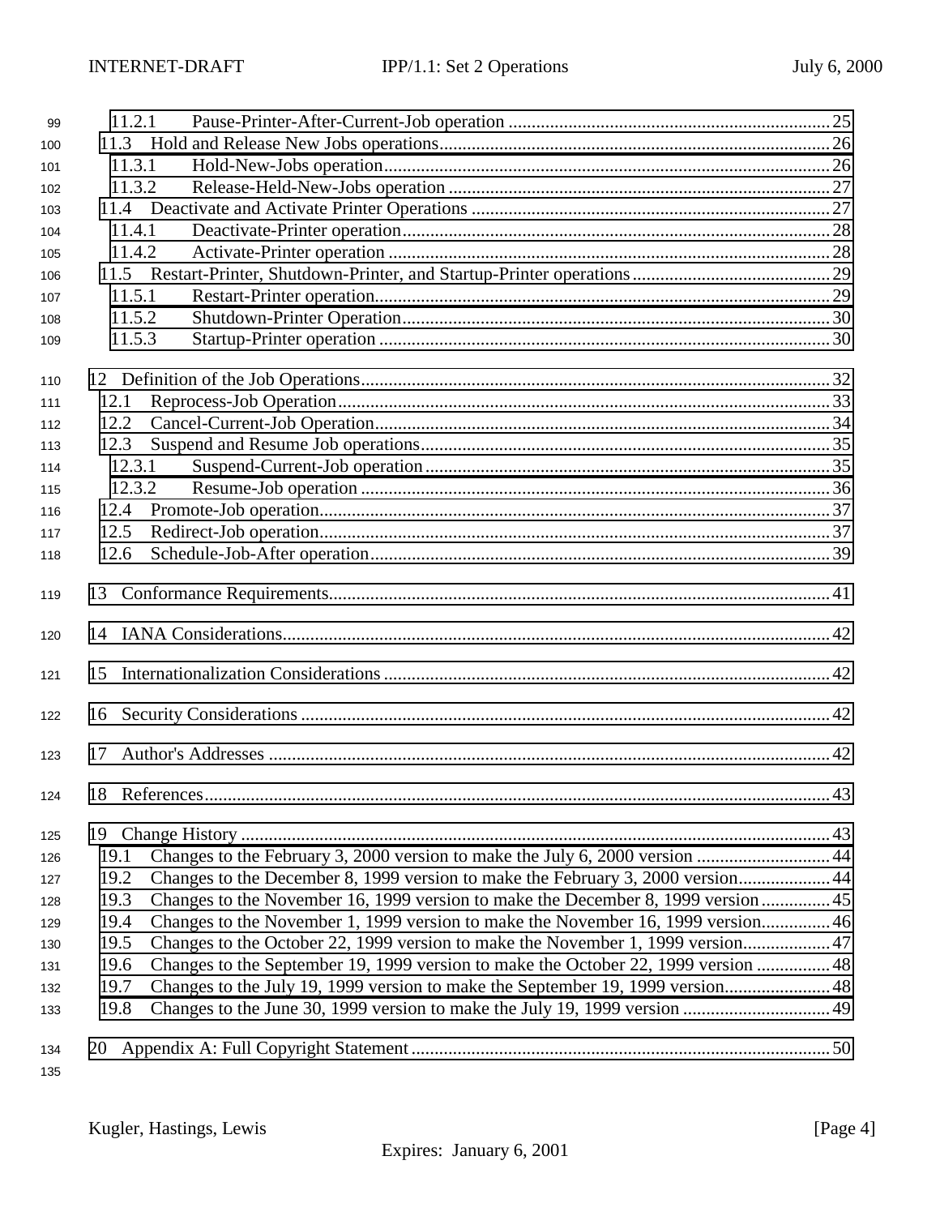11.2.1 Pause-Printer-After-Current-Job operation ........................................................................ 25
11.3 Hold and Release New Jobs operations..................................................................................... 26
11.3.1 Hold-New-Jobs operation....................................................................................................... 26
11.3.2 Release-Held-New-Jobs operation ......................................................................................... 27
11.4 Deactivate and Activate Printer Operations ............................................................................... 27
11.4.1 Deactivate-Printer operation................................................................................................... 28
11.4.2 Activate-Printer operation ...................................................................................................... 28
11.5 Restart-Printer, Shutdown-Printer, and Startup-Printer operations............................................ 29
11.5.1 Restart-Printer operation......................................................................................................... 29
11.5.2 Shutdown-Printer Operation.................................................................................................... 30
11.5.3 Startup-Printer operation ........................................................................................................ 30

12 Definition of the Job Operations............................................................................................................ 32
12.1 Reprocess-Job Operation.................................................................................................................. 33
12.2 Cancel-Current-Job Operation......................................................................................................... 34
12.3 Suspend and Resume Job operations............................................................................................... 35
12.3.1 Suspend-Current-Job operation....................................................................................................... 35
12.3.2 Resume-Job operation ..................................................................................................................... 36
12.4 Promote-Job operation..................................................................................................................... 37
12.5 Redirect-Job operation..................................................................................................................... 37
12.6 Schedule-Job-After operation.......................................................................................................... 39

13 Conformance Requirements.................................................................................................................. 41

14 IANA Considerations............................................................................................................................ 42

15 Internationalization Considerations ..................................................................................................... 42

16 Security Considerations ........................................................................................................................ 42

17 Author's Addresses .............................................................................................................................. 42

18 References............................................................................................................................................. 43

19 Change History ..................................................................................................................................... 43
19.1 Changes to the February 3, 2000 version to make the July 6, 2000 version ............................. 44
19.2 Changes to the December 8, 1999 version to make the February 3, 2000 version.................... 44
19.3 Changes to the November 16, 1999 version to make the December 8, 1999 version............... 45
19.4 Changes to the November 1, 1999 version to make the November 16, 1999 version............... 46
19.5 Changes to the October 22, 1999 version to make the November 1, 1999 version................... 47
19.6 Changes to the September 19, 1999 version to make the October 22, 1999 version ................ 48
19.7 Changes to the July 19, 1999 version to make the September 19, 1999 version....................... 48
19.8 Changes to the June 30, 1999 version to make the July 19, 1999 version ................................ 49

20 Appendix A: Full Copyright Statement................................................................................................ 50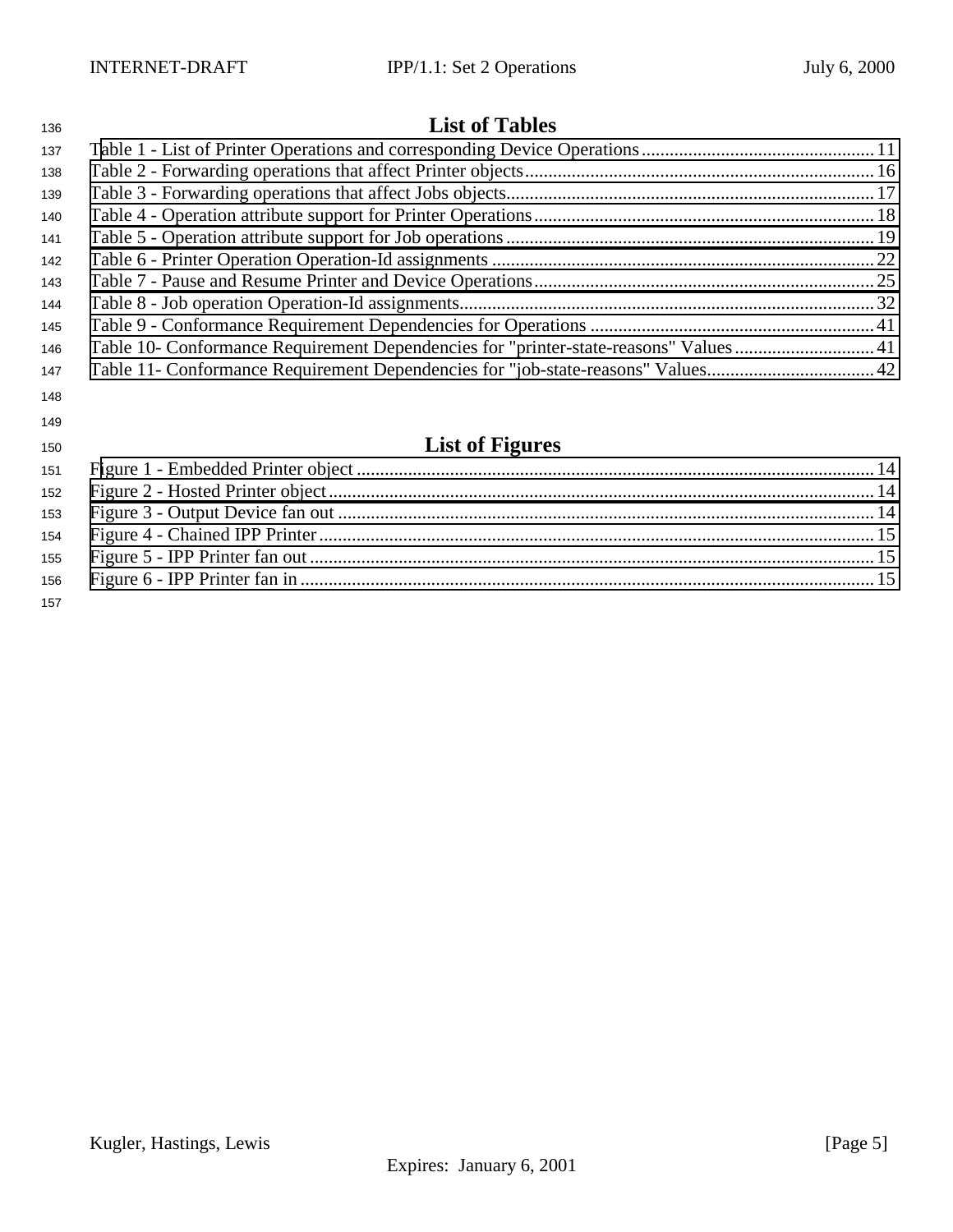## List of Tables

Table 1 - List of Printer Operations and corresponding Device Operations .................................................. 11
Table 2 - Forwarding operations that affect Printer objects ........................................................................... 16
Table 3 - Forwarding operations that affect Jobs objects ............................................................................... 17
Table 4 - Operation attribute support for Printer Operations ......................................................................... 18
Table 5 - Operation attribute support for Job operations ............................................................................... 19
Table 6 - Printer Operation Operation-Id assignments .................................................................................. 22
Table 7 - Pause and Resume Printer and Device Operations ......................................................................... 25
Table 8 - Job operation Operation-Id assignments ......................................................................................... 32
Table 9 - Conformance Requirement Dependencies for Operations ............................................................. 41
Table 10- Conformance Requirement Dependencies for "printer-state-reasons" Values .............................. 41
Table 11- Conformance Requirement Dependencies for "job-state-reasons" Values .................................... 42

## List of Figures

Figure 1 - Embedded Printer object ............................................................................................................... 14
Figure 2 - Hosted Printer object ..................................................................................................................... 14
Figure 3 - Output Device fan out ................................................................................................................... 14
Figure 4 - Chained IPP Printer ....................................................................................................................... 15
Figure 5 - IPP Printer fan out ......................................................................................................................... 15
Figure 6 - IPP Printer fan in ........................................................................................................................... 15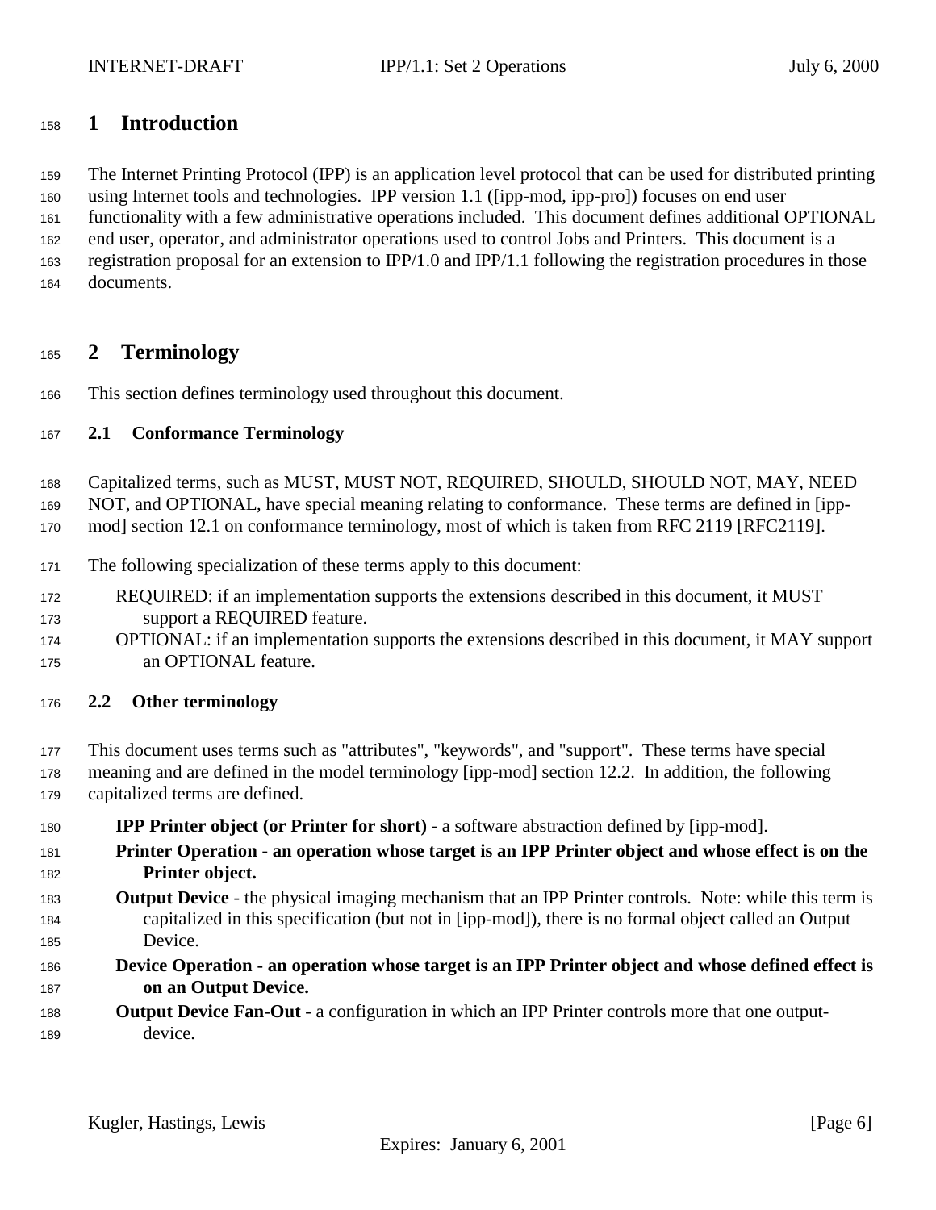# 1 Introduction

The Internet Printing Protocol (IPP) is an application level protocol that can be used for distributed printing using Internet tools and technologies. IPP version 1.1 ([ipp-mod, ipp-pro]) focuses on end user functionality with a few administrative operations included. This document defines additional OPTIONAL end user, operator, and administrator operations used to control Jobs and Printers. This document is a registration proposal for an extension to IPP/1.0 and IPP/1.1 following the registration procedures in those documents.

# 2 Terminology

This section defines terminology used throughout this document.

## 2.1 Conformance Terminology

Capitalized terms, such as MUST, MUST NOT, REQUIRED, SHOULD, SHOULD NOT, MAY, NEED NOT, and OPTIONAL, have special meaning relating to conformance. These terms are defined in [ipp-mod] section 12.1 on conformance terminology, most of which is taken from RFC 2119 [RFC2119].

The following specialization of these terms apply to this document:

REQUIRED: if an implementation supports the extensions described in this document, it MUST support a REQUIRED feature.

OPTIONAL: if an implementation supports the extensions described in this document, it MAY support an OPTIONAL feature.

## 2.2 Other terminology

This document uses terms such as "attributes", "keywords", and "support". These terms have special meaning and are defined in the model terminology [ipp-mod] section 12.2. In addition, the following capitalized terms are defined.

**IPP Printer object (or Printer for short) -** a software abstraction defined by [ipp-mod].

**Printer Operation - an operation whose target is an IPP Printer object and whose effect is on the Printer object.**

**Output Device** - the physical imaging mechanism that an IPP Printer controls. Note: while this term is capitalized in this specification (but not in [ipp-mod]), there is no formal object called an Output Device.

**Device Operation - an operation whose target is an IPP Printer object and whose defined effect is on an Output Device.**

**Output Device Fan-Out** - a configuration in which an IPP Printer controls more that one output-device.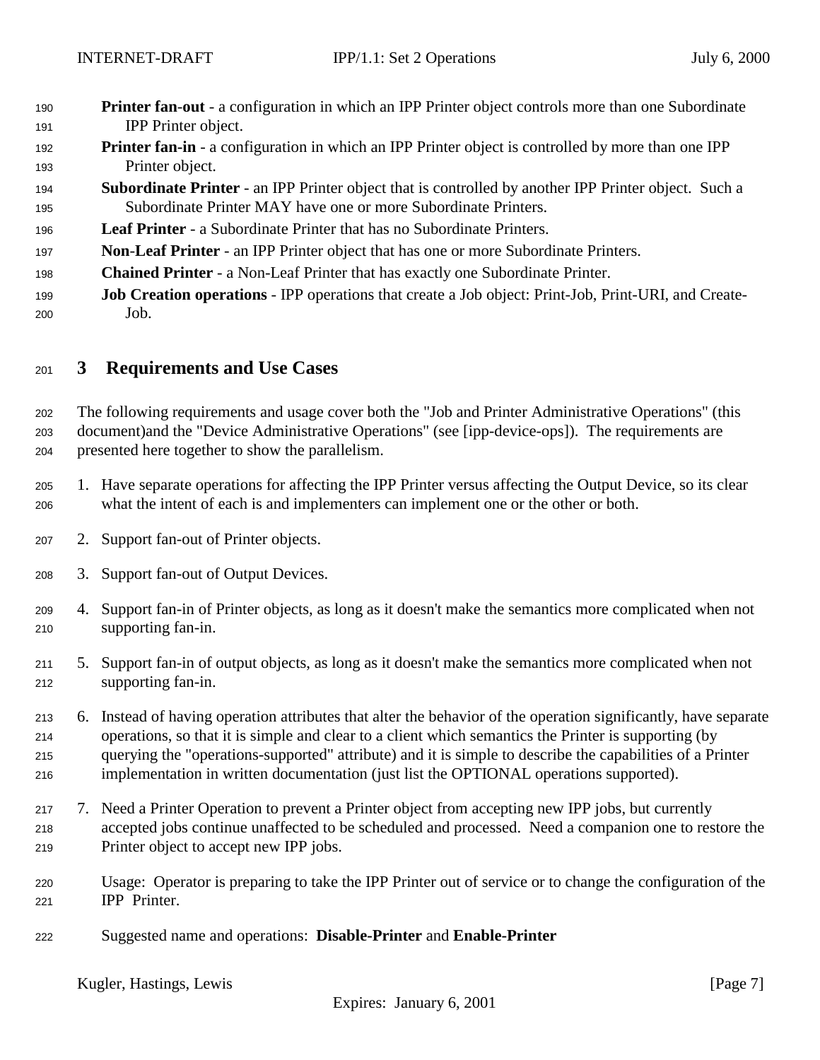**Printer fan-out** - a configuration in which an IPP Printer object controls more than one Subordinate IPP Printer object.

**Printer fan-in** - a configuration in which an IPP Printer object is controlled by more than one IPP Printer object.

**Subordinate Printer** - an IPP Printer object that is controlled by another IPP Printer object. Such a Subordinate Printer MAY have one or more Subordinate Printers.

**Leaf Printer** - a Subordinate Printer that has no Subordinate Printers.

**Non-Leaf Printer** - an IPP Printer object that has one or more Subordinate Printers.

**Chained Printer** - a Non-Leaf Printer that has exactly one Subordinate Printer.

**Job Creation operations** - IPP operations that create a Job object: Print-Job, Print-URI, and Create-Job.

# 3 Requirements and Use Cases

The following requirements and usage cover both the "Job and Printer Administrative Operations" (this document)and the "Device Administrative Operations" (see [ipp-device-ops]). The requirements are presented here together to show the parallelism.

1. Have separate operations for affecting the IPP Printer versus affecting the Output Device, so its clear what the intent of each is and implementers can implement one or the other or both.

2. Support fan-out of Printer objects.

3. Support fan-out of Output Devices.

4. Support fan-in of Printer objects, as long as it doesn't make the semantics more complicated when not supporting fan-in.

5. Support fan-in of output objects, as long as it doesn't make the semantics more complicated when not supporting fan-in.

6. Instead of having operation attributes that alter the behavior of the operation significantly, have separate operations, so that it is simple and clear to a client which semantics the Printer is supporting (by querying the "operations-supported" attribute) and it is simple to describe the capabilities of a Printer implementation in written documentation (just list the OPTIONAL operations supported).

7. Need a Printer Operation to prevent a Printer object from accepting new IPP jobs, but currently accepted jobs continue unaffected to be scheduled and processed. Need a companion one to restore the Printer object to accept new IPP jobs.

   Usage: Operator is preparing to take the IPP Printer out of service or to change the configuration of the IPP Printer.

   Suggested name and operations: **Disable-Printer** and **Enable-Printer**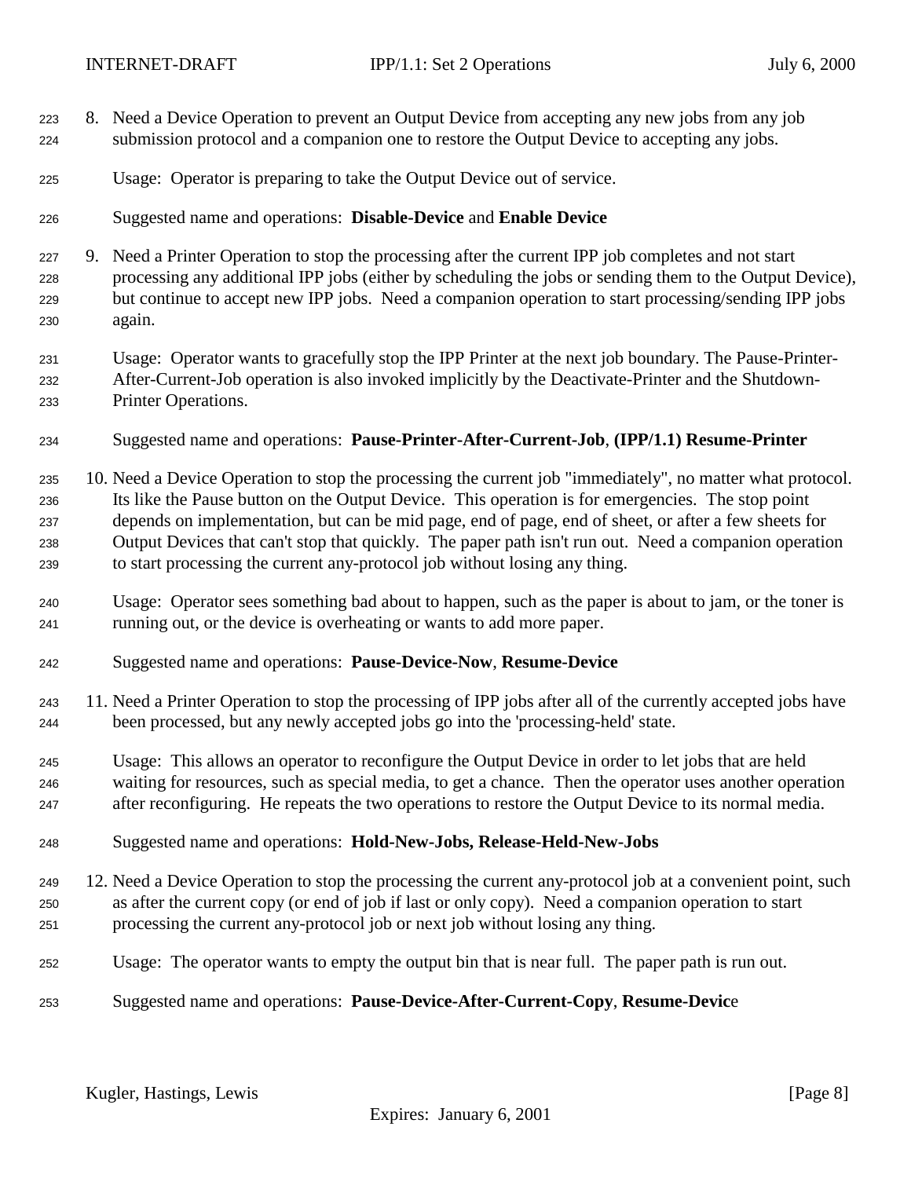8. Need a Device Operation to prevent an Output Device from accepting any new jobs from any job submission protocol and a companion one to restore the Output Device to accepting any jobs.

   Usage: Operator is preparing to take the Output Device out of service.

   Suggested name and operations: **Disable-Device** and **Enable Device**

9. Need a Printer Operation to stop the processing after the current IPP job completes and not start processing any additional IPP jobs (either by scheduling the jobs or sending them to the Output Device), but continue to accept new IPP jobs. Need a companion operation to start processing/sending IPP jobs again.

   Usage: Operator wants to gracefully stop the IPP Printer at the next job boundary. The Pause-Printer-After-Current-Job operation is also invoked implicitly by the Deactivate-Printer and the Shutdown-Printer Operations.

   Suggested name and operations: **Pause-Printer-After-Current-Job**, **(IPP/1.1) Resume-Printer**

10. Need a Device Operation to stop the processing the current job "immediately", no matter what protocol. Its like the Pause button on the Output Device. This operation is for emergencies. The stop point depends on implementation, but can be mid page, end of page, end of sheet, or after a few sheets for Output Devices that can't stop that quickly. The paper path isn't run out. Need a companion operation to start processing the current any-protocol job without losing any thing.

    Usage: Operator sees something bad about to happen, such as the paper is about to jam, or the toner is running out, or the device is overheating or wants to add more paper.

    Suggested name and operations: **Pause-Device-Now**, **Resume-Device**

11. Need a Printer Operation to stop the processing of IPP jobs after all of the currently accepted jobs have been processed, but any newly accepted jobs go into the 'processing-held' state.

    Usage: This allows an operator to reconfigure the Output Device in order to let jobs that are held waiting for resources, such as special media, to get a chance. Then the operator uses another operation after reconfiguring. He repeats the two operations to restore the Output Device to its normal media.

    Suggested name and operations: **Hold-New-Jobs, Release-Held-New-Jobs**

12. Need a Device Operation to stop the processing the current any-protocol job at a convenient point, such as after the current copy (or end of job if last or only copy). Need a companion operation to start processing the current any-protocol job or next job without losing any thing.

    Usage: The operator wants to empty the output bin that is near full. The paper path is run out.

    Suggested name and operations: **Pause-Device-After-Current-Copy**, **Resume-Device**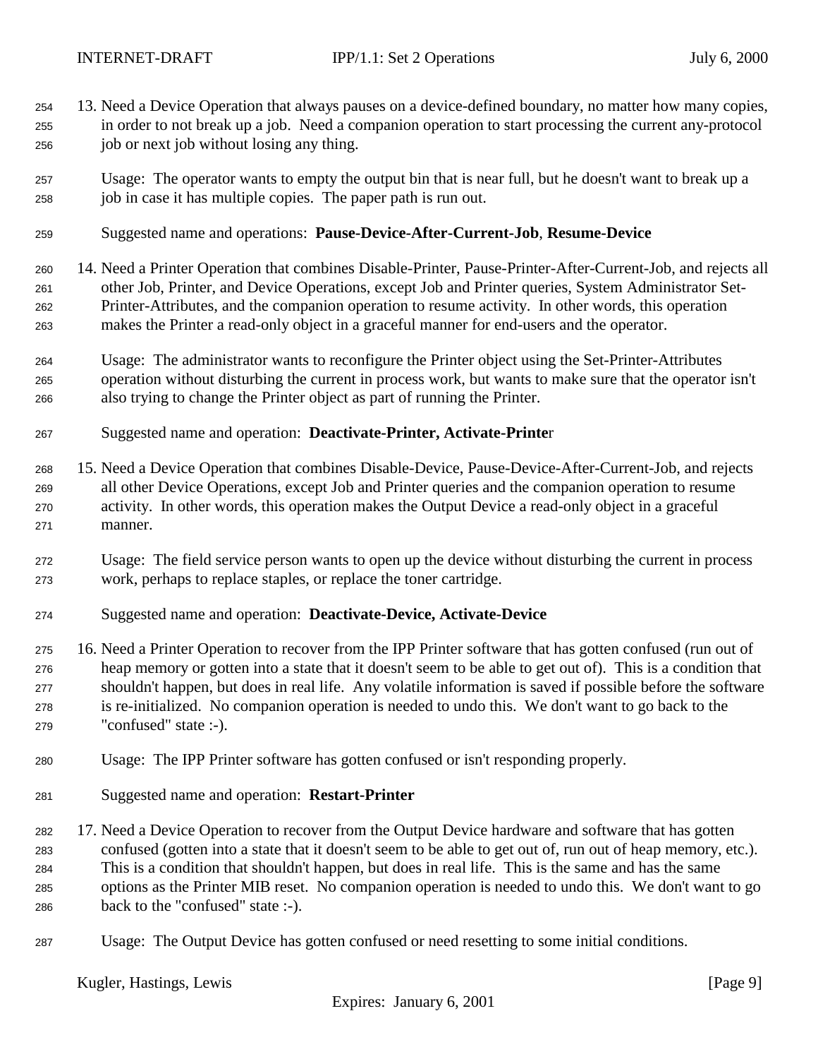13. Need a Device Operation that always pauses on a device-defined boundary, no matter how many copies, in order to not break up a job. Need a companion operation to start processing the current any-protocol job or next job without losing any thing.

    Usage: The operator wants to empty the output bin that is near full, but he doesn't want to break up a job in case it has multiple copies. The paper path is run out.

    Suggested name and operations: **Pause-Device-After-Current-Job**, **Resume-Device**

14. Need a Printer Operation that combines Disable-Printer, Pause-Printer-After-Current-Job, and rejects all other Job, Printer, and Device Operations, except Job and Printer queries, System Administrator Set-Printer-Attributes, and the companion operation to resume activity. In other words, this operation makes the Printer a read-only object in a graceful manner for end-users and the operator.

    Usage: The administrator wants to reconfigure the Printer object using the Set-Printer-Attributes operation without disturbing the current in process work, but wants to make sure that the operator isn't also trying to change the Printer object as part of running the Printer.

    Suggested name and operation: **Deactivate-Printer, Activate-Printe**r

15. Need a Device Operation that combines Disable-Device, Pause-Device-After-Current-Job, and rejects all other Device Operations, except Job and Printer queries and the companion operation to resume activity. In other words, this operation makes the Output Device a read-only object in a graceful manner.

    Usage: The field service person wants to open up the device without disturbing the current in process work, perhaps to replace staples, or replace the toner cartridge.

    Suggested name and operation: **Deactivate-Device, Activate-Device**

16. Need a Printer Operation to recover from the IPP Printer software that has gotten confused (run out of heap memory or gotten into a state that it doesn't seem to be able to get out of). This is a condition that shouldn't happen, but does in real life. Any volatile information is saved if possible before the software is re-initialized. No companion operation is needed to undo this. We don't want to go back to the "confused" state :-).

    Usage: The IPP Printer software has gotten confused or isn't responding properly.

    Suggested name and operation: **Restart-Printer**

17. Need a Device Operation to recover from the Output Device hardware and software that has gotten confused (gotten into a state that it doesn't seem to be able to get out of, run out of heap memory, etc.). This is a condition that shouldn't happen, but does in real life. This is the same and has the same options as the Printer MIB reset. No companion operation is needed to undo this. We don't want to go back to the "confused" state :-).

    Usage: The Output Device has gotten confused or need resetting to some initial conditions.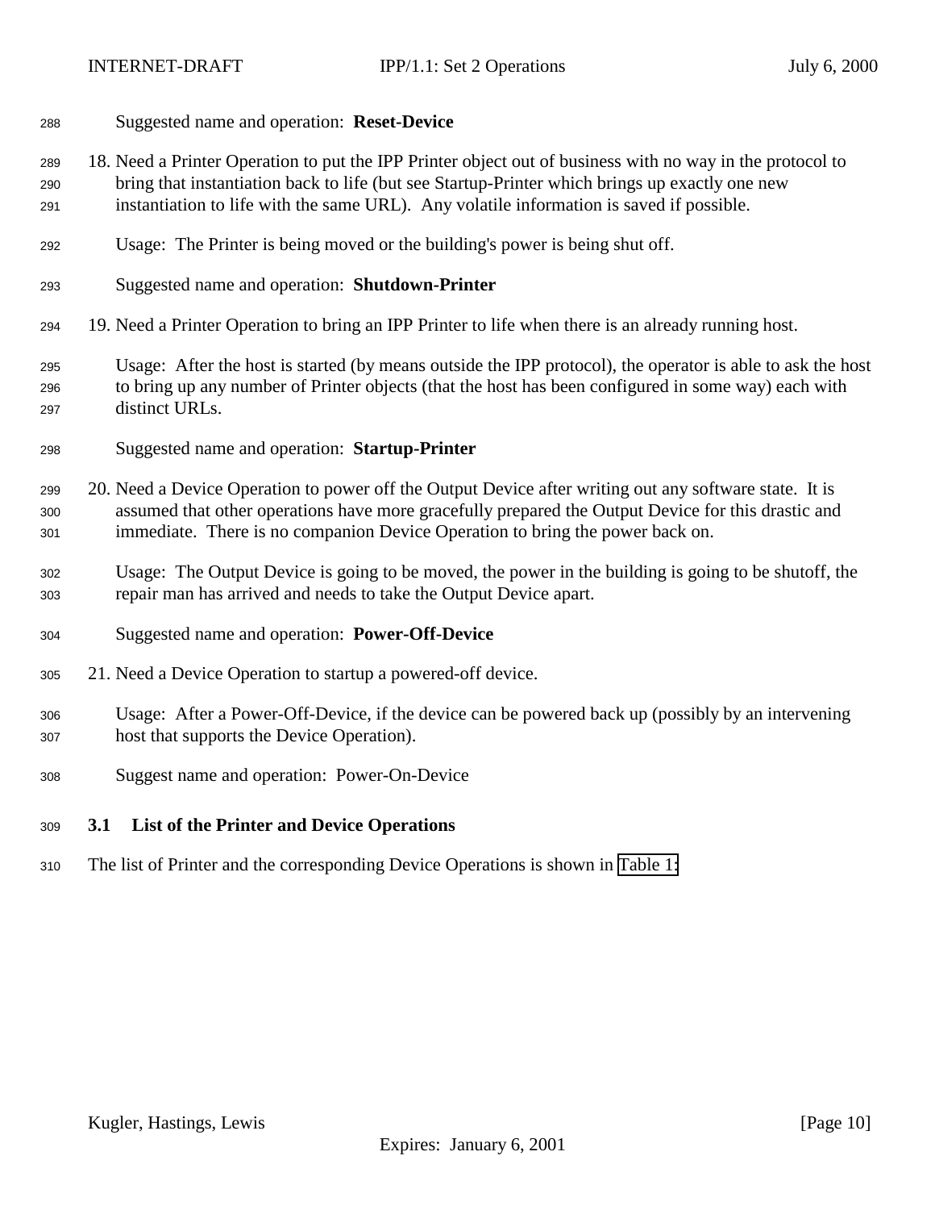Suggested name and operation: **Reset-Device**

18. Need a Printer Operation to put the IPP Printer object out of business with no way in the protocol to bring that instantiation back to life (but see Startup-Printer which brings up exactly one new instantiation to life with the same URL). Any volatile information is saved if possible.

    Usage: The Printer is being moved or the building's power is being shut off.

    Suggested name and operation: **Shutdown-Printer**

19. Need a Printer Operation to bring an IPP Printer to life when there is an already running host.

    Usage: After the host is started (by means outside the IPP protocol), the operator is able to ask the host to bring up any number of Printer objects (that the host has been configured in some way) each with distinct URLs.

    Suggested name and operation: **Startup-Printer**

20. Need a Device Operation to power off the Output Device after writing out any software state. It is assumed that other operations have more gracefully prepared the Output Device for this drastic and immediate. There is no companion Device Operation to bring the power back on.

    Usage: The Output Device is going to be moved, the power in the building is going to be shutoff, the repair man has arrived and needs to take the Output Device apart.

    Suggested name and operation: **Power-Off-Device**

21. Need a Device Operation to startup a powered-off device.

    Usage: After a Power-Off-Device, if the device can be powered back up (possibly by an intervening host that supports the Device Operation).

    Suggest name and operation: Power-On-Device

## 3.1 List of the Printer and Device Operations

The list of Printer and the corresponding Device Operations is shown in Table 1: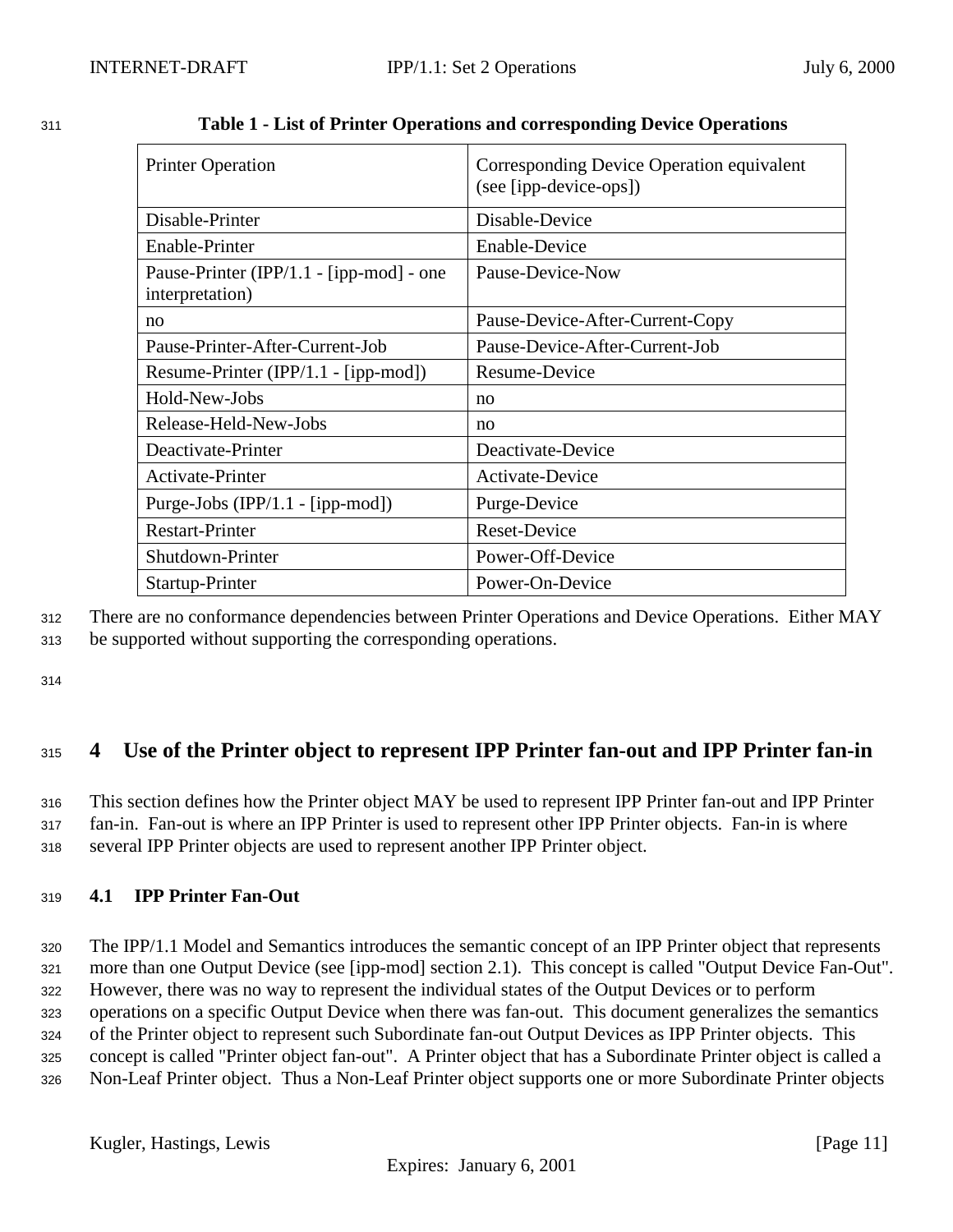**Table 1 - List of Printer Operations and corresponding Device Operations**

| Printer Operation | Corresponding Device Operation equivalent (see [ipp-device-ops]) |
|---|---|
| Disable-Printer | Disable-Device |
| Enable-Printer | Enable-Device |
| Pause-Printer (IPP/1.1 - [ipp-mod] - one interpretation) | Pause-Device-Now |
| no | Pause-Device-After-Current-Copy |
| Pause-Printer-After-Current-Job | Pause-Device-After-Current-Job |
| Resume-Printer (IPP/1.1 - [ipp-mod]) | Resume-Device |
| Hold-New-Jobs | no |
| Release-Held-New-Jobs | no |
| Deactivate-Printer | Deactivate-Device |
| Activate-Printer | Activate-Device |
| Purge-Jobs (IPP/1.1 - [ipp-mod]) | Purge-Device |
| Restart-Printer | Reset-Device |
| Shutdown-Printer | Power-Off-Device |
| Startup-Printer | Power-On-Device |

There are no conformance dependencies between Printer Operations and Device Operations. Either MAY be supported without supporting the corresponding operations.

# 4 Use of the Printer object to represent IPP Printer fan-out and IPP Printer fan-in

This section defines how the Printer object MAY be used to represent IPP Printer fan-out and IPP Printer fan-in. Fan-out is where an IPP Printer is used to represent other IPP Printer objects. Fan-in is where several IPP Printer objects are used to represent another IPP Printer object.

## 4.1 IPP Printer Fan-Out

The IPP/1.1 Model and Semantics introduces the semantic concept of an IPP Printer object that represents more than one Output Device (see [ipp-mod] section 2.1). This concept is called "Output Device Fan-Out". However, there was no way to represent the individual states of the Output Devices or to perform operations on a specific Output Device when there was fan-out. This document generalizes the semantics of the Printer object to represent such Subordinate fan-out Output Devices as IPP Printer objects. This concept is called "Printer object fan-out". A Printer object that has a Subordinate Printer object is called a Non-Leaf Printer object. Thus a Non-Leaf Printer object supports one or more Subordinate Printer objects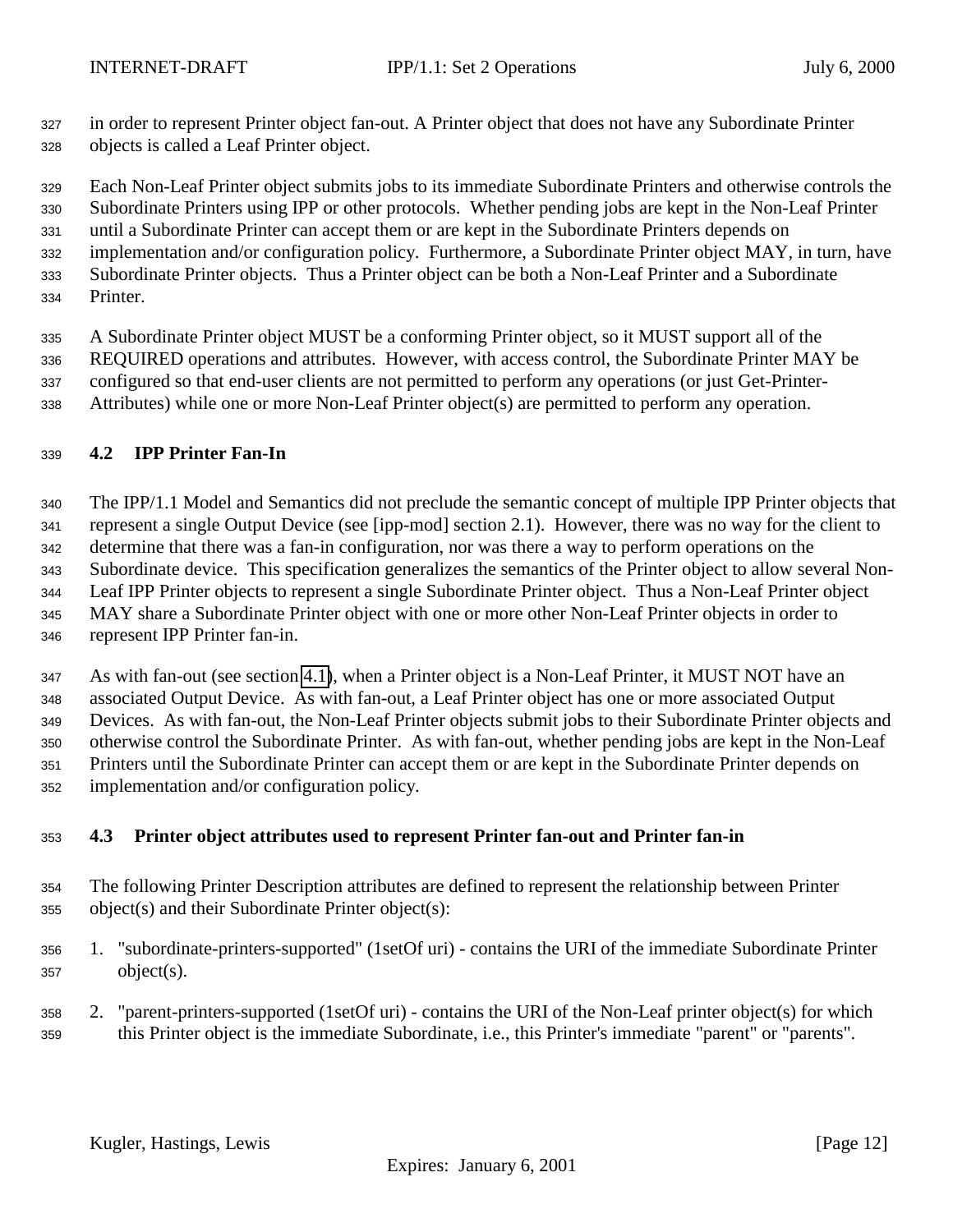in order to represent Printer object fan-out. A Printer object that does not have any Subordinate Printer objects is called a Leaf Printer object.

Each Non-Leaf Printer object submits jobs to its immediate Subordinate Printers and otherwise controls the Subordinate Printers using IPP or other protocols. Whether pending jobs are kept in the Non-Leaf Printer until a Subordinate Printer can accept them or are kept in the Subordinate Printers depends on implementation and/or configuration policy. Furthermore, a Subordinate Printer object MAY, in turn, have Subordinate Printer objects. Thus a Printer object can be both a Non-Leaf Printer and a Subordinate Printer.

A Subordinate Printer object MUST be a conforming Printer object, so it MUST support all of the REQUIRED operations and attributes. However, with access control, the Subordinate Printer MAY be configured so that end-user clients are not permitted to perform any operations (or just Get-Printer-Attributes) while one or more Non-Leaf Printer object(s) are permitted to perform any operation.

### 4.2 IPP Printer Fan-In

The IPP/1.1 Model and Semantics did not preclude the semantic concept of multiple IPP Printer objects that represent a single Output Device (see [ipp-mod] section 2.1). However, there was no way for the client to determine that there was a fan-in configuration, nor was there a way to perform operations on the Subordinate device. This specification generalizes the semantics of the Printer object to allow several Non-Leaf IPP Printer objects to represent a single Subordinate Printer object. Thus a Non-Leaf Printer object MAY share a Subordinate Printer object with one or more other Non-Leaf Printer objects in order to represent IPP Printer fan-in.

As with fan-out (see section 4.1), when a Printer object is a Non-Leaf Printer, it MUST NOT have an associated Output Device. As with fan-out, a Leaf Printer object has one or more associated Output Devices. As with fan-out, the Non-Leaf Printer objects submit jobs to their Subordinate Printer objects and otherwise control the Subordinate Printer. As with fan-out, whether pending jobs are kept in the Non-Leaf Printers until the Subordinate Printer can accept them or are kept in the Subordinate Printer depends on implementation and/or configuration policy.

### 4.3 Printer object attributes used to represent Printer fan-out and Printer fan-in

The following Printer Description attributes are defined to represent the relationship between Printer object(s) and their Subordinate Printer object(s):

1. "subordinate-printers-supported" (1setOf uri) - contains the URI of the immediate Subordinate Printer object(s).
2. "parent-printers-supported (1setOf uri) - contains the URI of the Non-Leaf printer object(s) for which this Printer object is the immediate Subordinate, i.e., this Printer's immediate "parent" or "parents".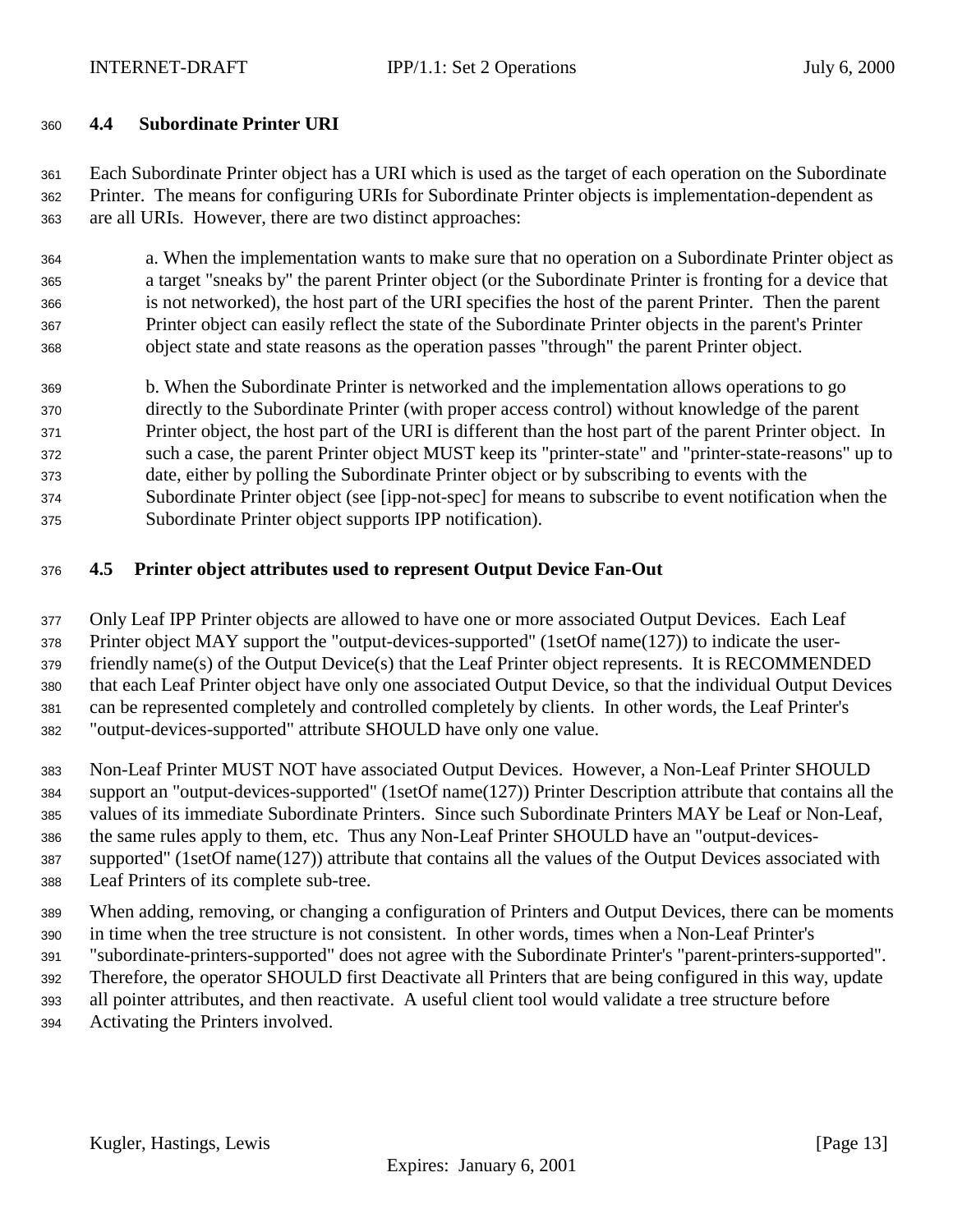### 4.4 Subordinate Printer URI

Each Subordinate Printer object has a URI which is used as the target of each operation on the Subordinate Printer. The means for configuring URIs for Subordinate Printer objects is implementation-dependent as are all URIs. However, there are two distinct approaches:

a. When the implementation wants to make sure that no operation on a Subordinate Printer object as a target "sneaks by" the parent Printer object (or the Subordinate Printer is fronting for a device that is not networked), the host part of the URI specifies the host of the parent Printer. Then the parent Printer object can easily reflect the state of the Subordinate Printer objects in the parent's Printer object state and state reasons as the operation passes "through" the parent Printer object.

b. When the Subordinate Printer is networked and the implementation allows operations to go directly to the Subordinate Printer (with proper access control) without knowledge of the parent Printer object, the host part of the URI is different than the host part of the parent Printer object. In such a case, the parent Printer object MUST keep its "printer-state" and "printer-state-reasons" up to date, either by polling the Subordinate Printer object or by subscribing to events with the Subordinate Printer object (see [ipp-not-spec] for means to subscribe to event notification when the Subordinate Printer object supports IPP notification).

### 4.5 Printer object attributes used to represent Output Device Fan-Out

Only Leaf IPP Printer objects are allowed to have one or more associated Output Devices. Each Leaf Printer object MAY support the "output-devices-supported" (1setOf name(127)) to indicate the user-friendly name(s) of the Output Device(s) that the Leaf Printer object represents. It is RECOMMENDED that each Leaf Printer object have only one associated Output Device, so that the individual Output Devices can be represented completely and controlled completely by clients. In other words, the Leaf Printer's "output-devices-supported" attribute SHOULD have only one value.

Non-Leaf Printer MUST NOT have associated Output Devices. However, a Non-Leaf Printer SHOULD support an "output-devices-supported" (1setOf name(127)) Printer Description attribute that contains all the values of its immediate Subordinate Printers. Since such Subordinate Printers MAY be Leaf or Non-Leaf, the same rules apply to them, etc. Thus any Non-Leaf Printer SHOULD have an "output-devices-supported" (1setOf name(127)) attribute that contains all the values of the Output Devices associated with Leaf Printers of its complete sub-tree.

When adding, removing, or changing a configuration of Printers and Output Devices, there can be moments in time when the tree structure is not consistent. In other words, times when a Non-Leaf Printer's "subordinate-printers-supported" does not agree with the Subordinate Printer's "parent-printers-supported". Therefore, the operator SHOULD first Deactivate all Printers that are being configured in this way, update all pointer attributes, and then reactivate. A useful client tool would validate a tree structure before Activating the Printers involved.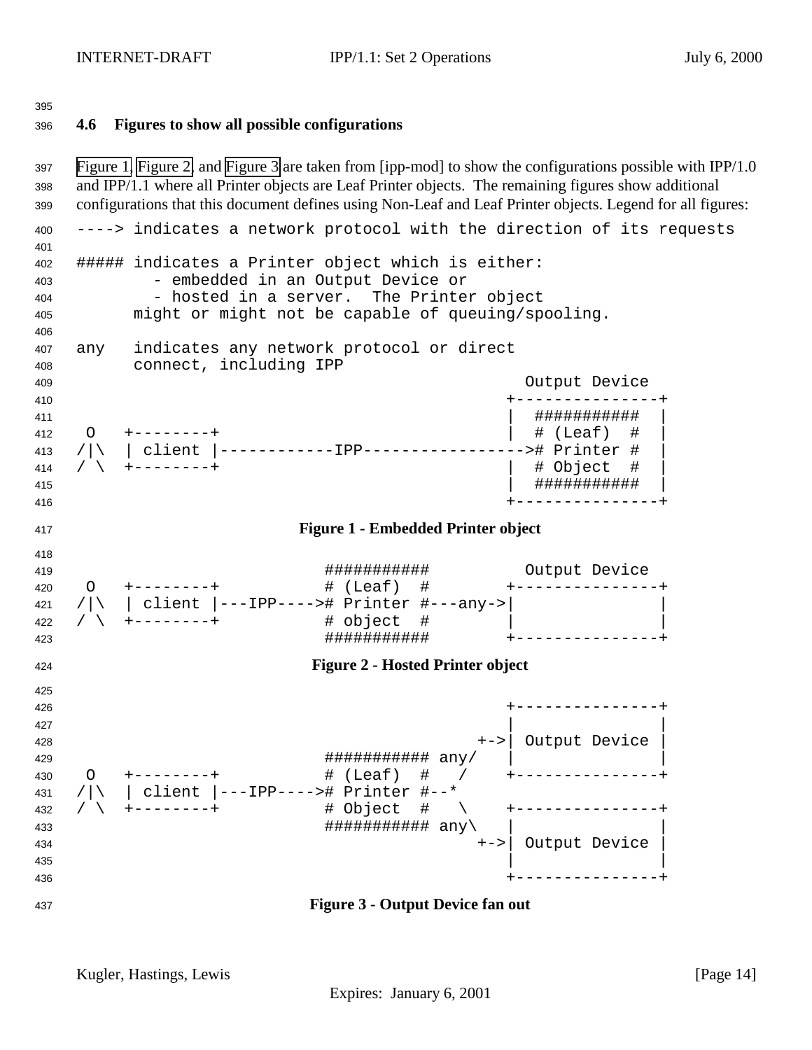### 4.6 Figures to show all possible configurations

Figure 1, Figure 2, and Figure 3 are taken from [ipp-mod] to show the configurations possible with IPP/1.0 and IPP/1.1 where all Printer objects are Leaf Printer objects. The remaining figures show additional configurations that this document defines using Non-Leaf and Leaf Printer objects. Legend for all figures:

```
----> indicates a network protocol with the direction of its requests

##### indicates a Printer object which is either:
         - embedded in an Output Device or
         - hosted in a server.  The Printer object
      might or might not be capable of queuing/spooling.

any   indicates any network protocol or direct
      connect, including IPP
                                                 Output Device
                                               +---------------+
                                               |  ###########  |
 O   +--------+                                |  # (Leaf)  #  |
/|\  | client |------------IPP----------------># Printer #  |
/ \  +--------+                                |  # Object  #  |
                                               |  ###########  |
                                               +---------------+
```

**Figure 1 - Embedded Printer object**

```
                    ###########          Output Device
 O   +--------+     # (Leaf)  #        +---------------+
/|\  | client |---IPP----># Printer #---any->|               |
/ \  +--------+     # object  #        |               |
                    ###########        +---------------+
```

**Figure 2 - Hosted Printer object**

```
                                               +---------------+
                                               |               |
                                            +->| Output Device |
                    ########### any/   |               |
 O   +--------+     # (Leaf)  #   /    +---------------+
/|\  | client |---IPP----># Printer #--*
/ \  +--------+     # Object  #   \    +---------------+
                    ########### any\   |               |
                                            +->| Output Device |
                                               |               |
                                               +---------------+
```

**Figure 3 - Output Device fan out**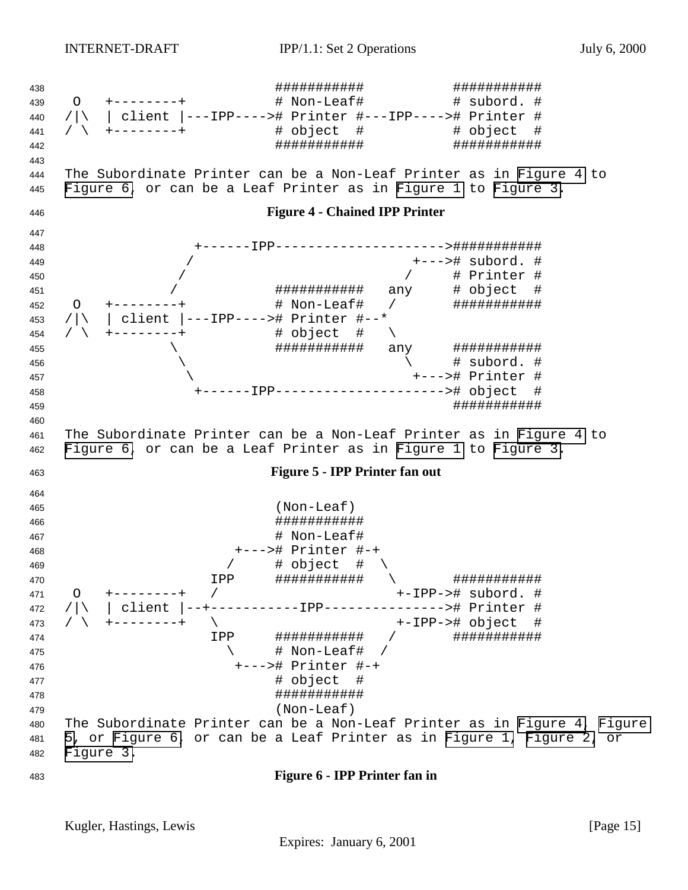```
                          ###########          ###########
 O   +--------+           # Non-Leaf#          # subord. #
/|\  | client |---IPP---->#  Printer #---IPP---->#  Printer #
/ \  +--------+           # object  #          # object  #
                          ###########          ###########
```

The Subordinate Printer can be a Non-Leaf Printer as in Figure 4 to Figure 6, or can be a Leaf Printer as in Figure 1 to Figure 3.

**Figure 4 - Chained IPP Printer**

```
                +------IPP--------------------->###########
               /                          +--->#  subord. #
              /                          /     # Printer #
             /            ###########   any    # object  #
 O   +--------+           # Non-Leaf#   /      ###########
/|\  | client |---IPP---->#  Printer #--*
/ \  +--------+           # object  #   \
             \            ###########   any    ###########
              \                          \     # subord. #
               \                          +--->#  Printer #
                +------IPP--------------------->#  object  #
                                               ###########
```

The Subordinate Printer can be a Non-Leaf Printer as in Figure 4 to Figure 6, or can be a Leaf Printer as in Figure 1 to Figure 3.

**Figure 5 - IPP Printer fan out**

```
                          (Non-Leaf)
                          ###########
                          # Non-Leaf#
                     +--->#  Printer #-+
                    /     # object  #  \
                  IPP     ###########   \      ###########
 O   +--------+   /                      +-IPP->#  subord. #
/|\  | client |--+-----------IPP--------------->#  Printer #
/ \  +--------+   \                      +-IPP->#  object  #
                  IPP     ###########   /      ###########
                    \     # Non-Leaf#  /
                     +--->#  Printer #-+
                          # object  #
                          ###########
                          (Non-Leaf)
```

The Subordinate Printer can be a Non-Leaf Printer as in Figure 4, Figure 5, or Figure 6, or can be a Leaf Printer as in Figure 1, Figure 2, or Figure 3.

**Figure 6 - IPP Printer fan in**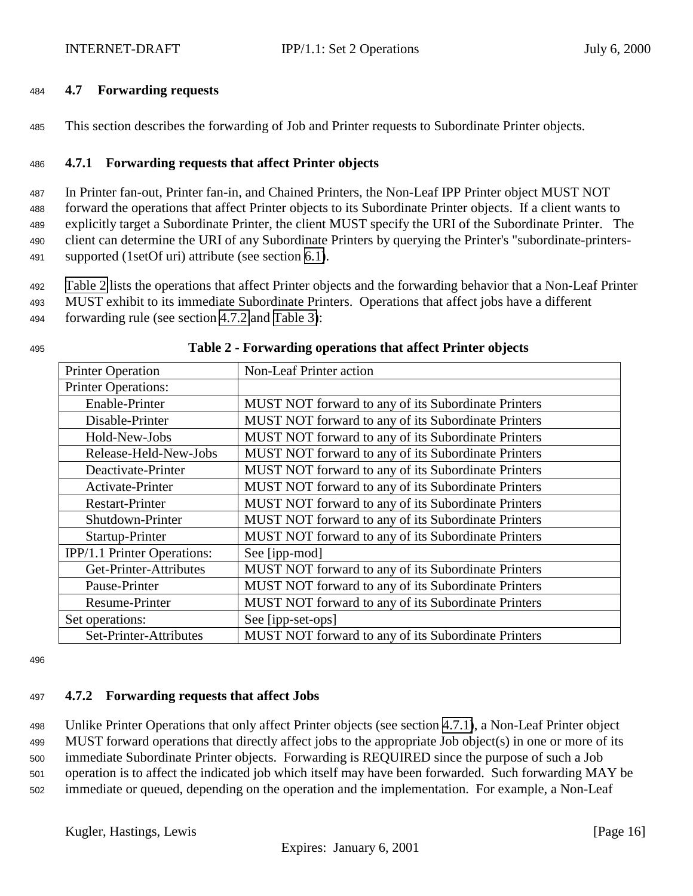### 4.7 Forwarding requests

This section describes the forwarding of Job and Printer requests to Subordinate Printer objects.

#### 4.7.1 Forwarding requests that affect Printer objects

In Printer fan-out, Printer fan-in, and Chained Printers, the Non-Leaf IPP Printer object MUST NOT forward the operations that affect Printer objects to its Subordinate Printer objects. If a client wants to explicitly target a Subordinate Printer, the client MUST specify the URI of the Subordinate Printer. The client can determine the URI of any Subordinate Printers by querying the Printer's "subordinate-printers-supported (1setOf uri) attribute (see section 6.1).

Table 2 lists the operations that affect Printer objects and the forwarding behavior that a Non-Leaf Printer MUST exhibit to its immediate Subordinate Printers. Operations that affect jobs have a different forwarding rule (see section 4.7.2 and Table 3):

**Table 2 - Forwarding operations that affect Printer objects**

| Printer Operation | Non-Leaf Printer action |
|---|---|
| Printer Operations: | |
| Enable-Printer | MUST NOT forward to any of its Subordinate Printers |
| Disable-Printer | MUST NOT forward to any of its Subordinate Printers |
| Hold-New-Jobs | MUST NOT forward to any of its Subordinate Printers |
| Release-Held-New-Jobs | MUST NOT forward to any of its Subordinate Printers |
| Deactivate-Printer | MUST NOT forward to any of its Subordinate Printers |
| Activate-Printer | MUST NOT forward to any of its Subordinate Printers |
| Restart-Printer | MUST NOT forward to any of its Subordinate Printers |
| Shutdown-Printer | MUST NOT forward to any of its Subordinate Printers |
| Startup-Printer | MUST NOT forward to any of its Subordinate Printers |
| IPP/1.1 Printer Operations: | See [ipp-mod] |
| Get-Printer-Attributes | MUST NOT forward to any of its Subordinate Printers |
| Pause-Printer | MUST NOT forward to any of its Subordinate Printers |
| Resume-Printer | MUST NOT forward to any of its Subordinate Printers |
| Set operations: | See [ipp-set-ops] |
| Set-Printer-Attributes | MUST NOT forward to any of its Subordinate Printers |

#### 4.7.2 Forwarding requests that affect Jobs

Unlike Printer Operations that only affect Printer objects (see section 4.7.1), a Non-Leaf Printer object MUST forward operations that directly affect jobs to the appropriate Job object(s) in one or more of its immediate Subordinate Printer objects. Forwarding is REQUIRED since the purpose of such a Job operation is to affect the indicated job which itself may have been forwarded. Such forwarding MAY be immediate or queued, depending on the operation and the implementation. For example, a Non-Leaf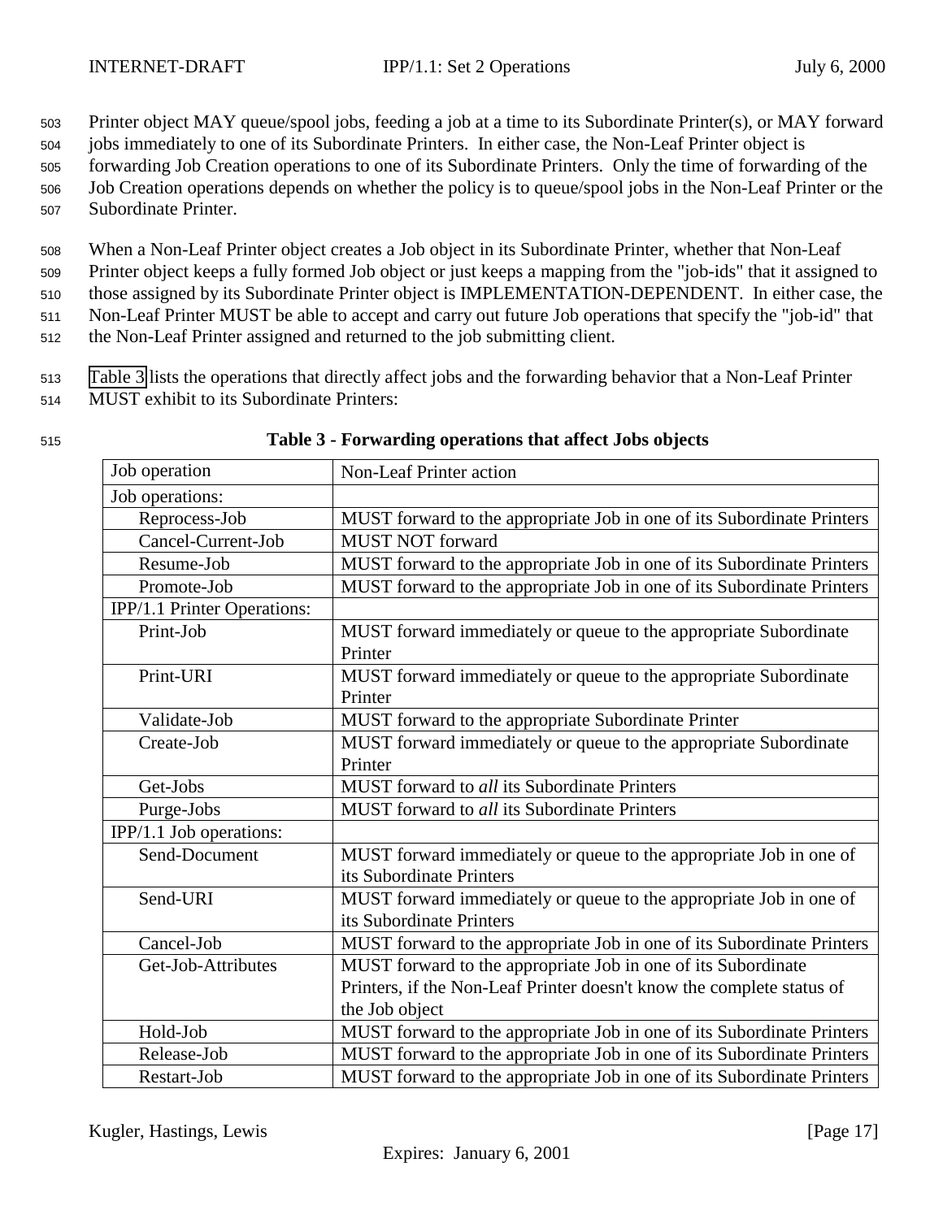Printer object MAY queue/spool jobs, feeding a job at a time to its Subordinate Printer(s), or MAY forward jobs immediately to one of its Subordinate Printers. In either case, the Non-Leaf Printer object is forwarding Job Creation operations to one of its Subordinate Printers. Only the time of forwarding of the Job Creation operations depends on whether the policy is to queue/spool jobs in the Non-Leaf Printer or the Subordinate Printer.

When a Non-Leaf Printer object creates a Job object in its Subordinate Printer, whether that Non-Leaf Printer object keeps a fully formed Job object or just keeps a mapping from the "job-ids" that it assigned to those assigned by its Subordinate Printer object is IMPLEMENTATION-DEPENDENT. In either case, the Non-Leaf Printer MUST be able to accept and carry out future Job operations that specify the "job-id" that the Non-Leaf Printer assigned and returned to the job submitting client.

Table 3 lists the operations that directly affect jobs and the forwarding behavior that a Non-Leaf Printer MUST exhibit to its Subordinate Printers:

**Table 3 - Forwarding operations that affect Jobs objects**

| Job operation | Non-Leaf Printer action |
|---|---|
| Job operations: | |
| Reprocess-Job | MUST forward to the appropriate Job in one of its Subordinate Printers |
| Cancel-Current-Job | MUST NOT forward |
| Resume-Job | MUST forward to the appropriate Job in one of its Subordinate Printers |
| Promote-Job | MUST forward to the appropriate Job in one of its Subordinate Printers |
| IPP/1.1 Printer Operations: | |
| Print-Job | MUST forward immediately or queue to the appropriate Subordinate Printer |
| Print-URI | MUST forward immediately or queue to the appropriate Subordinate Printer |
| Validate-Job | MUST forward to the appropriate Subordinate Printer |
| Create-Job | MUST forward immediately or queue to the appropriate Subordinate Printer |
| Get-Jobs | MUST forward to *all* its Subordinate Printers |
| Purge-Jobs | MUST forward to *all* its Subordinate Printers |
| IPP/1.1 Job operations: | |
| Send-Document | MUST forward immediately or queue to the appropriate Job in one of its Subordinate Printers |
| Send-URI | MUST forward immediately or queue to the appropriate Job in one of its Subordinate Printers |
| Cancel-Job | MUST forward to the appropriate Job in one of its Subordinate Printers |
| Get-Job-Attributes | MUST forward to the appropriate Job in one of its Subordinate Printers, if the Non-Leaf Printer doesn't know the complete status of the Job object |
| Hold-Job | MUST forward to the appropriate Job in one of its Subordinate Printers |
| Release-Job | MUST forward to the appropriate Job in one of its Subordinate Printers |
| Restart-Job | MUST forward to the appropriate Job in one of its Subordinate Printers |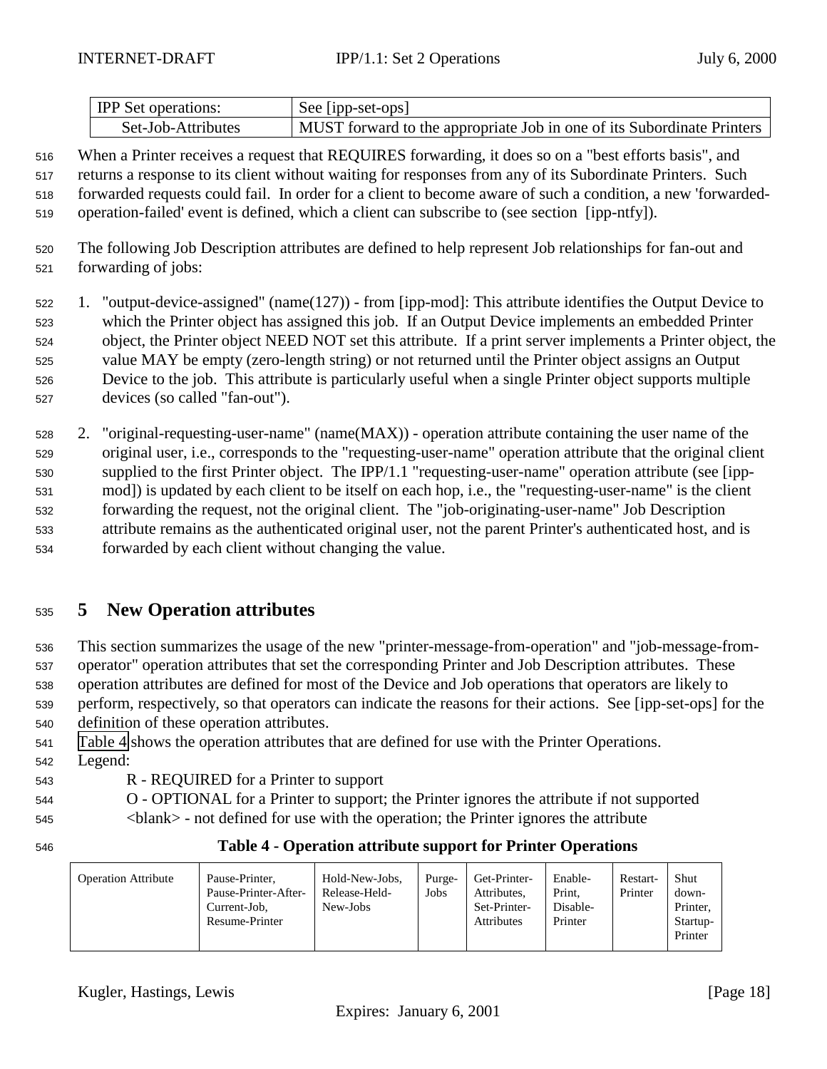| IPP Set operations: | See [ipp-set-ops] |
|---|---|
| Set-Job-Attributes | MUST forward to the appropriate Job in one of its Subordinate Printers |

When a Printer receives a request that REQUIRES forwarding, it does so on a "best efforts basis", and returns a response to its client without waiting for responses from any of its Subordinate Printers. Such forwarded requests could fail. In order for a client to become aware of such a condition, a new 'forwarded-operation-failed' event is defined, which a client can subscribe to (see section [ipp-ntfy]).

The following Job Description attributes are defined to help represent Job relationships for fan-out and forwarding of jobs:

1. "output-device-assigned" (name(127)) - from [ipp-mod]: This attribute identifies the Output Device to which the Printer object has assigned this job. If an Output Device implements an embedded Printer object, the Printer object NEED NOT set this attribute. If a print server implements a Printer object, the value MAY be empty (zero-length string) or not returned until the Printer object assigns an Output Device to the job. This attribute is particularly useful when a single Printer object supports multiple devices (so called "fan-out").

2. "original-requesting-user-name" (name(MAX)) - operation attribute containing the user name of the original user, i.e., corresponds to the "requesting-user-name" operation attribute that the original client supplied to the first Printer object. The IPP/1.1 "requesting-user-name" operation attribute (see [ipp-mod]) is updated by each client to be itself on each hop, i.e., the "requesting-user-name" is the client forwarding the request, not the original client. The "job-originating-user-name" Job Description attribute remains as the authenticated original user, not the parent Printer's authenticated host, and is forwarded by each client without changing the value.

# 5 New Operation attributes

This section summarizes the usage of the new "printer-message-from-operation" and "job-message-from-operator" operation attributes that set the corresponding Printer and Job Description attributes. These operation attributes are defined for most of the Device and Job operations that operators are likely to perform, respectively, so that operators can indicate the reasons for their actions. See [ipp-set-ops] for the definition of these operation attributes.

Table 4 shows the operation attributes that are defined for use with the Printer Operations.

Legend:

R - REQUIRED for a Printer to support

O - OPTIONAL for a Printer to support; the Printer ignores the attribute if not supported

<blank> - not defined for use with the operation; the Printer ignores the attribute

**Table 4 - Operation attribute support for Printer Operations**

| Operation Attribute | Pause-Printer, Pause-Printer-After-Current-Job, Resume-Printer | Hold-New-Jobs, Release-Held-New-Jobs | Purge-Jobs | Get-Printer-Attributes, Set-Printer-Attributes | Enable-Print, Disable-Printer | Restart-Printer | Shut down-Printer, Startup-Printer |
|---|---|---|---|---|---|---|---|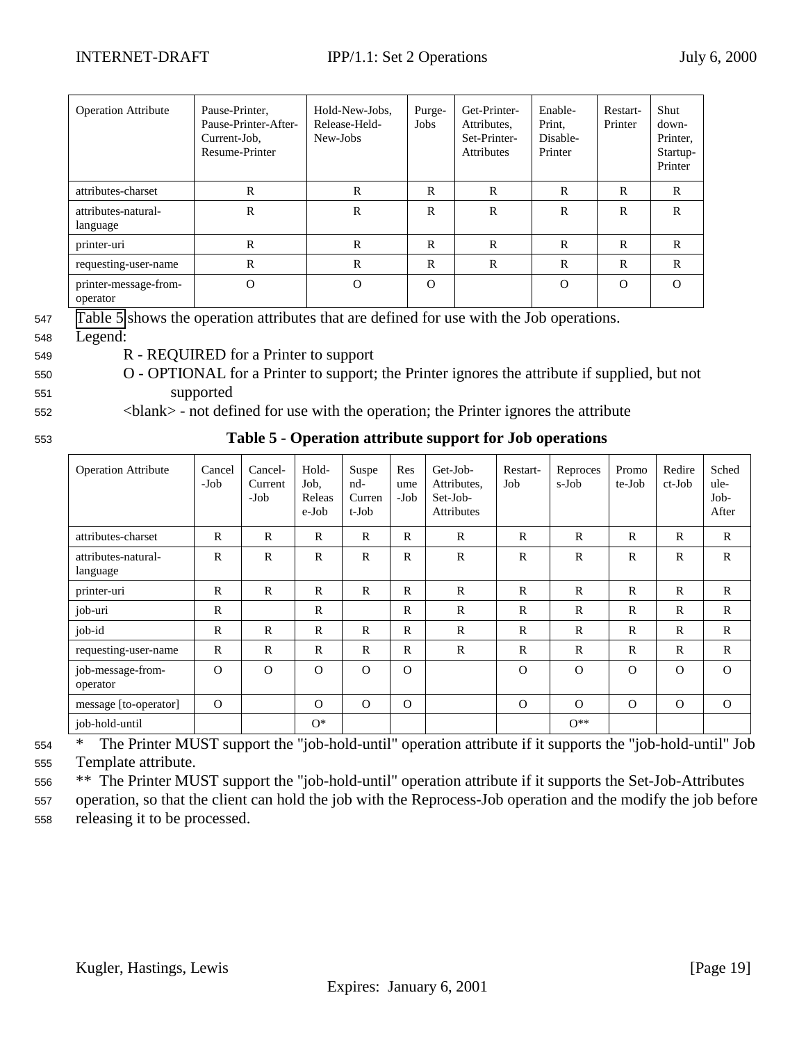| Operation Attribute | Pause-Printer, Pause-Printer-After-Current-Job, Resume-Printer | Hold-New-Jobs, Release-Held-New-Jobs | Purge-Jobs | Get-Printer-Attributes, Set-Printer-Attributes | Enable-Print, Disable-Printer | Restart-Printer | Shut down-Printer, Startup-Printer |
|---|---|---|---|---|---|---|---|
| attributes-charset | R | R | R | R | R | R | R |
| attributes-natural-language | R | R | R | R | R | R | R |
| printer-uri | R | R | R | R | R | R | R |
| requesting-user-name | R | R | R | R | R | R | R |
| printer-message-from-operator | O | O | O | | O | O | O |

Table 5 shows the operation attributes that are defined for use with the Job operations.

Legend:

- R - REQUIRED for a Printer to support
- O - OPTIONAL for a Printer to support; the Printer ignores the attribute if supplied, but not supported
- <blank> - not defined for use with the operation; the Printer ignores the attribute

**Table 5 - Operation attribute support for Job operations**

| Operation Attribute | Cancel-Job | Cancel-Current-Job | Hold-Job, Release-Job | Suspend-Current-Job | Resume-Job | Get-Job-Attributes, Set-Job-Attributes | Restart-Job | Reprocess-Job | Promote-Job | Redirect-Job | Schedule-Job-After |
|---|---|---|---|---|---|---|---|---|---|---|---|
| attributes-charset | R | R | R | R | R | R | R | R | R | R | R |
| attributes-natural-language | R | R | R | R | R | R | R | R | R | R | R |
| printer-uri | R | R | R | R | R | R | R | R | R | R | R |
| job-uri | R | | R | | R | R | R | R | R | R | R |
| job-id | R | R | R | R | R | R | R | R | R | R | R |
| requesting-user-name | R | R | R | R | R | R | R | R | R | R | R |
| job-message-from-operator | O | O | O | O | O | | O | O | O | O | O |
| message [to-operator] | O | | O | O | O | | O | O | O | O | O |
| job-hold-until | | | O* | | | | | O** | | | |

\* The Printer MUST support the "job-hold-until" operation attribute if it supports the "job-hold-until" Job Template attribute.

\*\* The Printer MUST support the "job-hold-until" operation attribute if it supports the Set-Job-Attributes operation, so that the client can hold the job with the Reprocess-Job operation and the modify the job before releasing it to be processed.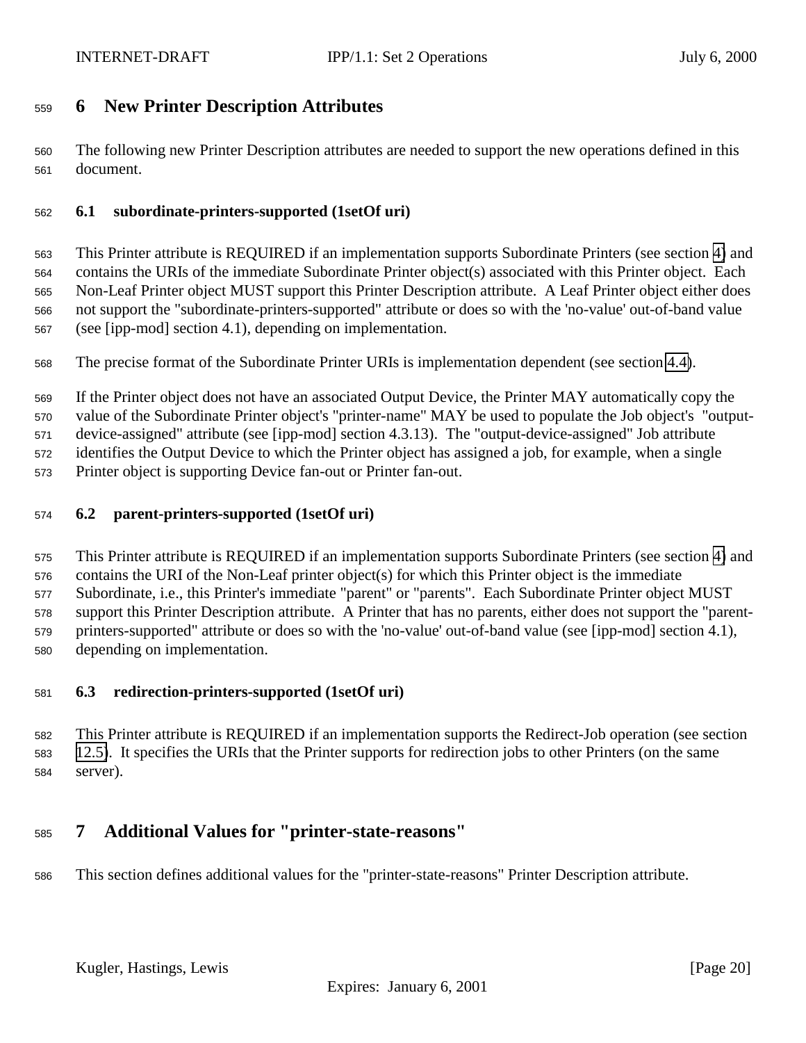# 6 New Printer Description Attributes

The following new Printer Description attributes are needed to support the new operations defined in this document.

## 6.1 subordinate-printers-supported (1setOf uri)

This Printer attribute is REQUIRED if an implementation supports Subordinate Printers (see section 4) and contains the URIs of the immediate Subordinate Printer object(s) associated with this Printer object. Each Non-Leaf Printer object MUST support this Printer Description attribute. A Leaf Printer object either does not support the "subordinate-printers-supported" attribute or does so with the 'no-value' out-of-band value (see [ipp-mod] section 4.1), depending on implementation.

The precise format of the Subordinate Printer URIs is implementation dependent (see section 4.4).

If the Printer object does not have an associated Output Device, the Printer MAY automatically copy the value of the Subordinate Printer object's "printer-name" MAY be used to populate the Job object's "output-device-assigned" attribute (see [ipp-mod] section 4.3.13). The "output-device-assigned" Job attribute identifies the Output Device to which the Printer object has assigned a job, for example, when a single Printer object is supporting Device fan-out or Printer fan-out.

## 6.2 parent-printers-supported (1setOf uri)

This Printer attribute is REQUIRED if an implementation supports Subordinate Printers (see section 4) and contains the URI of the Non-Leaf printer object(s) for which this Printer object is the immediate Subordinate, i.e., this Printer's immediate "parent" or "parents". Each Subordinate Printer object MUST support this Printer Description attribute. A Printer that has no parents, either does not support the "parent-printers-supported" attribute or does so with the 'no-value' out-of-band value (see [ipp-mod] section 4.1), depending on implementation.

## 6.3 redirection-printers-supported (1setOf uri)

This Printer attribute is REQUIRED if an implementation supports the Redirect-Job operation (see section 12.5). It specifies the URIs that the Printer supports for redirection jobs to other Printers (on the same server).

# 7 Additional Values for "printer-state-reasons"

This section defines additional values for the "printer-state-reasons" Printer Description attribute.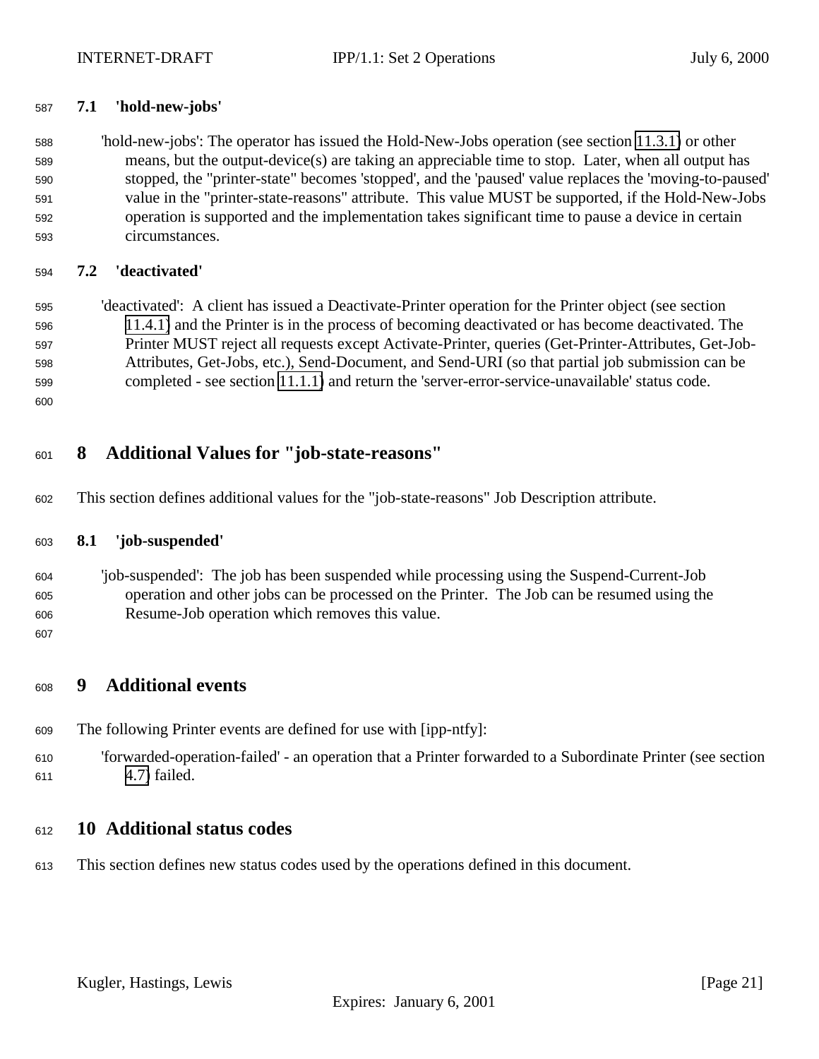### 7.1 'hold-new-jobs'

'hold-new-jobs': The operator has issued the Hold-New-Jobs operation (see section 11.3.1) or other means, but the output-device(s) are taking an appreciable time to stop. Later, when all output has stopped, the "printer-state" becomes 'stopped', and the 'paused' value replaces the 'moving-to-paused' value in the "printer-state-reasons" attribute. This value MUST be supported, if the Hold-New-Jobs operation is supported and the implementation takes significant time to pause a device in certain circumstances.

### 7.2 'deactivated'

'deactivated': A client has issued a Deactivate-Printer operation for the Printer object (see section 11.4.1) and the Printer is in the process of becoming deactivated or has become deactivated. The Printer MUST reject all requests except Activate-Printer, queries (Get-Printer-Attributes, Get-Job-Attributes, Get-Jobs, etc.), Send-Document, and Send-URI (so that partial job submission can be completed - see section 11.1.1) and return the 'server-error-service-unavailable' status code.

## 8 Additional Values for "job-state-reasons"

This section defines additional values for the "job-state-reasons" Job Description attribute.

### 8.1 'job-suspended'

'job-suspended': The job has been suspended while processing using the Suspend-Current-Job operation and other jobs can be processed on the Printer. The Job can be resumed using the Resume-Job operation which removes this value.

## 9 Additional events

The following Printer events are defined for use with [ipp-ntfy]:

'forwarded-operation-failed' - an operation that a Printer forwarded to a Subordinate Printer (see section 4.7) failed.

## 10 Additional status codes

This section defines new status codes used by the operations defined in this document.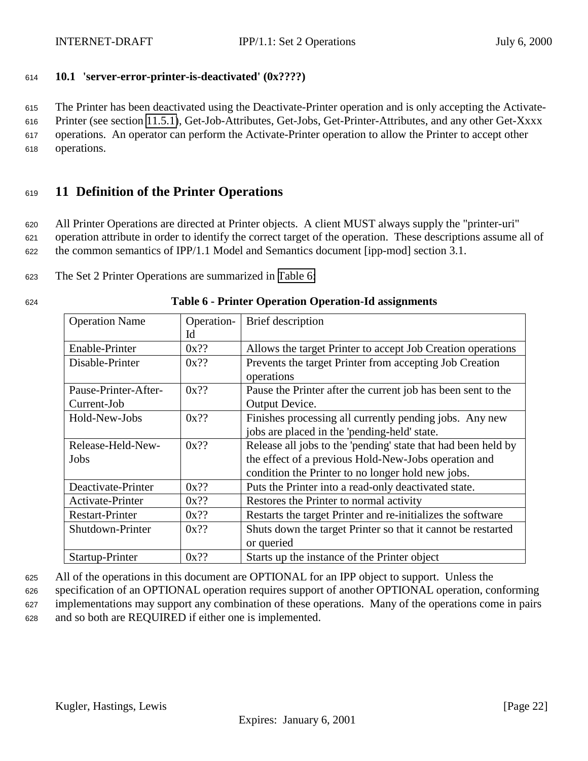### 10.1 'server-error-printer-is-deactivated' (0x????)

The Printer has been deactivated using the Deactivate-Printer operation and is only accepting the Activate-Printer (see section 11.5.1), Get-Job-Attributes, Get-Jobs, Get-Printer-Attributes, and any other Get-Xxxx operations. An operator can perform the Activate-Printer operation to allow the Printer to accept other operations.

## 11 Definition of the Printer Operations

All Printer Operations are directed at Printer objects. A client MUST always supply the "printer-uri" operation attribute in order to identify the correct target of the operation. These descriptions assume all of the common semantics of IPP/1.1 Model and Semantics document [ipp-mod] section 3.1.

The Set 2 Printer Operations are summarized in Table 6:

**Table 6 - Printer Operation Operation-Id assignments**

| Operation Name | Operation-Id | Brief description |
|---|---|---|
| Enable-Printer | 0x?? | Allows the target Printer to accept Job Creation operations |
| Disable-Printer | 0x?? | Prevents the target Printer from accepting Job Creation operations |
| Pause-Printer-After-Current-Job | 0x?? | Pause the Printer after the current job has been sent to the Output Device. |
| Hold-New-Jobs | 0x?? | Finishes processing all currently pending jobs. Any new jobs are placed in the 'pending-held' state. |
| Release-Held-New-Jobs | 0x?? | Release all jobs to the 'pending' state that had been held by the effect of a previous Hold-New-Jobs operation and condition the Printer to no longer hold new jobs. |
| Deactivate-Printer | 0x?? | Puts the Printer into a read-only deactivated state. |
| Activate-Printer | 0x?? | Restores the Printer to normal activity |
| Restart-Printer | 0x?? | Restarts the target Printer and re-initializes the software |
| Shutdown-Printer | 0x?? | Shuts down the target Printer so that it cannot be restarted or queried |
| Startup-Printer | 0x?? | Starts up the instance of the Printer object |

All of the operations in this document are OPTIONAL for an IPP object to support. Unless the specification of an OPTIONAL operation requires support of another OPTIONAL operation, conforming implementations may support any combination of these operations. Many of the operations come in pairs and so both are REQUIRED if either one is implemented.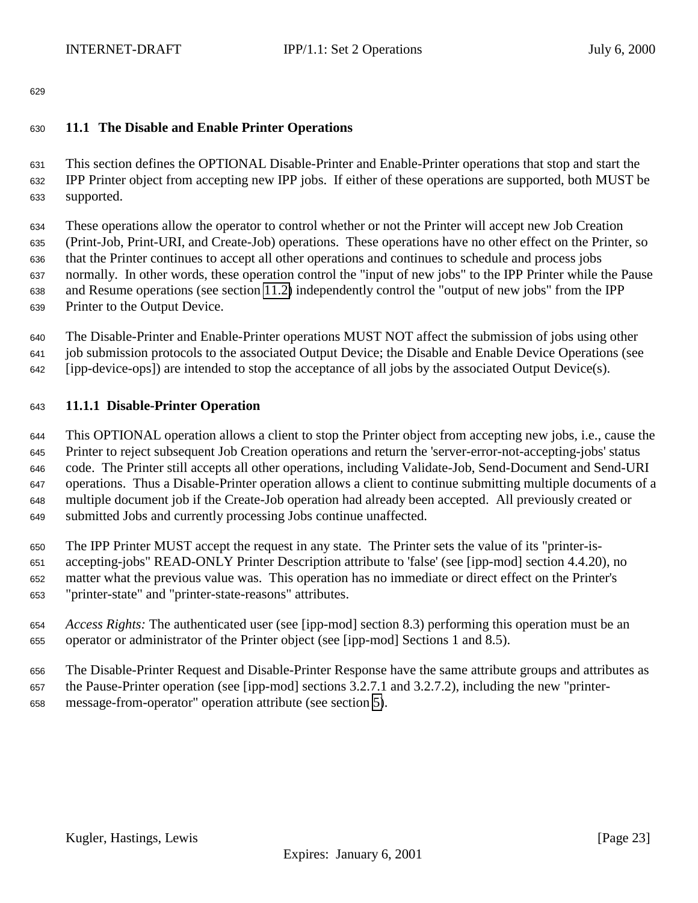### 11.1 The Disable and Enable Printer Operations

This section defines the OPTIONAL Disable-Printer and Enable-Printer operations that stop and start the IPP Printer object from accepting new IPP jobs. If either of these operations are supported, both MUST be supported.

These operations allow the operator to control whether or not the Printer will accept new Job Creation (Print-Job, Print-URI, and Create-Job) operations. These operations have no other effect on the Printer, so that the Printer continues to accept all other operations and continues to schedule and process jobs normally. In other words, these operation control the "input of new jobs" to the IPP Printer while the Pause and Resume operations (see section 11.2) independently control the "output of new jobs" from the IPP Printer to the Output Device.

The Disable-Printer and Enable-Printer operations MUST NOT affect the submission of jobs using other job submission protocols to the associated Output Device; the Disable and Enable Device Operations (see [ipp-device-ops]) are intended to stop the acceptance of all jobs by the associated Output Device(s).

#### 11.1.1 Disable-Printer Operation

This OPTIONAL operation allows a client to stop the Printer object from accepting new jobs, i.e., cause the Printer to reject subsequent Job Creation operations and return the 'server-error-not-accepting-jobs' status code. The Printer still accepts all other operations, including Validate-Job, Send-Document and Send-URI operations. Thus a Disable-Printer operation allows a client to continue submitting multiple documents of a multiple document job if the Create-Job operation had already been accepted. All previously created or submitted Jobs and currently processing Jobs continue unaffected.

The IPP Printer MUST accept the request in any state. The Printer sets the value of its "printer-is-accepting-jobs" READ-ONLY Printer Description attribute to 'false' (see [ipp-mod] section 4.4.20), no matter what the previous value was. This operation has no immediate or direct effect on the Printer's "printer-state" and "printer-state-reasons" attributes.

*Access Rights:* The authenticated user (see [ipp-mod] section 8.3) performing this operation must be an operator or administrator of the Printer object (see [ipp-mod] Sections 1 and 8.5).

The Disable-Printer Request and Disable-Printer Response have the same attribute groups and attributes as the Pause-Printer operation (see [ipp-mod] sections 3.2.7.1 and 3.2.7.2), including the new "printer-message-from-operator" operation attribute (see section 5).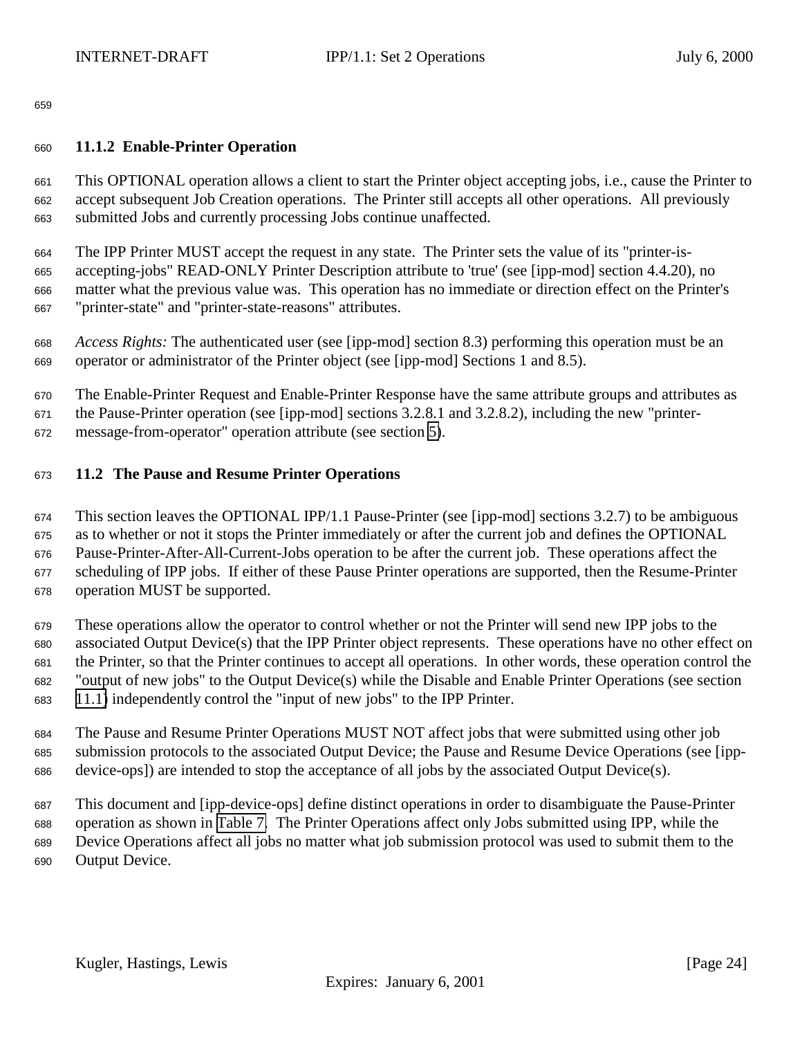### 11.1.2 Enable-Printer Operation

This OPTIONAL operation allows a client to start the Printer object accepting jobs, i.e., cause the Printer to accept subsequent Job Creation operations. The Printer still accepts all other operations. All previously submitted Jobs and currently processing Jobs continue unaffected.

The IPP Printer MUST accept the request in any state. The Printer sets the value of its "printer-is-accepting-jobs" READ-ONLY Printer Description attribute to 'true' (see [ipp-mod] section 4.4.20), no matter what the previous value was. This operation has no immediate or direction effect on the Printer's "printer-state" and "printer-state-reasons" attributes.

*Access Rights:* The authenticated user (see [ipp-mod] section 8.3) performing this operation must be an operator or administrator of the Printer object (see [ipp-mod] Sections 1 and 8.5).

The Enable-Printer Request and Enable-Printer Response have the same attribute groups and attributes as the Pause-Printer operation (see [ipp-mod] sections 3.2.8.1 and 3.2.8.2), including the new "printer-message-from-operator" operation attribute (see section 5).

## 11.2 The Pause and Resume Printer Operations

This section leaves the OPTIONAL IPP/1.1 Pause-Printer (see [ipp-mod] sections 3.2.7) to be ambiguous as to whether or not it stops the Printer immediately or after the current job and defines the OPTIONAL Pause-Printer-After-All-Current-Jobs operation to be after the current job. These operations affect the scheduling of IPP jobs. If either of these Pause Printer operations are supported, then the Resume-Printer operation MUST be supported.

These operations allow the operator to control whether or not the Printer will send new IPP jobs to the associated Output Device(s) that the IPP Printer object represents. These operations have no other effect on the Printer, so that the Printer continues to accept all operations. In other words, these operation control the "output of new jobs" to the Output Device(s) while the Disable and Enable Printer Operations (see section 11.1) independently control the "input of new jobs" to the IPP Printer.

The Pause and Resume Printer Operations MUST NOT affect jobs that were submitted using other job submission protocols to the associated Output Device; the Pause and Resume Device Operations (see [ipp-device-ops]) are intended to stop the acceptance of all jobs by the associated Output Device(s).

This document and [ipp-device-ops] define distinct operations in order to disambiguate the Pause-Printer operation as shown in Table 7. The Printer Operations affect only Jobs submitted using IPP, while the Device Operations affect all jobs no matter what job submission protocol was used to submit them to the Output Device.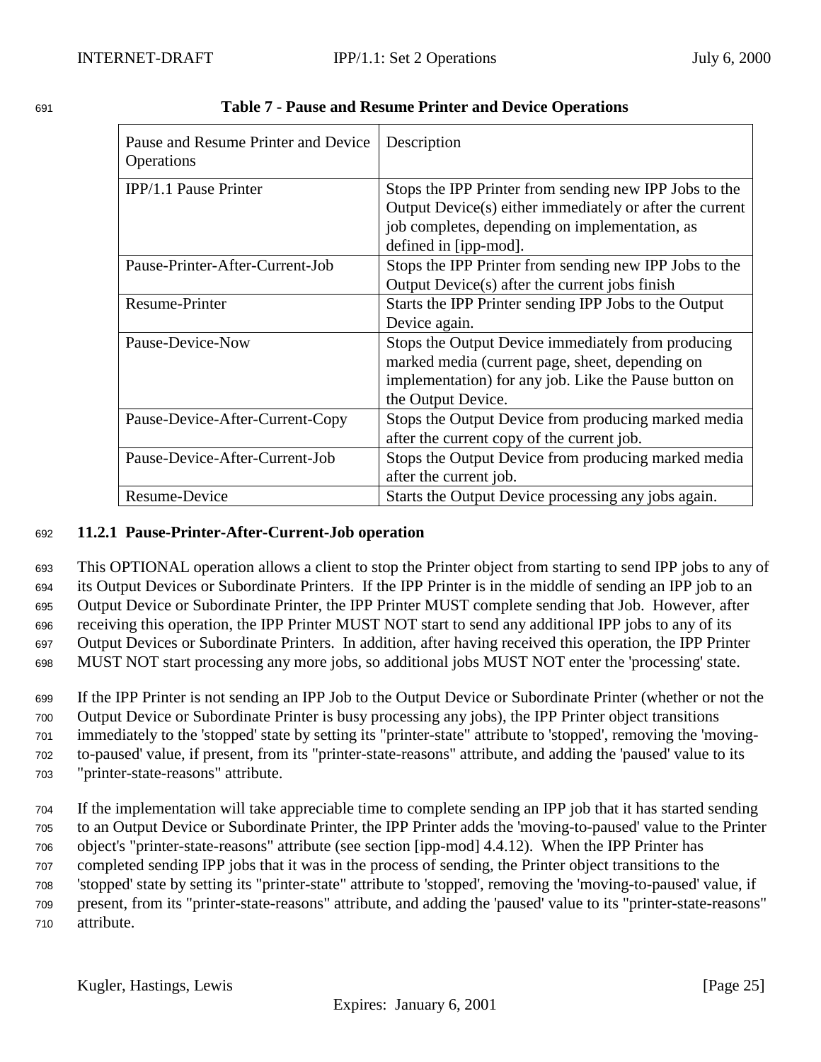**Table 7 - Pause and Resume Printer and Device Operations**

| Pause and Resume Printer and Device Operations | Description |
|---|---|
| IPP/1.1 Pause Printer | Stops the IPP Printer from sending new IPP Jobs to the Output Device(s) either immediately or after the current job completes, depending on implementation, as defined in [ipp-mod]. |
| Pause-Printer-After-Current-Job | Stops the IPP Printer from sending new IPP Jobs to the Output Device(s) after the current jobs finish |
| Resume-Printer | Starts the IPP Printer sending IPP Jobs to the Output Device again. |
| Pause-Device-Now | Stops the Output Device immediately from producing marked media (current page, sheet, depending on implementation) for any job. Like the Pause button on the Output Device. |
| Pause-Device-After-Current-Copy | Stops the Output Device from producing marked media after the current copy of the current job. |
| Pause-Device-After-Current-Job | Stops the Output Device from producing marked media after the current job. |
| Resume-Device | Starts the Output Device processing any jobs again. |

### 11.2.1 Pause-Printer-After-Current-Job operation

This OPTIONAL operation allows a client to stop the Printer object from starting to send IPP jobs to any of its Output Devices or Subordinate Printers. If the IPP Printer is in the middle of sending an IPP job to an Output Device or Subordinate Printer, the IPP Printer MUST complete sending that Job. However, after receiving this operation, the IPP Printer MUST NOT start to send any additional IPP jobs to any of its Output Devices or Subordinate Printers. In addition, after having received this operation, the IPP Printer MUST NOT start processing any more jobs, so additional jobs MUST NOT enter the 'processing' state.

If the IPP Printer is not sending an IPP Job to the Output Device or Subordinate Printer (whether or not the Output Device or Subordinate Printer is busy processing any jobs), the IPP Printer object transitions immediately to the 'stopped' state by setting its "printer-state" attribute to 'stopped', removing the 'moving-to-paused' value, if present, from its "printer-state-reasons" attribute, and adding the 'paused' value to its "printer-state-reasons" attribute.

If the implementation will take appreciable time to complete sending an IPP job that it has started sending to an Output Device or Subordinate Printer, the IPP Printer adds the 'moving-to-paused' value to the Printer object's "printer-state-reasons" attribute (see section [ipp-mod] 4.4.12). When the IPP Printer has completed sending IPP jobs that it was in the process of sending, the Printer object transitions to the 'stopped' state by setting its "printer-state" attribute to 'stopped', removing the 'moving-to-paused' value, if present, from its "printer-state-reasons" attribute, and adding the 'paused' value to its "printer-state-reasons" attribute.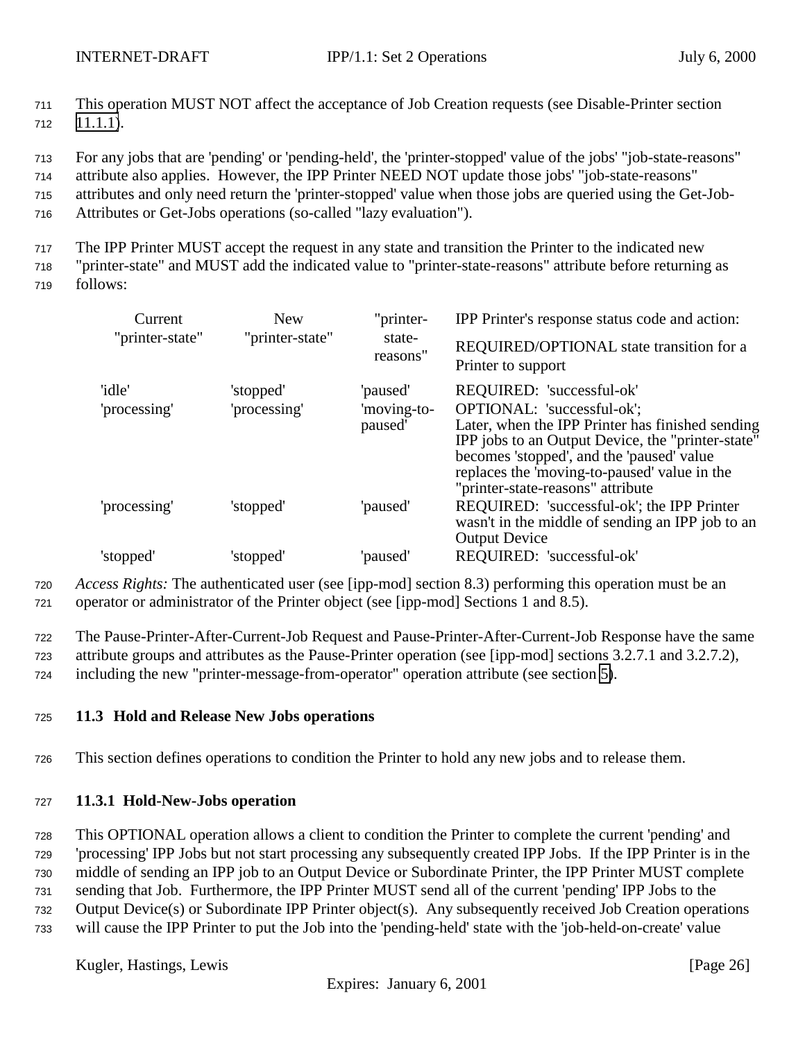This operation MUST NOT affect the acceptance of Job Creation requests (see Disable-Printer section 11.1.1).

For any jobs that are 'pending' or 'pending-held', the 'printer-stopped' value of the jobs' "job-state-reasons" attribute also applies. However, the IPP Printer NEED NOT update those jobs' "job-state-reasons" attributes and only need return the 'printer-stopped' value when those jobs are queried using the Get-Job-Attributes or Get-Jobs operations (so-called "lazy evaluation").

The IPP Printer MUST accept the request in any state and transition the Printer to the indicated new "printer-state" and MUST add the indicated value to "printer-state-reasons" attribute before returning as follows:

| Current "printer-state" | New "printer-state" | "printer-state-reasons" | IPP Printer's response status code and action: REQUIRED/OPTIONAL state transition for a Printer to support |
|---|---|---|---|
| 'idle' | 'stopped' | 'paused' | REQUIRED: 'successful-ok' |
| 'processing' | 'processing' | 'moving-to-paused' | OPTIONAL: 'successful-ok'; Later, when the IPP Printer has finished sending IPP jobs to an Output Device, the "printer-state" becomes 'stopped', and the 'paused' value replaces the 'moving-to-paused' value in the "printer-state-reasons" attribute |
| 'processing' | 'stopped' | 'paused' | REQUIRED: 'successful-ok'; the IPP Printer wasn't in the middle of sending an IPP job to an Output Device |
| 'stopped' | 'stopped' | 'paused' | REQUIRED: 'successful-ok' |

*Access Rights:* The authenticated user (see [ipp-mod] section 8.3) performing this operation must be an operator or administrator of the Printer object (see [ipp-mod] Sections 1 and 8.5).

The Pause-Printer-After-Current-Job Request and Pause-Printer-After-Current-Job Response have the same attribute groups and attributes as the Pause-Printer operation (see [ipp-mod] sections 3.2.7.1 and 3.2.7.2), including the new "printer-message-from-operator" operation attribute (see section 5).

### 11.3 Hold and Release New Jobs operations

This section defines operations to condition the Printer to hold any new jobs and to release them.

#### 11.3.1 Hold-New-Jobs operation

This OPTIONAL operation allows a client to condition the Printer to complete the current 'pending' and 'processing' IPP Jobs but not start processing any subsequently created IPP Jobs. If the IPP Printer is in the middle of sending an IPP job to an Output Device or Subordinate Printer, the IPP Printer MUST complete sending that Job. Furthermore, the IPP Printer MUST send all of the current 'pending' IPP Jobs to the Output Device(s) or Subordinate IPP Printer object(s). Any subsequently received Job Creation operations will cause the IPP Printer to put the Job into the 'pending-held' state with the 'job-held-on-create' value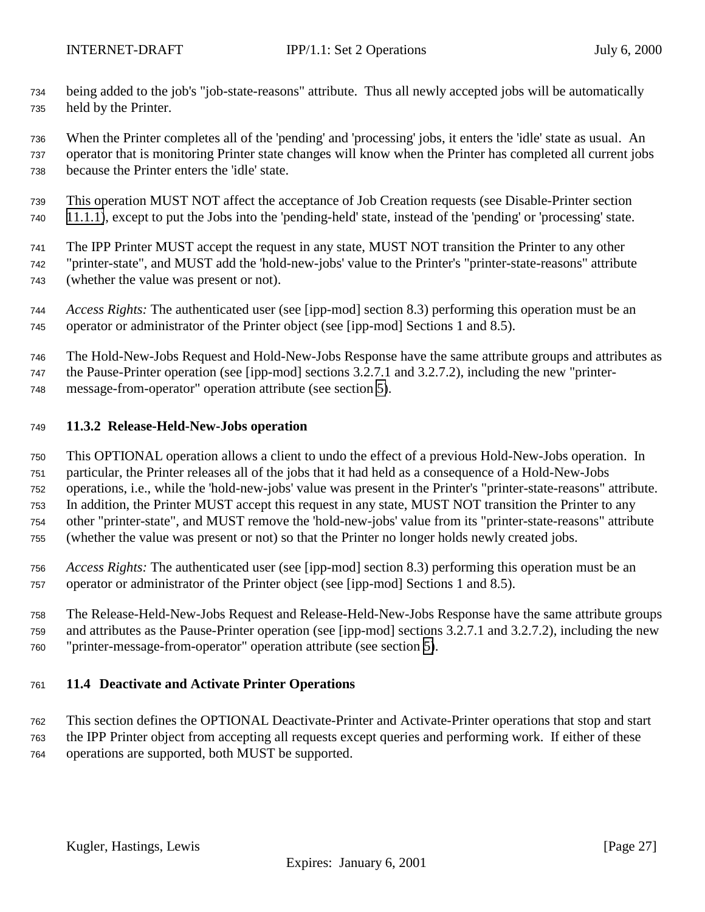being added to the job's "job-state-reasons" attribute. Thus all newly accepted jobs will be automatically held by the Printer.

When the Printer completes all of the 'pending' and 'processing' jobs, it enters the 'idle' state as usual. An operator that is monitoring Printer state changes will know when the Printer has completed all current jobs because the Printer enters the 'idle' state.

This operation MUST NOT affect the acceptance of Job Creation requests (see Disable-Printer section 11.1.1), except to put the Jobs into the 'pending-held' state, instead of the 'pending' or 'processing' state.

The IPP Printer MUST accept the request in any state, MUST NOT transition the Printer to any other "printer-state", and MUST add the 'hold-new-jobs' value to the Printer's "printer-state-reasons" attribute (whether the value was present or not).

*Access Rights:* The authenticated user (see [ipp-mod] section 8.3) performing this operation must be an operator or administrator of the Printer object (see [ipp-mod] Sections 1 and 8.5).

The Hold-New-Jobs Request and Hold-New-Jobs Response have the same attribute groups and attributes as the Pause-Printer operation (see [ipp-mod] sections 3.2.7.1 and 3.2.7.2), including the new "printer-message-from-operator" operation attribute (see section 5).

### 11.3.2 Release-Held-New-Jobs operation

This OPTIONAL operation allows a client to undo the effect of a previous Hold-New-Jobs operation. In particular, the Printer releases all of the jobs that it had held as a consequence of a Hold-New-Jobs operations, i.e., while the 'hold-new-jobs' value was present in the Printer's "printer-state-reasons" attribute. In addition, the Printer MUST accept this request in any state, MUST NOT transition the Printer to any other "printer-state", and MUST remove the 'hold-new-jobs' value from its "printer-state-reasons" attribute (whether the value was present or not) so that the Printer no longer holds newly created jobs.

*Access Rights:* The authenticated user (see [ipp-mod] section 8.3) performing this operation must be an operator or administrator of the Printer object (see [ipp-mod] Sections 1 and 8.5).

The Release-Held-New-Jobs Request and Release-Held-New-Jobs Response have the same attribute groups and attributes as the Pause-Printer operation (see [ipp-mod] sections 3.2.7.1 and 3.2.7.2), including the new "printer-message-from-operator" operation attribute (see section 5).

## 11.4 Deactivate and Activate Printer Operations

This section defines the OPTIONAL Deactivate-Printer and Activate-Printer operations that stop and start the IPP Printer object from accepting all requests except queries and performing work. If either of these operations are supported, both MUST be supported.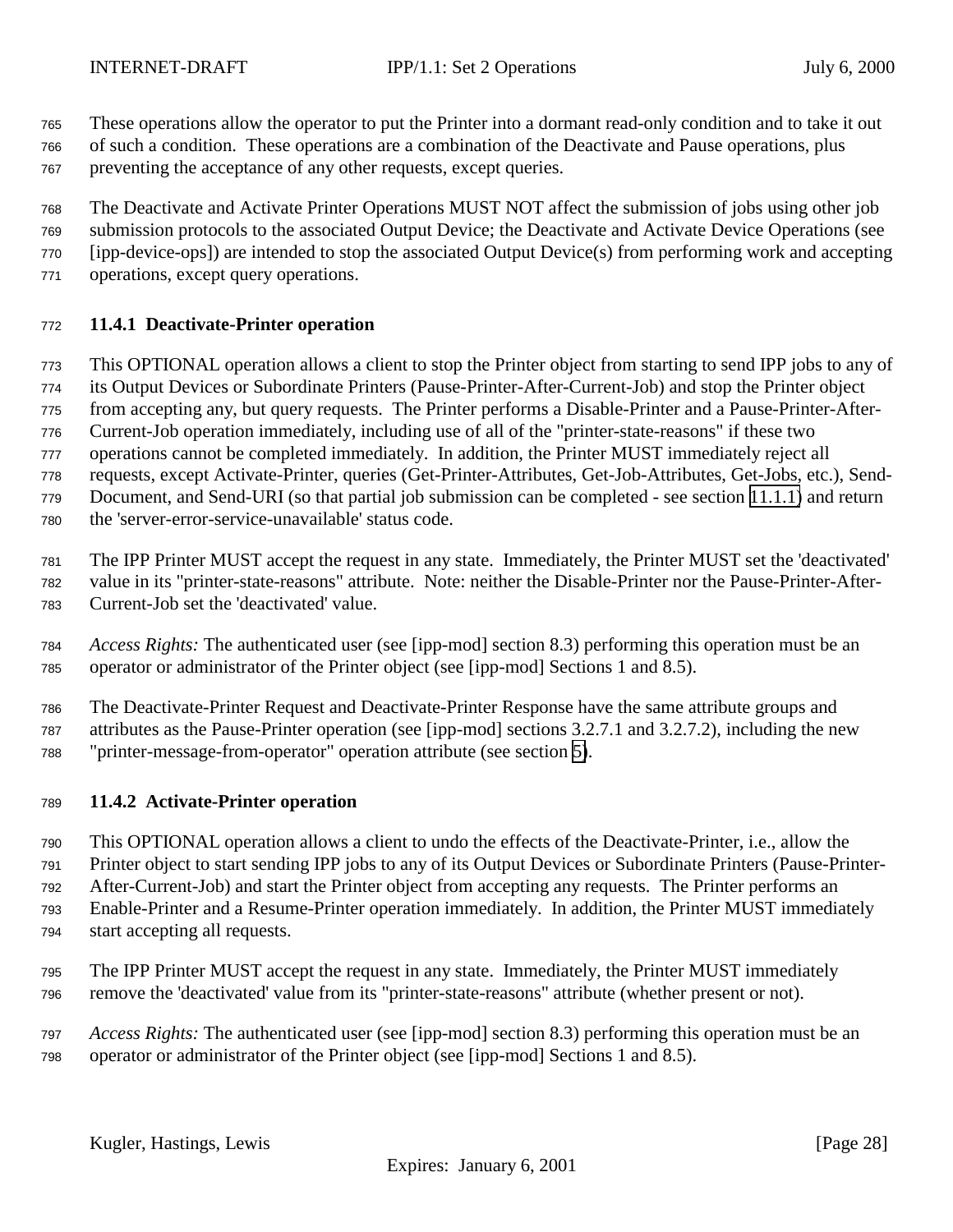These operations allow the operator to put the Printer into a dormant read-only condition and to take it out of such a condition. These operations are a combination of the Deactivate and Pause operations, plus preventing the acceptance of any other requests, except queries.

The Deactivate and Activate Printer Operations MUST NOT affect the submission of jobs using other job submission protocols to the associated Output Device; the Deactivate and Activate Device Operations (see [ipp-device-ops]) are intended to stop the associated Output Device(s) from performing work and accepting operations, except query operations.

### 11.4.1 Deactivate-Printer operation

This OPTIONAL operation allows a client to stop the Printer object from starting to send IPP jobs to any of its Output Devices or Subordinate Printers (Pause-Printer-After-Current-Job) and stop the Printer object from accepting any, but query requests. The Printer performs a Disable-Printer and a Pause-Printer-After-Current-Job operation immediately, including use of all of the "printer-state-reasons" if these two operations cannot be completed immediately. In addition, the Printer MUST immediately reject all requests, except Activate-Printer, queries (Get-Printer-Attributes, Get-Job-Attributes, Get-Jobs, etc.), Send-Document, and Send-URI (so that partial job submission can be completed - see section 11.1.1) and return the 'server-error-service-unavailable' status code.

The IPP Printer MUST accept the request in any state. Immediately, the Printer MUST set the 'deactivated' value in its "printer-state-reasons" attribute. Note: neither the Disable-Printer nor the Pause-Printer-After-Current-Job set the 'deactivated' value.

*Access Rights:* The authenticated user (see [ipp-mod] section 8.3) performing this operation must be an operator or administrator of the Printer object (see [ipp-mod] Sections 1 and 8.5).

The Deactivate-Printer Request and Deactivate-Printer Response have the same attribute groups and attributes as the Pause-Printer operation (see [ipp-mod] sections 3.2.7.1 and 3.2.7.2), including the new "printer-message-from-operator" operation attribute (see section 5).

### 11.4.2 Activate-Printer operation

This OPTIONAL operation allows a client to undo the effects of the Deactivate-Printer, i.e., allow the Printer object to start sending IPP jobs to any of its Output Devices or Subordinate Printers (Pause-Printer-After-Current-Job) and start the Printer object from accepting any requests. The Printer performs an Enable-Printer and a Resume-Printer operation immediately. In addition, the Printer MUST immediately start accepting all requests.

The IPP Printer MUST accept the request in any state. Immediately, the Printer MUST immediately remove the 'deactivated' value from its "printer-state-reasons" attribute (whether present or not).

*Access Rights:* The authenticated user (see [ipp-mod] section 8.3) performing this operation must be an operator or administrator of the Printer object (see [ipp-mod] Sections 1 and 8.5).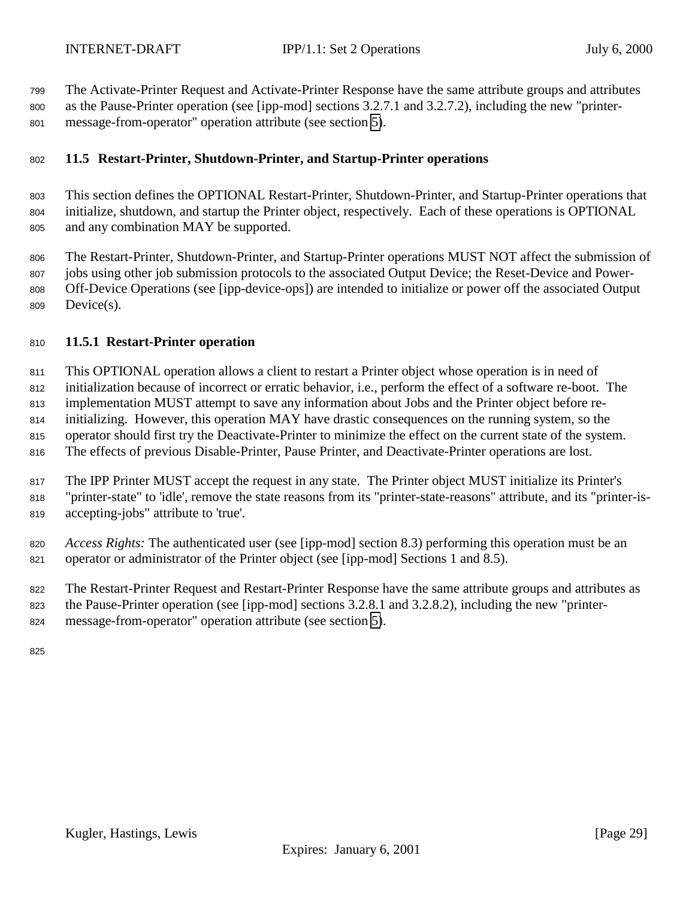The Activate-Printer Request and Activate-Printer Response have the same attribute groups and attributes as the Pause-Printer operation (see [ipp-mod] sections 3.2.7.1 and 3.2.7.2), including the new "printer-message-from-operator" operation attribute (see section 5).

### 11.5 Restart-Printer, Shutdown-Printer, and Startup-Printer operations

This section defines the OPTIONAL Restart-Printer, Shutdown-Printer, and Startup-Printer operations that initialize, shutdown, and startup the Printer object, respectively. Each of these operations is OPTIONAL and any combination MAY be supported.

The Restart-Printer, Shutdown-Printer, and Startup-Printer operations MUST NOT affect the submission of jobs using other job submission protocols to the associated Output Device; the Reset-Device and Power-Off-Device Operations (see [ipp-device-ops]) are intended to initialize or power off the associated Output Device(s).

#### 11.5.1 Restart-Printer operation

This OPTIONAL operation allows a client to restart a Printer object whose operation is in need of initialization because of incorrect or erratic behavior, i.e., perform the effect of a software re-boot. The implementation MUST attempt to save any information about Jobs and the Printer object before re-initializing. However, this operation MAY have drastic consequences on the running system, so the operator should first try the Deactivate-Printer to minimize the effect on the current state of the system. The effects of previous Disable-Printer, Pause Printer, and Deactivate-Printer operations are lost.

The IPP Printer MUST accept the request in any state. The Printer object MUST initialize its Printer's "printer-state" to 'idle', remove the state reasons from its "printer-state-reasons" attribute, and its "printer-is-accepting-jobs" attribute to 'true'.

*Access Rights:* The authenticated user (see [ipp-mod] section 8.3) performing this operation must be an operator or administrator of the Printer object (see [ipp-mod] Sections 1 and 8.5).

The Restart-Printer Request and Restart-Printer Response have the same attribute groups and attributes as the Pause-Printer operation (see [ipp-mod] sections 3.2.8.1 and 3.2.8.2), including the new "printer-message-from-operator" operation attribute (see section 5).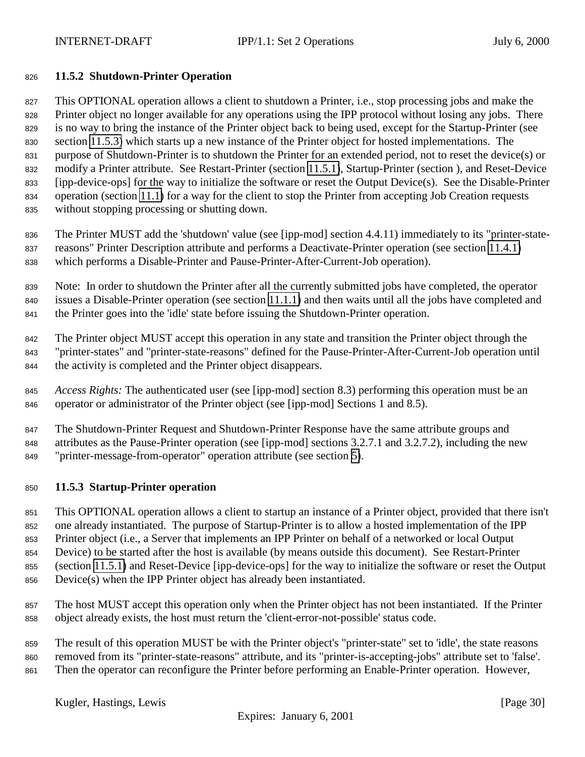### 11.5.2 Shutdown-Printer Operation

This OPTIONAL operation allows a client to shutdown a Printer, i.e., stop processing jobs and make the Printer object no longer available for any operations using the IPP protocol without losing any jobs. There is no way to bring the instance of the Printer object back to being used, except for the Startup-Printer (see section 11.5.3) which starts up a new instance of the Printer object for hosted implementations. The purpose of Shutdown-Printer is to shutdown the Printer for an extended period, not to reset the device(s) or modify a Printer attribute. See Restart-Printer (section 11.5.1), Startup-Printer (section ), and Reset-Device [ipp-device-ops] for the way to initialize the software or reset the Output Device(s). See the Disable-Printer operation (section 11.1) for a way for the client to stop the Printer from accepting Job Creation requests without stopping processing or shutting down.

The Printer MUST add the 'shutdown' value (see [ipp-mod] section 4.4.11) immediately to its "printer-state-reasons" Printer Description attribute and performs a Deactivate-Printer operation (see section 11.4.1) which performs a Disable-Printer and Pause-Printer-After-Current-Job operation).

Note: In order to shutdown the Printer after all the currently submitted jobs have completed, the operator issues a Disable-Printer operation (see section 11.1.1) and then waits until all the jobs have completed and the Printer goes into the 'idle' state before issuing the Shutdown-Printer operation.

The Printer object MUST accept this operation in any state and transition the Printer object through the "printer-states" and "printer-state-reasons" defined for the Pause-Printer-After-Current-Job operation until the activity is completed and the Printer object disappears.

*Access Rights:* The authenticated user (see [ipp-mod] section 8.3) performing this operation must be an operator or administrator of the Printer object (see [ipp-mod] Sections 1 and 8.5).

The Shutdown-Printer Request and Shutdown-Printer Response have the same attribute groups and attributes as the Pause-Printer operation (see [ipp-mod] sections 3.2.7.1 and 3.2.7.2), including the new "printer-message-from-operator" operation attribute (see section 5).

### 11.5.3 Startup-Printer operation

This OPTIONAL operation allows a client to startup an instance of a Printer object, provided that there isn't one already instantiated. The purpose of Startup-Printer is to allow a hosted implementation of the IPP Printer object (i.e., a Server that implements an IPP Printer on behalf of a networked or local Output Device) to be started after the host is available (by means outside this document). See Restart-Printer (section 11.5.1) and Reset-Device [ipp-device-ops] for the way to initialize the software or reset the Output Device(s) when the IPP Printer object has already been instantiated.

The host MUST accept this operation only when the Printer object has not been instantiated. If the Printer object already exists, the host must return the 'client-error-not-possible' status code.

The result of this operation MUST be with the Printer object's "printer-state" set to 'idle', the state reasons removed from its "printer-state-reasons" attribute, and its "printer-is-accepting-jobs" attribute set to 'false'. Then the operator can reconfigure the Printer before performing an Enable-Printer operation. However,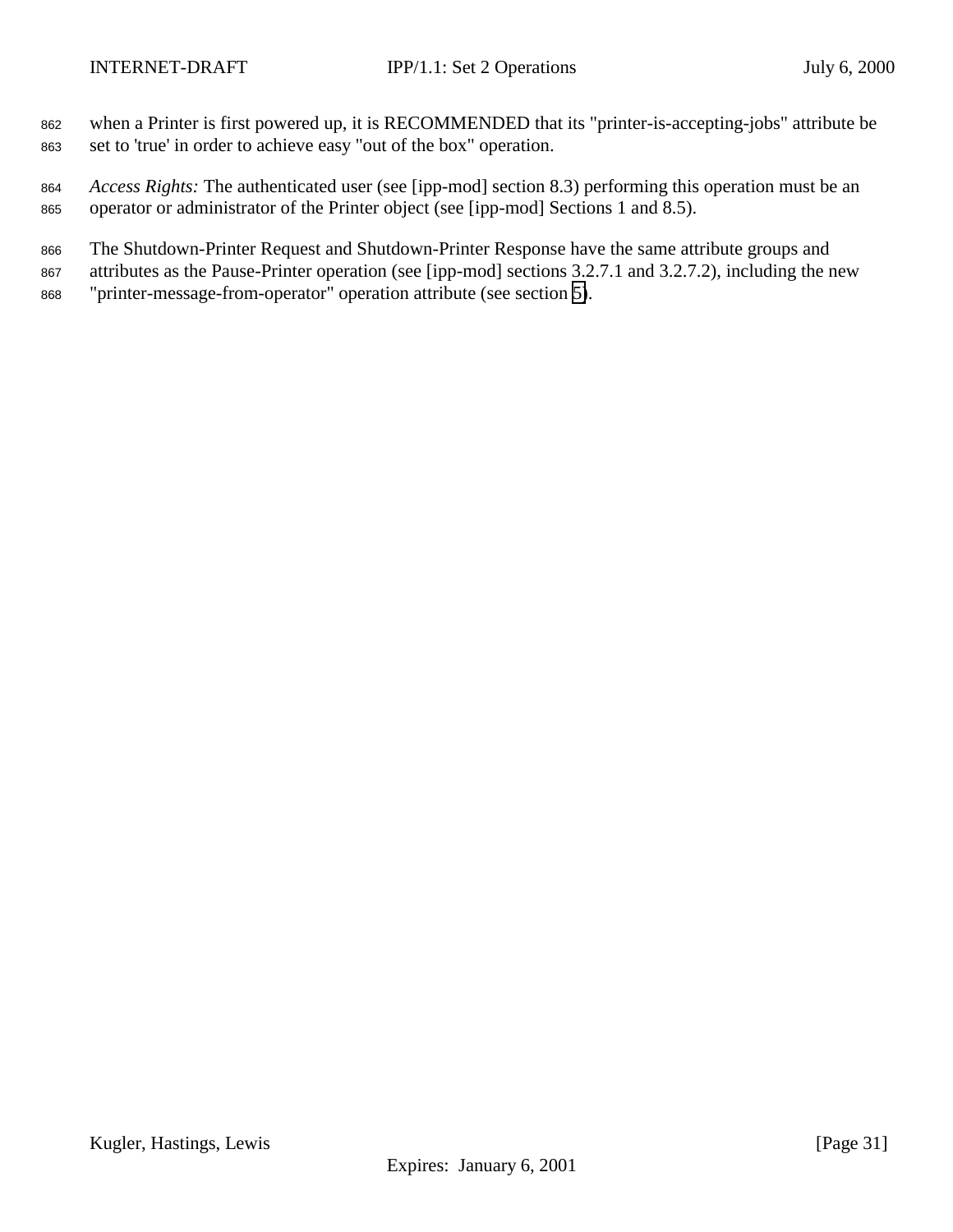when a Printer is first powered up, it is RECOMMENDED that its "printer-is-accepting-jobs" attribute be set to 'true' in order to achieve easy "out of the box" operation.

*Access Rights:* The authenticated user (see [ipp-mod] section 8.3) performing this operation must be an operator or administrator of the Printer object (see [ipp-mod] Sections 1 and 8.5).

The Shutdown-Printer Request and Shutdown-Printer Response have the same attribute groups and attributes as the Pause-Printer operation (see [ipp-mod] sections 3.2.7.1 and 3.2.7.2), including the new "printer-message-from-operator" operation attribute (see section 5).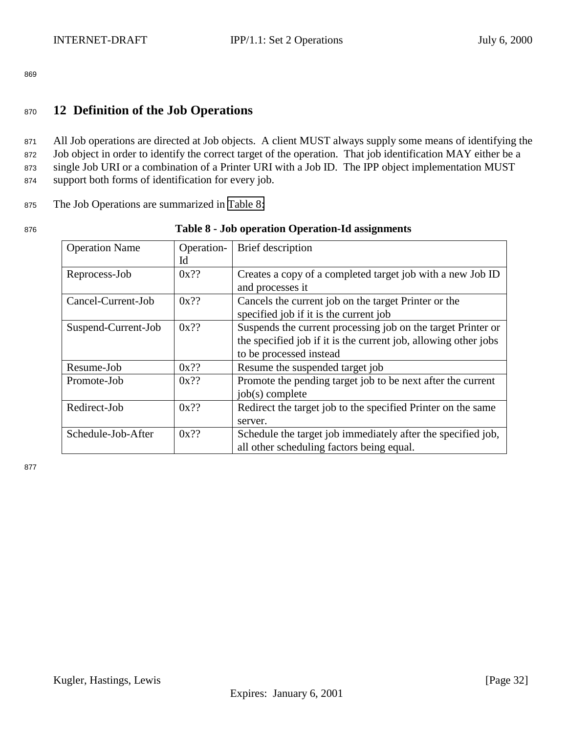## 12 Definition of the Job Operations

All Job operations are directed at Job objects. A client MUST always supply some means of identifying the Job object in order to identify the correct target of the operation. That job identification MAY either be a single Job URI or a combination of a Printer URI with a Job ID. The IPP object implementation MUST support both forms of identification for every job.

The Job Operations are summarized in Table 8:

**Table 8 - Job operation Operation-Id assignments**

| Operation Name | Operation-Id | Brief description |
|---|---|---|
| Reprocess-Job | 0x?? | Creates a copy of a completed target job with a new Job ID and processes it |
| Cancel-Current-Job | 0x?? | Cancels the current job on the target Printer or the specified job if it is the current job |
| Suspend-Current-Job | 0x?? | Suspends the current processing job on the target Printer or the specified job if it is the current job, allowing other jobs to be processed instead |
| Resume-Job | 0x?? | Resume the suspended target job |
| Promote-Job | 0x?? | Promote the pending target job to be next after the current job(s) complete |
| Redirect-Job | 0x?? | Redirect the target job to the specified Printer on the same server. |
| Schedule-Job-After | 0x?? | Schedule the target job immediately after the specified job, all other scheduling factors being equal. |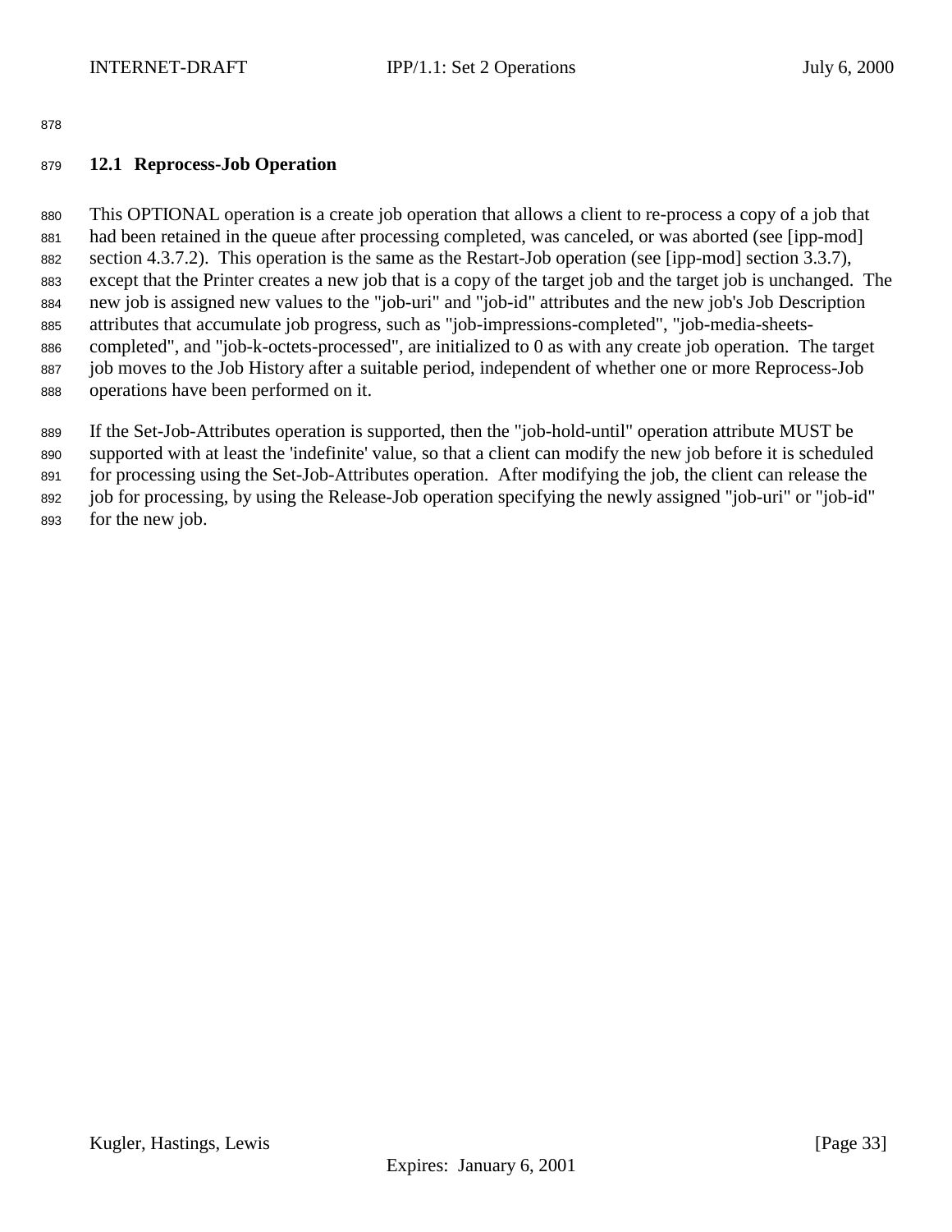### 12.1 Reprocess-Job Operation

This OPTIONAL operation is a create job operation that allows a client to re-process a copy of a job that had been retained in the queue after processing completed, was canceled, or was aborted (see [ipp-mod] section 4.3.7.2). This operation is the same as the Restart-Job operation (see [ipp-mod] section 3.3.7), except that the Printer creates a new job that is a copy of the target job and the target job is unchanged. The new job is assigned new values to the "job-uri" and "job-id" attributes and the new job's Job Description attributes that accumulate job progress, such as "job-impressions-completed", "job-media-sheets-completed", and "job-k-octets-processed", are initialized to 0 as with any create job operation. The target job moves to the Job History after a suitable period, independent of whether one or more Reprocess-Job operations have been performed on it.

If the Set-Job-Attributes operation is supported, then the "job-hold-until" operation attribute MUST be supported with at least the 'indefinite' value, so that a client can modify the new job before it is scheduled for processing using the Set-Job-Attributes operation. After modifying the job, the client can release the job for processing, by using the Release-Job operation specifying the newly assigned "job-uri" or "job-id" for the new job.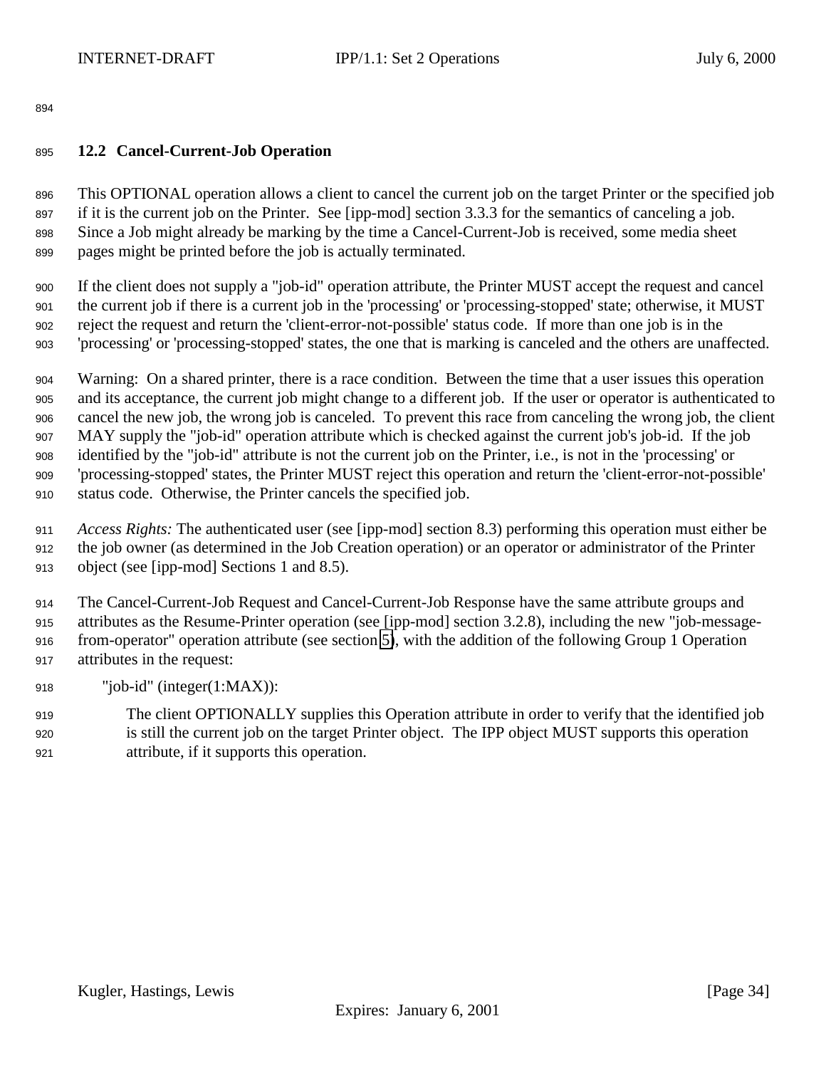## 12.2 Cancel-Current-Job Operation

This OPTIONAL operation allows a client to cancel the current job on the target Printer or the specified job if it is the current job on the Printer. See [ipp-mod] section 3.3.3 for the semantics of canceling a job. Since a Job might already be marking by the time a Cancel-Current-Job is received, some media sheet pages might be printed before the job is actually terminated.

If the client does not supply a "job-id" operation attribute, the Printer MUST accept the request and cancel the current job if there is a current job in the 'processing' or 'processing-stopped' state; otherwise, it MUST reject the request and return the 'client-error-not-possible' status code. If more than one job is in the 'processing' or 'processing-stopped' states, the one that is marking is canceled and the others are unaffected.

Warning: On a shared printer, there is a race condition. Between the time that a user issues this operation and its acceptance, the current job might change to a different job. If the user or operator is authenticated to cancel the new job, the wrong job is canceled. To prevent this race from canceling the wrong job, the client MAY supply the "job-id" operation attribute which is checked against the current job's job-id. If the job identified by the "job-id" attribute is not the current job on the Printer, i.e., is not in the 'processing' or 'processing-stopped' states, the Printer MUST reject this operation and return the 'client-error-not-possible' status code. Otherwise, the Printer cancels the specified job.

*Access Rights:* The authenticated user (see [ipp-mod] section 8.3) performing this operation must either be the job owner (as determined in the Job Creation operation) or an operator or administrator of the Printer object (see [ipp-mod] Sections 1 and 8.5).

The Cancel-Current-Job Request and Cancel-Current-Job Response have the same attribute groups and attributes as the Resume-Printer operation (see [ipp-mod] section 3.2.8), including the new "job-message-from-operator" operation attribute (see section 5), with the addition of the following Group 1 Operation attributes in the request:

"job-id" (integer(1:MAX)):

The client OPTIONALLY supplies this Operation attribute in order to verify that the identified job is still the current job on the target Printer object. The IPP object MUST supports this operation attribute, if it supports this operation.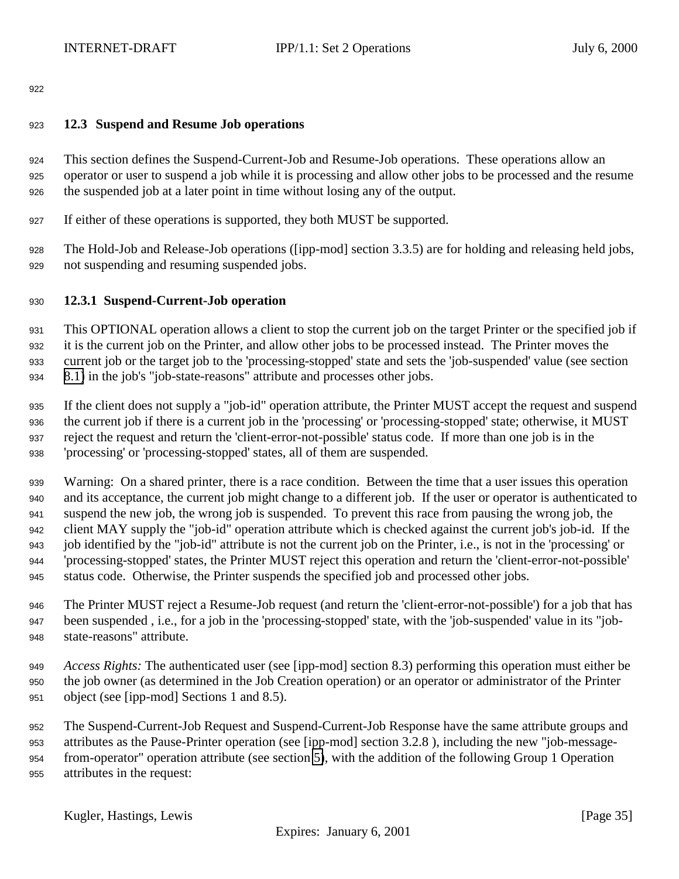### 12.3 Suspend and Resume Job operations

This section defines the Suspend-Current-Job and Resume-Job operations. These operations allow an operator or user to suspend a job while it is processing and allow other jobs to be processed and the resume the suspended job at a later point in time without losing any of the output.

If either of these operations is supported, they both MUST be supported.

The Hold-Job and Release-Job operations ([ipp-mod] section 3.3.5) are for holding and releasing held jobs, not suspending and resuming suspended jobs.

#### 12.3.1 Suspend-Current-Job operation

This OPTIONAL operation allows a client to stop the current job on the target Printer or the specified job if it is the current job on the Printer, and allow other jobs to be processed instead. The Printer moves the current job or the target job to the 'processing-stopped' state and sets the 'job-suspended' value (see section 8.1) in the job's "job-state-reasons" attribute and processes other jobs.

If the client does not supply a "job-id" operation attribute, the Printer MUST accept the request and suspend the current job if there is a current job in the 'processing' or 'processing-stopped' state; otherwise, it MUST reject the request and return the 'client-error-not-possible' status code. If more than one job is in the 'processing' or 'processing-stopped' states, all of them are suspended.

Warning: On a shared printer, there is a race condition. Between the time that a user issues this operation and its acceptance, the current job might change to a different job. If the user or operator is authenticated to suspend the new job, the wrong job is suspended. To prevent this race from pausing the wrong job, the client MAY supply the "job-id" operation attribute which is checked against the current job's job-id. If the job identified by the "job-id" attribute is not the current job on the Printer, i.e., is not in the 'processing' or 'processing-stopped' states, the Printer MUST reject this operation and return the 'client-error-not-possible' status code. Otherwise, the Printer suspends the specified job and processed other jobs.

The Printer MUST reject a Resume-Job request (and return the 'client-error-not-possible') for a job that has been suspended , i.e., for a job in the 'processing-stopped' state, with the 'job-suspended' value in its "job-state-reasons" attribute.

*Access Rights:* The authenticated user (see [ipp-mod] section 8.3) performing this operation must either be the job owner (as determined in the Job Creation operation) or an operator or administrator of the Printer object (see [ipp-mod] Sections 1 and 8.5).

The Suspend-Current-Job Request and Suspend-Current-Job Response have the same attribute groups and attributes as the Pause-Printer operation (see [ipp-mod] section 3.2.8 ), including the new "job-message-from-operator" operation attribute (see section 5), with the addition of the following Group 1 Operation attributes in the request: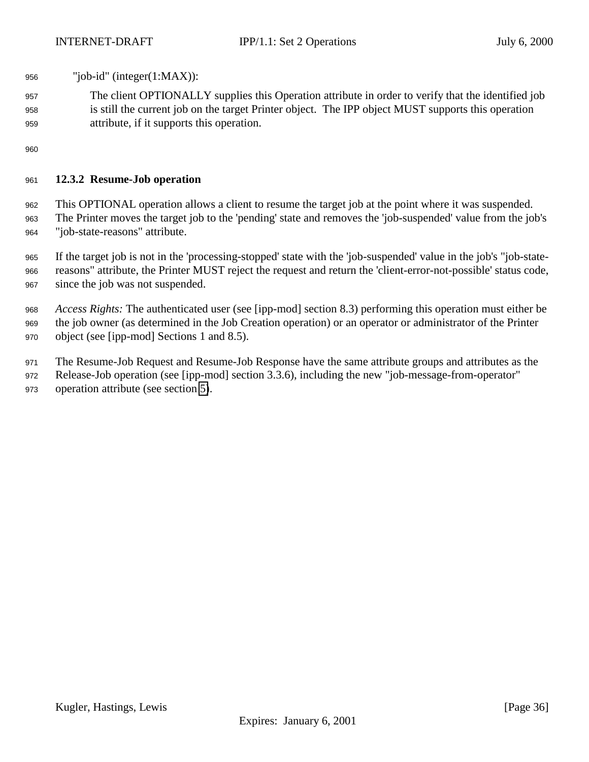"job-id" (integer(1:MAX)):

The client OPTIONALLY supplies this Operation attribute in order to verify that the identified job is still the current job on the target Printer object. The IPP object MUST supports this operation attribute, if it supports this operation.

### 12.3.2 Resume-Job operation

This OPTIONAL operation allows a client to resume the target job at the point where it was suspended. The Printer moves the target job to the 'pending' state and removes the 'job-suspended' value from the job's "job-state-reasons" attribute.

If the target job is not in the 'processing-stopped' state with the 'job-suspended' value in the job's "job-state-reasons" attribute, the Printer MUST reject the request and return the 'client-error-not-possible' status code, since the job was not suspended.

*Access Rights:* The authenticated user (see [ipp-mod] section 8.3) performing this operation must either be the job owner (as determined in the Job Creation operation) or an operator or administrator of the Printer object (see [ipp-mod] Sections 1 and 8.5).

The Resume-Job Request and Resume-Job Response have the same attribute groups and attributes as the Release-Job operation (see [ipp-mod] section 3.3.6), including the new "job-message-from-operator" operation attribute (see section 5).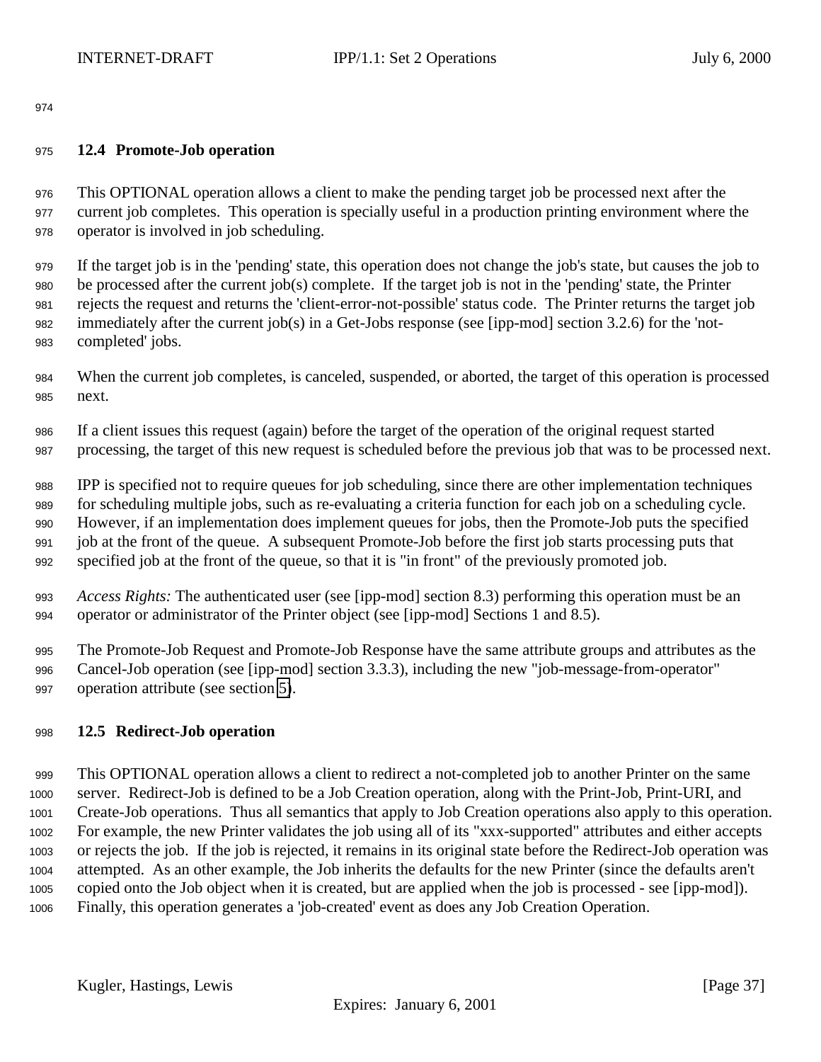### 12.4 Promote-Job operation

This OPTIONAL operation allows a client to make the pending target job be processed next after the current job completes. This operation is specially useful in a production printing environment where the operator is involved in job scheduling.

If the target job is in the 'pending' state, this operation does not change the job's state, but causes the job to be processed after the current job(s) complete. If the target job is not in the 'pending' state, the Printer rejects the request and returns the 'client-error-not-possible' status code. The Printer returns the target job immediately after the current job(s) in a Get-Jobs response (see [ipp-mod] section 3.2.6) for the 'not-completed' jobs.

When the current job completes, is canceled, suspended, or aborted, the target of this operation is processed next.

If a client issues this request (again) before the target of the operation of the original request started processing, the target of this new request is scheduled before the previous job that was to be processed next.

IPP is specified not to require queues for job scheduling, since there are other implementation techniques for scheduling multiple jobs, such as re-evaluating a criteria function for each job on a scheduling cycle. However, if an implementation does implement queues for jobs, then the Promote-Job puts the specified job at the front of the queue. A subsequent Promote-Job before the first job starts processing puts that specified job at the front of the queue, so that it is "in front" of the previously promoted job.

*Access Rights:* The authenticated user (see [ipp-mod] section 8.3) performing this operation must be an operator or administrator of the Printer object (see [ipp-mod] Sections 1 and 8.5).

The Promote-Job Request and Promote-Job Response have the same attribute groups and attributes as the Cancel-Job operation (see [ipp-mod] section 3.3.3), including the new "job-message-from-operator" operation attribute (see section 5).

### 12.5 Redirect-Job operation

This OPTIONAL operation allows a client to redirect a not-completed job to another Printer on the same server. Redirect-Job is defined to be a Job Creation operation, along with the Print-Job, Print-URI, and Create-Job operations. Thus all semantics that apply to Job Creation operations also apply to this operation. For example, the new Printer validates the job using all of its "xxx-supported" attributes and either accepts or rejects the job. If the job is rejected, it remains in its original state before the Redirect-Job operation was attempted. As an other example, the Job inherits the defaults for the new Printer (since the defaults aren't copied onto the Job object when it is created, but are applied when the job is processed - see [ipp-mod]). Finally, this operation generates a 'job-created' event as does any Job Creation Operation.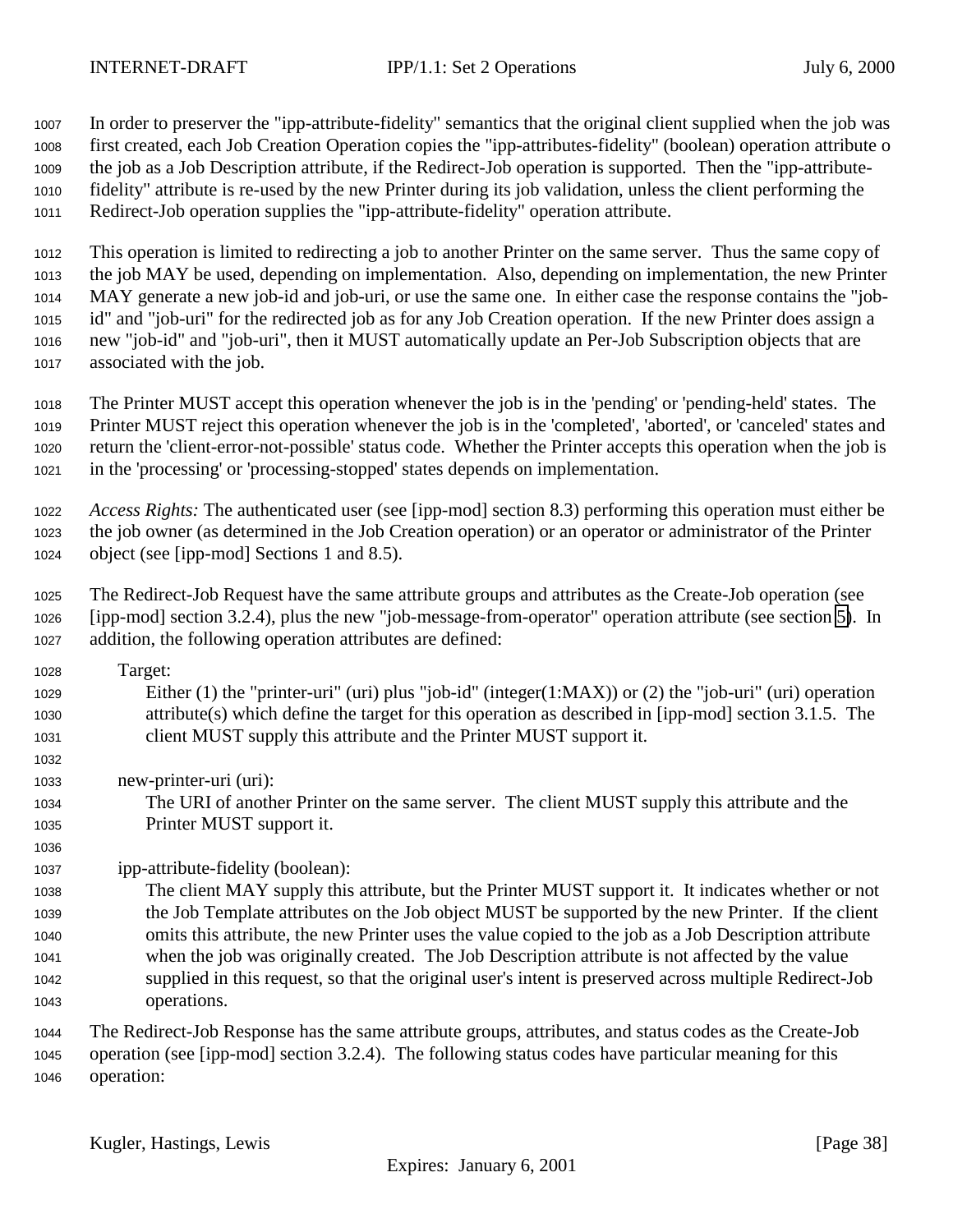In order to preserver the "ipp-attribute-fidelity" semantics that the original client supplied when the job was first created, each Job Creation Operation copies the "ipp-attributes-fidelity" (boolean) operation attribute o the job as a Job Description attribute, if the Redirect-Job operation is supported. Then the "ipp-attribute-fidelity" attribute is re-used by the new Printer during its job validation, unless the client performing the Redirect-Job operation supplies the "ipp-attribute-fidelity" operation attribute.

This operation is limited to redirecting a job to another Printer on the same server. Thus the same copy of the job MAY be used, depending on implementation. Also, depending on implementation, the new Printer MAY generate a new job-id and job-uri, or use the same one. In either case the response contains the "job-id" and "job-uri" for the redirected job as for any Job Creation operation. If the new Printer does assign a new "job-id" and "job-uri", then it MUST automatically update an Per-Job Subscription objects that are associated with the job.

The Printer MUST accept this operation whenever the job is in the 'pending' or 'pending-held' states. The Printer MUST reject this operation whenever the job is in the 'completed', 'aborted', or 'canceled' states and return the 'client-error-not-possible' status code. Whether the Printer accepts this operation when the job is in the 'processing' or 'processing-stopped' states depends on implementation.

*Access Rights:* The authenticated user (see [ipp-mod] section 8.3) performing this operation must either be the job owner (as determined in the Job Creation operation) or an operator or administrator of the Printer object (see [ipp-mod] Sections 1 and 8.5).

The Redirect-Job Request have the same attribute groups and attributes as the Create-Job operation (see [ipp-mod] section 3.2.4), plus the new "job-message-from-operator" operation attribute (see section 5). In addition, the following operation attributes are defined:

Target:
: Either (1) the "printer-uri" (uri) plus "job-id" (integer(1:MAX)) or (2) the "job-uri" (uri) operation attribute(s) which define the target for this operation as described in [ipp-mod] section 3.1.5. The client MUST supply this attribute and the Printer MUST support it.

new-printer-uri (uri):
: The URI of another Printer on the same server. The client MUST supply this attribute and the Printer MUST support it.

ipp-attribute-fidelity (boolean):
: The client MAY supply this attribute, but the Printer MUST support it. It indicates whether or not the Job Template attributes on the Job object MUST be supported by the new Printer. If the client omits this attribute, the new Printer uses the value copied to the job as a Job Description attribute when the job was originally created. The Job Description attribute is not affected by the value supplied in this request, so that the original user's intent is preserved across multiple Redirect-Job operations.

The Redirect-Job Response has the same attribute groups, attributes, and status codes as the Create-Job operation (see [ipp-mod] section 3.2.4). The following status codes have particular meaning for this operation: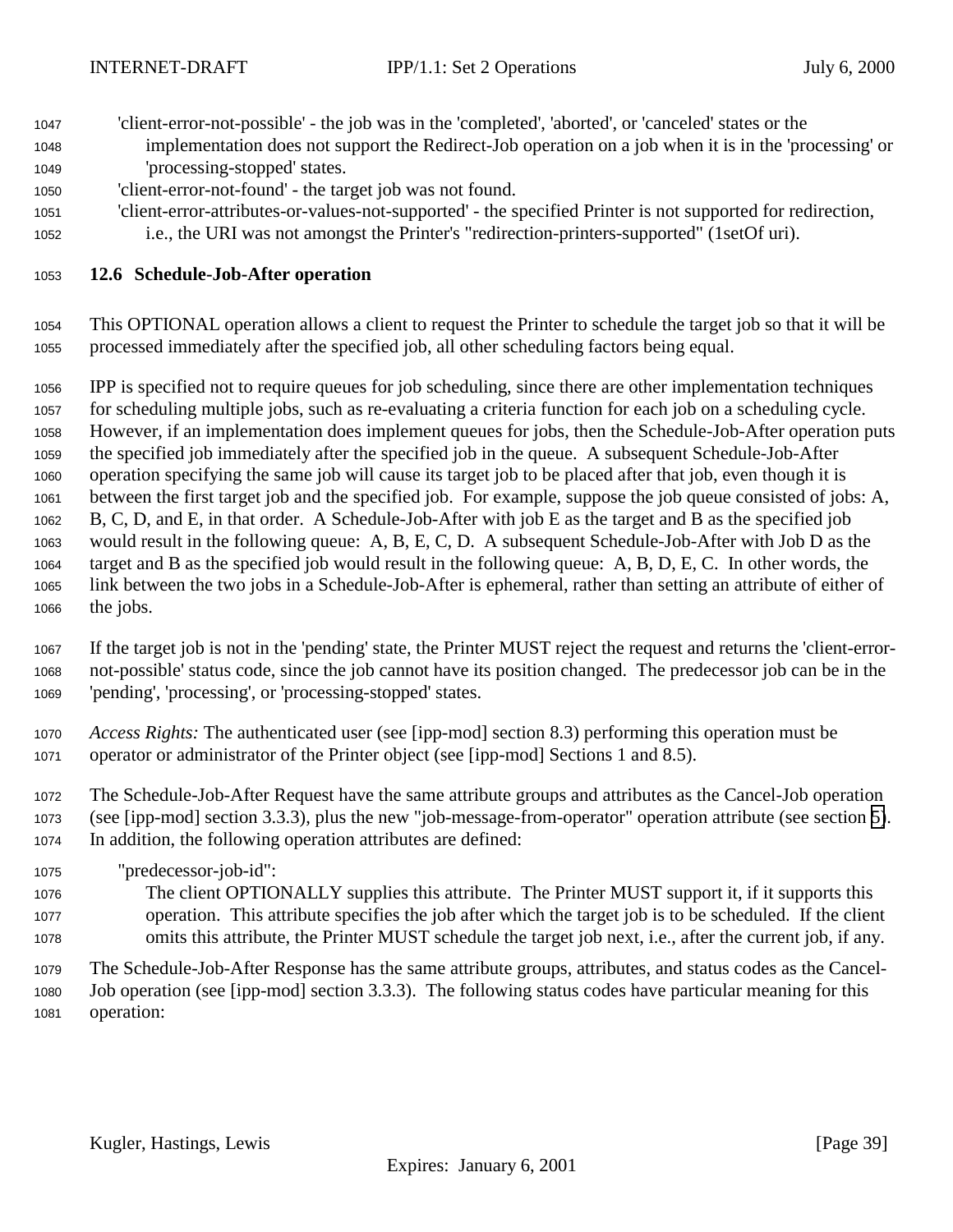'client-error-not-possible' - the job was in the 'completed', 'aborted', or 'canceled' states or the implementation does not support the Redirect-Job operation on a job when it is in the 'processing' or 'processing-stopped' states.

'client-error-not-found' - the target job was not found.

'client-error-attributes-or-values-not-supported' - the specified Printer is not supported for redirection, i.e., the URI was not amongst the Printer's "redirection-printers-supported" (1setOf uri).

### 12.6 Schedule-Job-After operation

This OPTIONAL operation allows a client to request the Printer to schedule the target job so that it will be processed immediately after the specified job, all other scheduling factors being equal.

IPP is specified not to require queues for job scheduling, since there are other implementation techniques for scheduling multiple jobs, such as re-evaluating a criteria function for each job on a scheduling cycle. However, if an implementation does implement queues for jobs, then the Schedule-Job-After operation puts the specified job immediately after the specified job in the queue. A subsequent Schedule-Job-After operation specifying the same job will cause its target job to be placed after that job, even though it is between the first target job and the specified job. For example, suppose the job queue consisted of jobs: A, B, C, D, and E, in that order. A Schedule-Job-After with job E as the target and B as the specified job would result in the following queue: A, B, E, C, D. A subsequent Schedule-Job-After with Job D as the target and B as the specified job would result in the following queue: A, B, D, E, C. In other words, the link between the two jobs in a Schedule-Job-After is ephemeral, rather than setting an attribute of either of the jobs.

If the target job is not in the 'pending' state, the Printer MUST reject the request and returns the 'client-error-not-possible' status code, since the job cannot have its position changed. The predecessor job can be in the 'pending', 'processing', or 'processing-stopped' states.

*Access Rights:* The authenticated user (see [ipp-mod] section 8.3) performing this operation must be operator or administrator of the Printer object (see [ipp-mod] Sections 1 and 8.5).

The Schedule-Job-After Request have the same attribute groups and attributes as the Cancel-Job operation (see [ipp-mod] section 3.3.3), plus the new "job-message-from-operator" operation attribute (see section 5). In addition, the following operation attributes are defined:

"predecessor-job-id":
: The client OPTIONALLY supplies this attribute. The Printer MUST support it, if it supports this operation. This attribute specifies the job after which the target job is to be scheduled. If the client omits this attribute, the Printer MUST schedule the target job next, i.e., after the current job, if any.

The Schedule-Job-After Response has the same attribute groups, attributes, and status codes as the Cancel-Job operation (see [ipp-mod] section 3.3.3). The following status codes have particular meaning for this operation: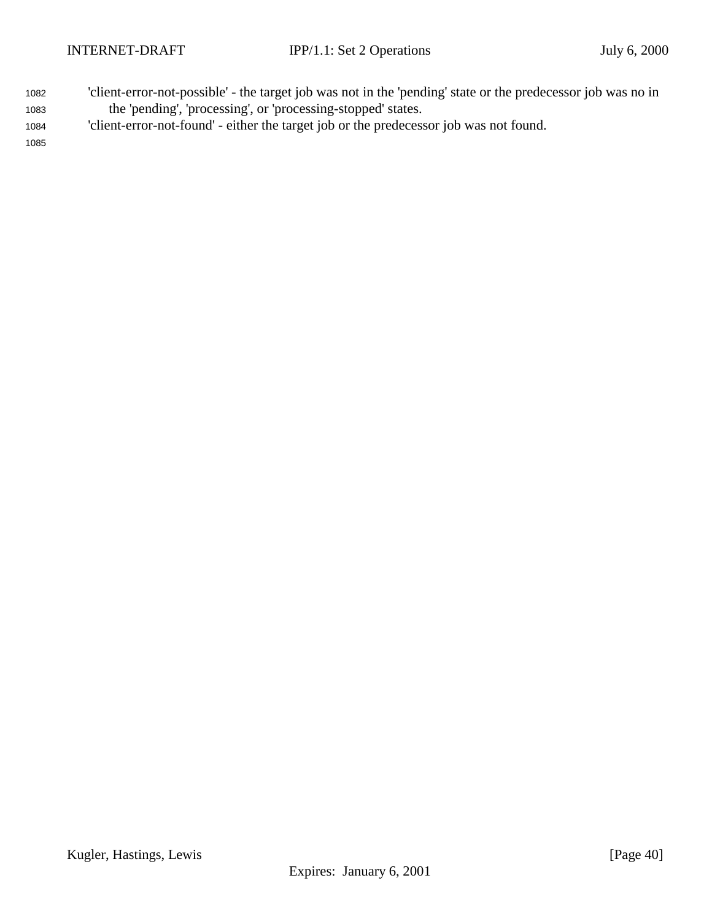'client-error-not-possible' - the target job was not in the 'pending' state or the predecessor job was no in the 'pending', 'processing', or 'processing-stopped' states.

'client-error-not-found' - either the target job or the predecessor job was not found.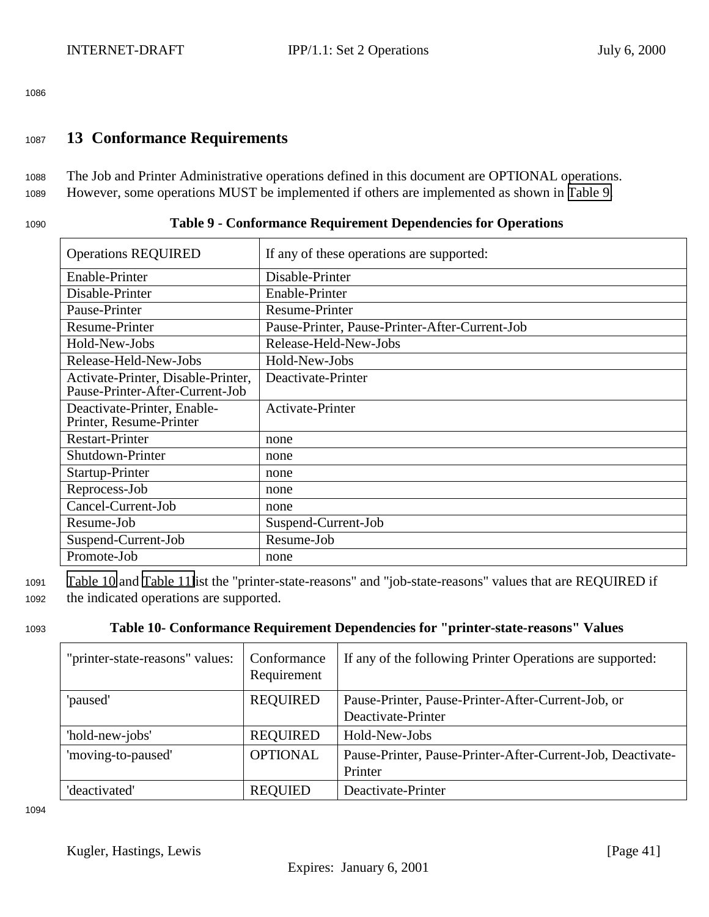## 13 Conformance Requirements

The Job and Printer Administrative operations defined in this document are OPTIONAL operations. However, some operations MUST be implemented if others are implemented as shown in Table 9.

**Table 9 - Conformance Requirement Dependencies for Operations**

| Operations REQUIRED | If any of these operations are supported: |
|---|---|
| Enable-Printer | Disable-Printer |
| Disable-Printer | Enable-Printer |
| Pause-Printer | Resume-Printer |
| Resume-Printer | Pause-Printer, Pause-Printer-After-Current-Job |
| Hold-New-Jobs | Release-Held-New-Jobs |
| Release-Held-New-Jobs | Hold-New-Jobs |
| Activate-Printer, Disable-Printer, Pause-Printer-After-Current-Job | Deactivate-Printer |
| Deactivate-Printer, Enable-Printer, Resume-Printer | Activate-Printer |
| Restart-Printer | none |
| Shutdown-Printer | none |
| Startup-Printer | none |
| Reprocess-Job | none |
| Cancel-Current-Job | none |
| Resume-Job | Suspend-Current-Job |
| Suspend-Current-Job | Resume-Job |
| Promote-Job | none |

Table 10 and Table 11 list the "printer-state-reasons" and "job-state-reasons" values that are REQUIRED if the indicated operations are supported.

**Table 10- Conformance Requirement Dependencies for "printer-state-reasons" Values**

| "printer-state-reasons" values: | Conformance Requirement | If any of the following Printer Operations are supported: |
|---|---|---|
| 'paused' | REQUIRED | Pause-Printer, Pause-Printer-After-Current-Job, or Deactivate-Printer |
| 'hold-new-jobs' | REQUIRED | Hold-New-Jobs |
| 'moving-to-paused' | OPTIONAL | Pause-Printer, Pause-Printer-After-Current-Job, Deactivate-Printer |
| 'deactivated' | REQUIED | Deactivate-Printer |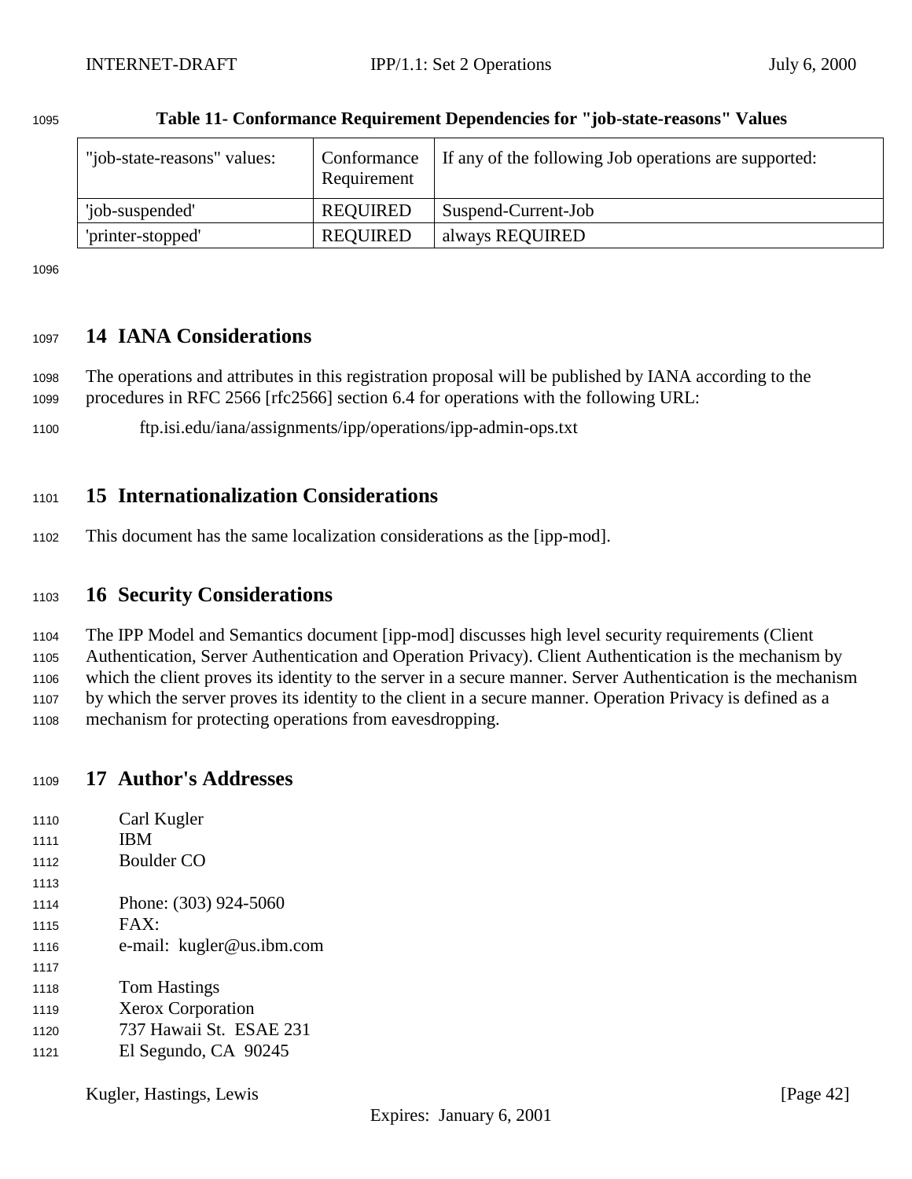**Table 11- Conformance Requirement Dependencies for "job-state-reasons" Values**

| "job-state-reasons" values: | Conformance Requirement | If any of the following Job operations are supported: |
|---|---|---|
| 'job-suspended' | REQUIRED | Suspend-Current-Job |
| 'printer-stopped' | REQUIRED | always REQUIRED |

# 14 IANA Considerations

The operations and attributes in this registration proposal will be published by IANA according to the procedures in RFC 2566 [rfc2566] section 6.4 for operations with the following URL:

ftp.isi.edu/iana/assignments/ipp/operations/ipp-admin-ops.txt

# 15 Internationalization Considerations

This document has the same localization considerations as the [ipp-mod].

# 16 Security Considerations

The IPP Model and Semantics document [ipp-mod] discusses high level security requirements (Client Authentication, Server Authentication and Operation Privacy). Client Authentication is the mechanism by which the client proves its identity to the server in a secure manner. Server Authentication is the mechanism by which the server proves its identity to the client in a secure manner. Operation Privacy is defined as a mechanism for protecting operations from eavesdropping.

# 17 Author's Addresses

Carl Kugler
IBM
Boulder CO

Phone: (303) 924-5060
FAX:
e-mail: kugler@us.ibm.com

Tom Hastings
Xerox Corporation
737 Hawaii St. ESAE 231
El Segundo, CA 90245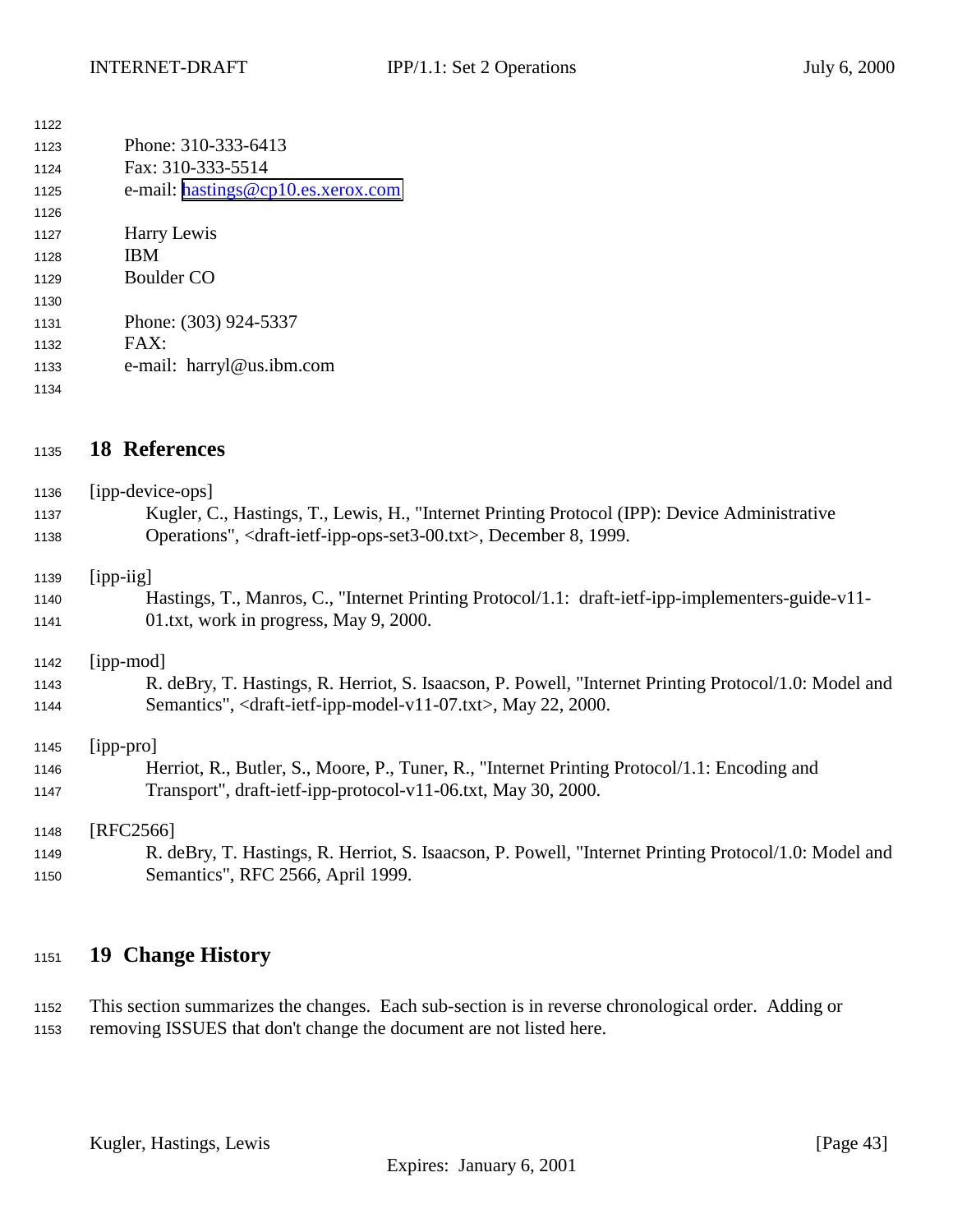Phone: 310-333-6413
Fax: 310-333-5514
e-mail: hastings@cp10.es.xerox.com

Harry Lewis
IBM
Boulder CO

Phone: (303) 924-5337
FAX:
e-mail: harryl@us.ibm.com

## 18 References

[ipp-device-ops]
Kugler, C., Hastings, T., Lewis, H., "Internet Printing Protocol (IPP): Device Administrative Operations", <draft-ietf-ipp-ops-set3-00.txt>, December 8, 1999.

[ipp-iig]
Hastings, T., Manros, C., "Internet Printing Protocol/1.1: draft-ietf-ipp-implementers-guide-v11-01.txt, work in progress, May 9, 2000.

[ipp-mod]
R. deBry, T. Hastings, R. Herriot, S. Isaacson, P. Powell, "Internet Printing Protocol/1.0: Model and Semantics", <draft-ietf-ipp-model-v11-07.txt>, May 22, 2000.

[ipp-pro]
Herriot, R., Butler, S., Moore, P., Tuner, R., "Internet Printing Protocol/1.1: Encoding and Transport", draft-ietf-ipp-protocol-v11-06.txt, May 30, 2000.

[RFC2566]
R. deBry, T. Hastings, R. Herriot, S. Isaacson, P. Powell, "Internet Printing Protocol/1.0: Model and Semantics", RFC 2566, April 1999.

## 19 Change History

This section summarizes the changes. Each sub-section is in reverse chronological order. Adding or removing ISSUES that don't change the document are not listed here.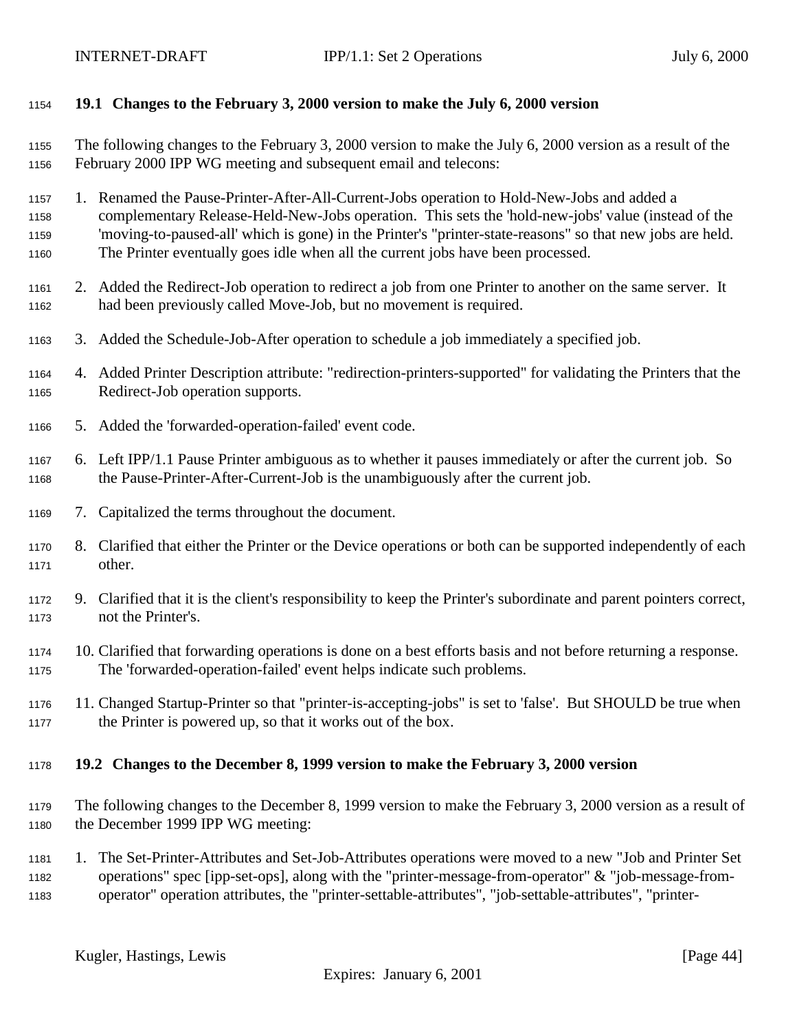### 19.1 Changes to the February 3, 2000 version to make the July 6, 2000 version

The following changes to the February 3, 2000 version to make the July 6, 2000 version as a result of the February 2000 IPP WG meeting and subsequent email and telecons:

1. Renamed the Pause-Printer-After-All-Current-Jobs operation to Hold-New-Jobs and added a complementary Release-Held-New-Jobs operation. This sets the 'hold-new-jobs' value (instead of the 'moving-to-paused-all' which is gone) in the Printer's "printer-state-reasons" so that new jobs are held. The Printer eventually goes idle when all the current jobs have been processed.
2. Added the Redirect-Job operation to redirect a job from one Printer to another on the same server. It had been previously called Move-Job, but no movement is required.
3. Added the Schedule-Job-After operation to schedule a job immediately a specified job.
4. Added Printer Description attribute: "redirection-printers-supported" for validating the Printers that the Redirect-Job operation supports.
5. Added the 'forwarded-operation-failed' event code.
6. Left IPP/1.1 Pause Printer ambiguous as to whether it pauses immediately or after the current job. So the Pause-Printer-After-Current-Job is the unambiguously after the current job.
7. Capitalized the terms throughout the document.
8. Clarified that either the Printer or the Device operations or both can be supported independently of each other.
9. Clarified that it is the client's responsibility to keep the Printer's subordinate and parent pointers correct, not the Printer's.
10. Clarified that forwarding operations is done on a best efforts basis and not before returning a response. The 'forwarded-operation-failed' event helps indicate such problems.
11. Changed Startup-Printer so that "printer-is-accepting-jobs" is set to 'false'. But SHOULD be true when the Printer is powered up, so that it works out of the box.

### 19.2 Changes to the December 8, 1999 version to make the February 3, 2000 version

The following changes to the December 8, 1999 version to make the February 3, 2000 version as a result of the December 1999 IPP WG meeting:

1. The Set-Printer-Attributes and Set-Job-Attributes operations were moved to a new "Job and Printer Set operations" spec [ipp-set-ops], along with the "printer-message-from-operator" & "job-message-from-operator" operation attributes, the "printer-settable-attributes", "job-settable-attributes", "printer-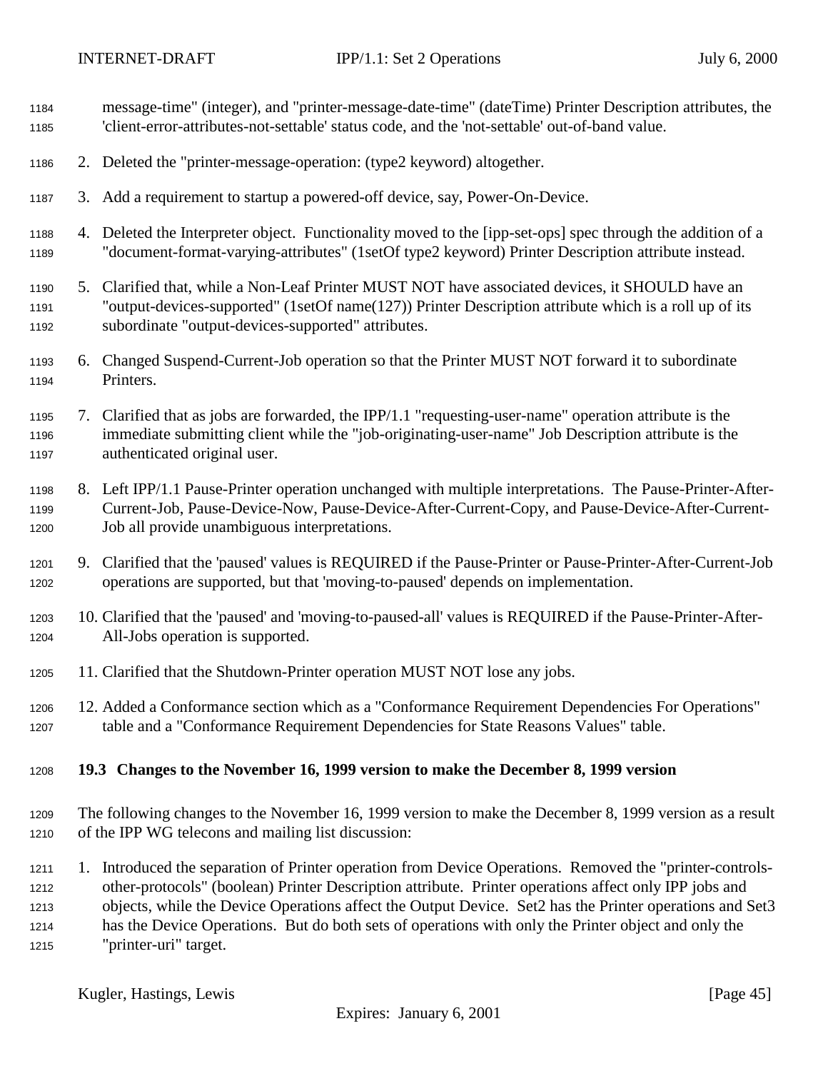message-time" (integer), and "printer-message-date-time" (dateTime) Printer Description attributes, the 'client-error-attributes-not-settable' status code, and the 'not-settable' out-of-band value.

2. Deleted the "printer-message-operation: (type2 keyword) altogether.

3. Add a requirement to startup a powered-off device, say, Power-On-Device.

4. Deleted the Interpreter object. Functionality moved to the [ipp-set-ops] spec through the addition of a "document-format-varying-attributes" (1setOf type2 keyword) Printer Description attribute instead.

5. Clarified that, while a Non-Leaf Printer MUST NOT have associated devices, it SHOULD have an "output-devices-supported" (1setOf name(127)) Printer Description attribute which is a roll up of its subordinate "output-devices-supported" attributes.

6. Changed Suspend-Current-Job operation so that the Printer MUST NOT forward it to subordinate Printers.

7. Clarified that as jobs are forwarded, the IPP/1.1 "requesting-user-name" operation attribute is the immediate submitting client while the "job-originating-user-name" Job Description attribute is the authenticated original user.

8. Left IPP/1.1 Pause-Printer operation unchanged with multiple interpretations. The Pause-Printer-After-Current-Job, Pause-Device-Now, Pause-Device-After-Current-Copy, and Pause-Device-After-Current-Job all provide unambiguous interpretations.

9. Clarified that the 'paused' values is REQUIRED if the Pause-Printer or Pause-Printer-After-Current-Job operations are supported, but that 'moving-to-paused' depends on implementation.

10. Clarified that the 'paused' and 'moving-to-paused-all' values is REQUIRED if the Pause-Printer-After-All-Jobs operation is supported.

11. Clarified that the Shutdown-Printer operation MUST NOT lose any jobs.

12. Added a Conformance section which as a "Conformance Requirement Dependencies For Operations" table and a "Conformance Requirement Dependencies for State Reasons Values" table.

### 19.3 Changes to the November 16, 1999 version to make the December 8, 1999 version

The following changes to the November 16, 1999 version to make the December 8, 1999 version as a result of the IPP WG telecons and mailing list discussion:

1. Introduced the separation of Printer operation from Device Operations. Removed the "printer-controls-other-protocols" (boolean) Printer Description attribute. Printer operations affect only IPP jobs and objects, while the Device Operations affect the Output Device. Set2 has the Printer operations and Set3 has the Device Operations. But do both sets of operations with only the Printer object and only the "printer-uri" target.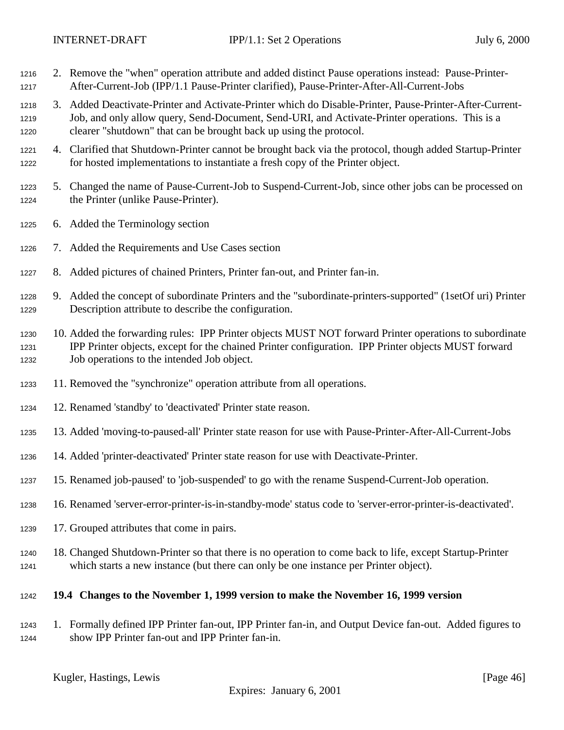2. Remove the "when" operation attribute and added distinct Pause operations instead: Pause-Printer-After-Current-Job (IPP/1.1 Pause-Printer clarified), Pause-Printer-After-All-Current-Jobs

3. Added Deactivate-Printer and Activate-Printer which do Disable-Printer, Pause-Printer-After-Current-Job, and only allow query, Send-Document, Send-URI, and Activate-Printer operations. This is a clearer "shutdown" that can be brought back up using the protocol.

4. Clarified that Shutdown-Printer cannot be brought back via the protocol, though added Startup-Printer for hosted implementations to instantiate a fresh copy of the Printer object.

5. Changed the name of Pause-Current-Job to Suspend-Current-Job, since other jobs can be processed on the Printer (unlike Pause-Printer).

6. Added the Terminology section

7. Added the Requirements and Use Cases section

8. Added pictures of chained Printers, Printer fan-out, and Printer fan-in.

9. Added the concept of subordinate Printers and the "subordinate-printers-supported" (1setOf uri) Printer Description attribute to describe the configuration.

10. Added the forwarding rules: IPP Printer objects MUST NOT forward Printer operations to subordinate IPP Printer objects, except for the chained Printer configuration. IPP Printer objects MUST forward Job operations to the intended Job object.

11. Removed the "synchronize" operation attribute from all operations.

12. Renamed 'standby' to 'deactivated' Printer state reason.

13. Added 'moving-to-paused-all' Printer state reason for use with Pause-Printer-After-All-Current-Jobs

14. Added 'printer-deactivated' Printer state reason for use with Deactivate-Printer.

15. Renamed job-paused' to 'job-suspended' to go with the rename Suspend-Current-Job operation.

16. Renamed 'server-error-printer-is-in-standby-mode' status code to 'server-error-printer-is-deactivated'.

17. Grouped attributes that come in pairs.

18. Changed Shutdown-Printer so that there is no operation to come back to life, except Startup-Printer which starts a new instance (but there can only be one instance per Printer object).

### 19.4 Changes to the November 1, 1999 version to make the November 16, 1999 version

1. Formally defined IPP Printer fan-out, IPP Printer fan-in, and Output Device fan-out. Added figures to show IPP Printer fan-out and IPP Printer fan-in.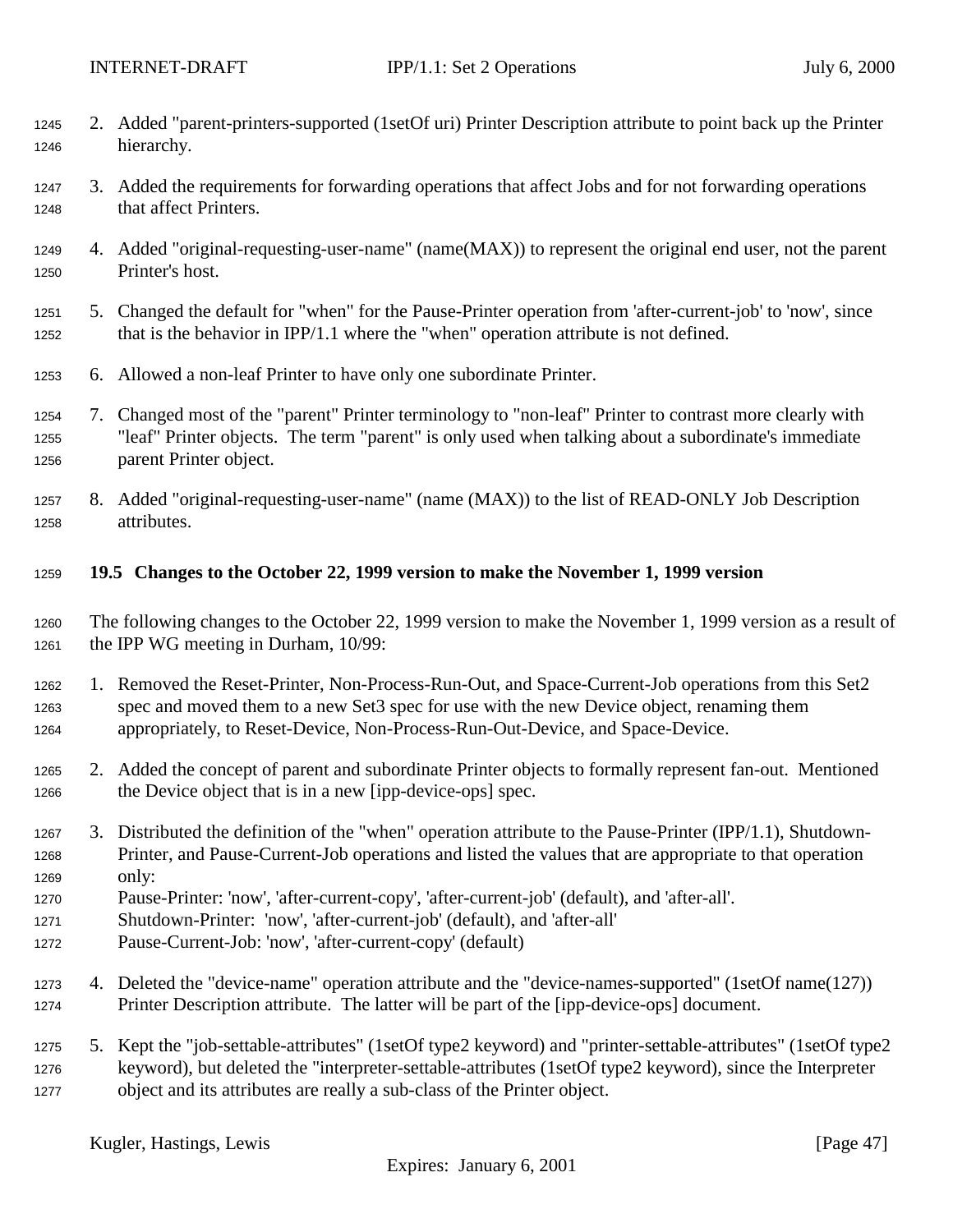2. Added "parent-printers-supported (1setOf uri) Printer Description attribute to point back up the Printer hierarchy.

3. Added the requirements for forwarding operations that affect Jobs and for not forwarding operations that affect Printers.

4. Added "original-requesting-user-name" (name(MAX)) to represent the original end user, not the parent Printer's host.

5. Changed the default for "when" for the Pause-Printer operation from 'after-current-job' to 'now', since that is the behavior in IPP/1.1 where the "when" operation attribute is not defined.

6. Allowed a non-leaf Printer to have only one subordinate Printer.

7. Changed most of the "parent" Printer terminology to "non-leaf" Printer to contrast more clearly with "leaf" Printer objects. The term "parent" is only used when talking about a subordinate's immediate parent Printer object.

8. Added "original-requesting-user-name" (name (MAX)) to the list of READ-ONLY Job Description attributes.

### 19.5 Changes to the October 22, 1999 version to make the November 1, 1999 version

The following changes to the October 22, 1999 version to make the November 1, 1999 version as a result of the IPP WG meeting in Durham, 10/99:

1. Removed the Reset-Printer, Non-Process-Run-Out, and Space-Current-Job operations from this Set2 spec and moved them to a new Set3 spec for use with the new Device object, renaming them appropriately, to Reset-Device, Non-Process-Run-Out-Device, and Space-Device.

2. Added the concept of parent and subordinate Printer objects to formally represent fan-out. Mentioned the Device object that is in a new [ipp-device-ops] spec.

3. Distributed the definition of the "when" operation attribute to the Pause-Printer (IPP/1.1), Shutdown-Printer, and Pause-Current-Job operations and listed the values that are appropriate to that operation only:
   Pause-Printer: 'now', 'after-current-copy', 'after-current-job' (default), and 'after-all'.
   Shutdown-Printer: 'now', 'after-current-job' (default), and 'after-all'
   Pause-Current-Job: 'now', 'after-current-copy' (default)

4. Deleted the "device-name" operation attribute and the "device-names-supported" (1setOf name(127)) Printer Description attribute. The latter will be part of the [ipp-device-ops] document.

5. Kept the "job-settable-attributes" (1setOf type2 keyword) and "printer-settable-attributes" (1setOf type2 keyword), but deleted the "interpreter-settable-attributes (1setOf type2 keyword), since the Interpreter object and its attributes are really a sub-class of the Printer object.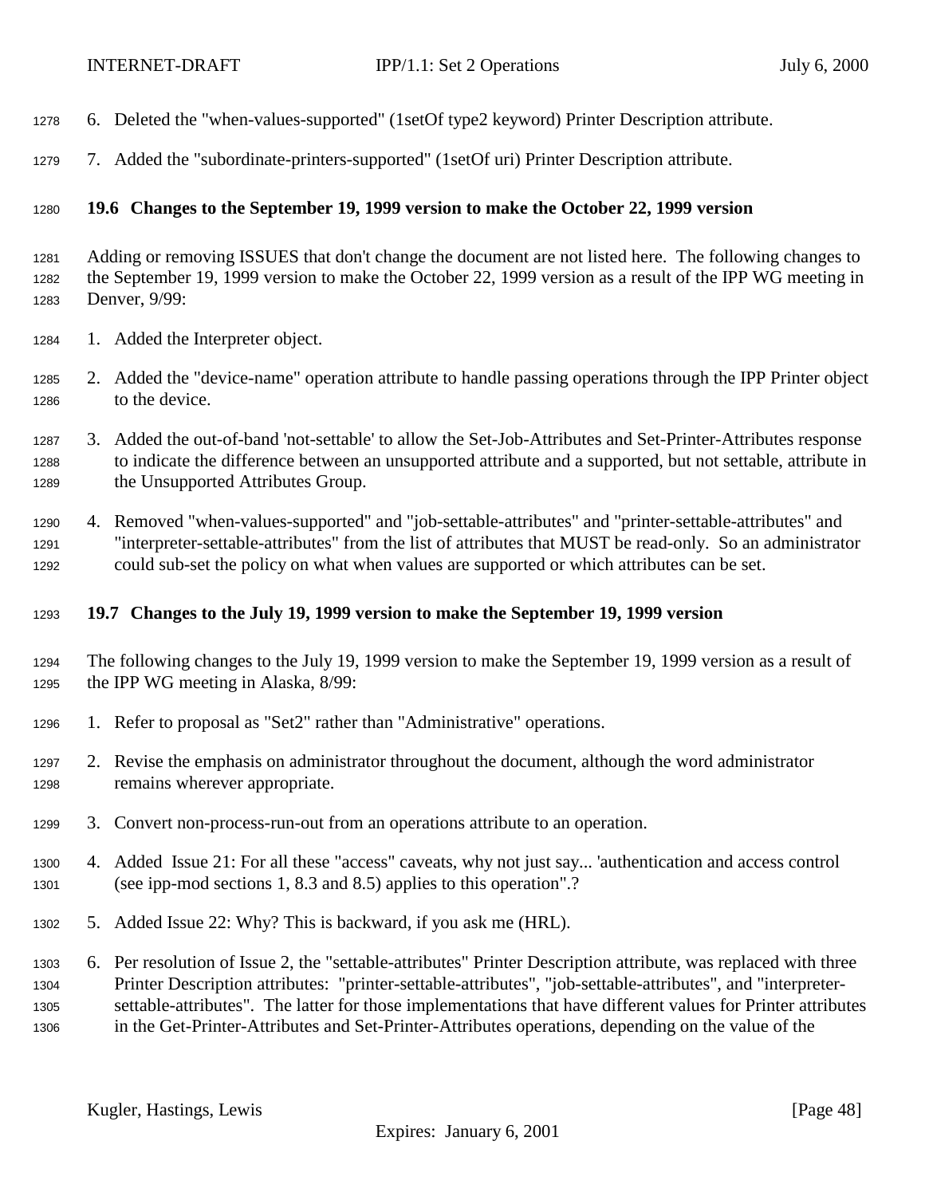6. Deleted the "when-values-supported" (1setOf type2 keyword) Printer Description attribute.

7. Added the "subordinate-printers-supported" (1setOf uri) Printer Description attribute.

### 19.6 Changes to the September 19, 1999 version to make the October 22, 1999 version

Adding or removing ISSUES that don't change the document are not listed here. The following changes to the September 19, 1999 version to make the October 22, 1999 version as a result of the IPP WG meeting in Denver, 9/99:

1. Added the Interpreter object.

2. Added the "device-name" operation attribute to handle passing operations through the IPP Printer object to the device.

3. Added the out-of-band 'not-settable' to allow the Set-Job-Attributes and Set-Printer-Attributes response to indicate the difference between an unsupported attribute and a supported, but not settable, attribute in the Unsupported Attributes Group.

4. Removed "when-values-supported" and "job-settable-attributes" and "printer-settable-attributes" and "interpreter-settable-attributes" from the list of attributes that MUST be read-only. So an administrator could sub-set the policy on what when values are supported or which attributes can be set.

### 19.7 Changes to the July 19, 1999 version to make the September 19, 1999 version

The following changes to the July 19, 1999 version to make the September 19, 1999 version as a result of the IPP WG meeting in Alaska, 8/99:

1. Refer to proposal as "Set2" rather than "Administrative" operations.

2. Revise the emphasis on administrator throughout the document, although the word administrator remains wherever appropriate.

3. Convert non-process-run-out from an operations attribute to an operation.

4. Added Issue 21: For all these "access" caveats, why not just say... 'authentication and access control (see ipp-mod sections 1, 8.3 and 8.5) applies to this operation".?

5. Added Issue 22: Why? This is backward, if you ask me (HRL).

6. Per resolution of Issue 2, the "settable-attributes" Printer Description attribute, was replaced with three Printer Description attributes: "printer-settable-attributes", "job-settable-attributes", and "interpreter-settable-attributes". The latter for those implementations that have different values for Printer attributes in the Get-Printer-Attributes and Set-Printer-Attributes operations, depending on the value of the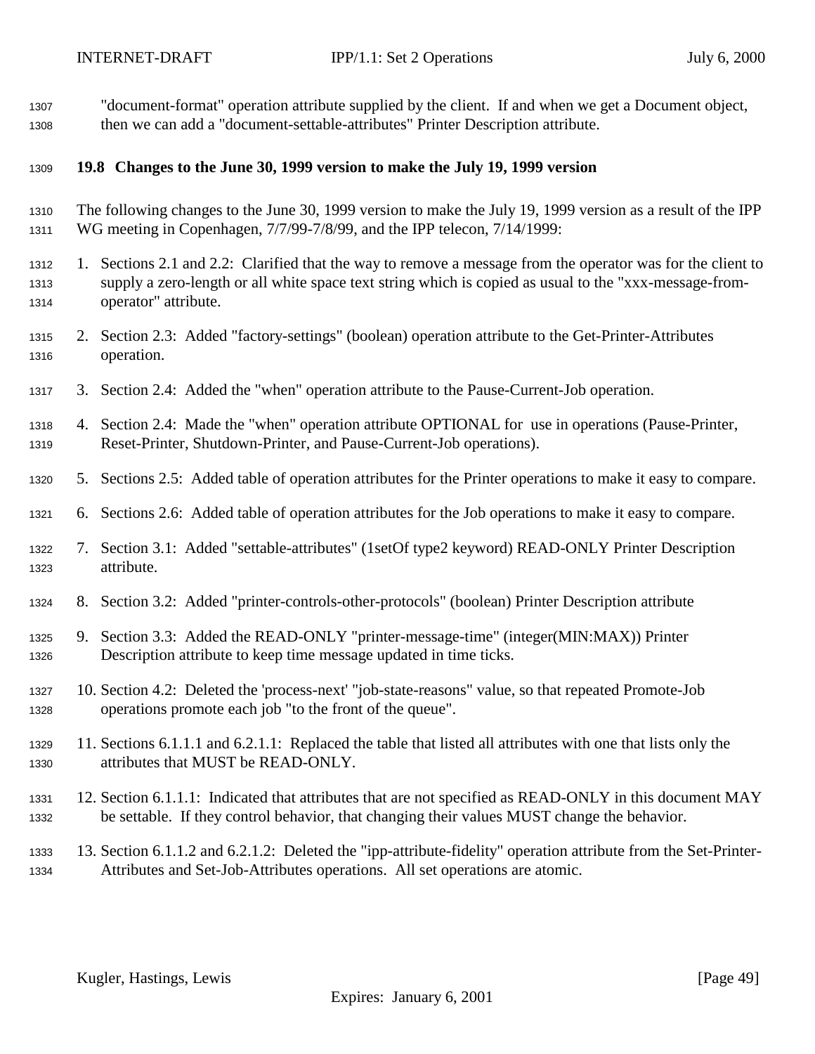"document-format" operation attribute supplied by the client. If and when we get a Document object, then we can add a "document-settable-attributes" Printer Description attribute.

### 19.8 Changes to the June 30, 1999 version to make the July 19, 1999 version

The following changes to the June 30, 1999 version to make the July 19, 1999 version as a result of the IPP WG meeting in Copenhagen, 7/7/99-7/8/99, and the IPP telecon, 7/14/1999:

1. Sections 2.1 and 2.2: Clarified that the way to remove a message from the operator was for the client to supply a zero-length or all white space text string which is copied as usual to the "xxx-message-from-operator" attribute.
2. Section 2.3: Added "factory-settings" (boolean) operation attribute to the Get-Printer-Attributes operation.
3. Section 2.4: Added the "when" operation attribute to the Pause-Current-Job operation.
4. Section 2.4: Made the "when" operation attribute OPTIONAL for use in operations (Pause-Printer, Reset-Printer, Shutdown-Printer, and Pause-Current-Job operations).
5. Sections 2.5: Added table of operation attributes for the Printer operations to make it easy to compare.
6. Sections 2.6: Added table of operation attributes for the Job operations to make it easy to compare.
7. Section 3.1: Added "settable-attributes" (1setOf type2 keyword) READ-ONLY Printer Description attribute.
8. Section 3.2: Added "printer-controls-other-protocols" (boolean) Printer Description attribute
9. Section 3.3: Added the READ-ONLY "printer-message-time" (integer(MIN:MAX)) Printer Description attribute to keep time message updated in time ticks.
10. Section 4.2: Deleted the 'process-next' "job-state-reasons" value, so that repeated Promote-Job operations promote each job "to the front of the queue".
11. Sections 6.1.1.1 and 6.2.1.1: Replaced the table that listed all attributes with one that lists only the attributes that MUST be READ-ONLY.
12. Section 6.1.1.1: Indicated that attributes that are not specified as READ-ONLY in this document MAY be settable. If they control behavior, that changing their values MUST change the behavior.
13. Section 6.1.1.2 and 6.2.1.2: Deleted the "ipp-attribute-fidelity" operation attribute from the Set-Printer-Attributes and Set-Job-Attributes operations. All set operations are atomic.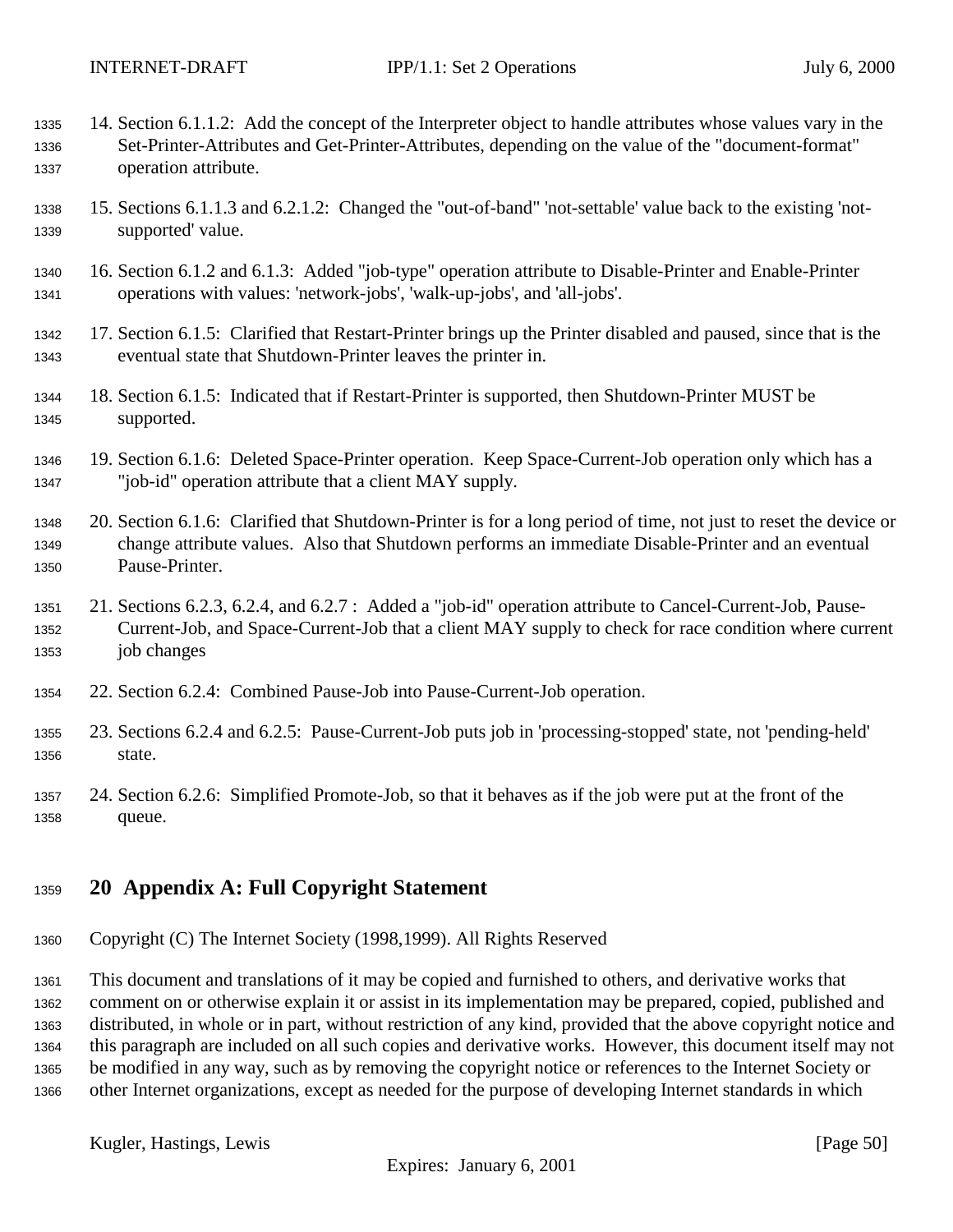14. Section 6.1.1.2: Add the concept of the Interpreter object to handle attributes whose values vary in the Set-Printer-Attributes and Get-Printer-Attributes, depending on the value of the "document-format" operation attribute.

15. Sections 6.1.1.3 and 6.2.1.2: Changed the "out-of-band" 'not-settable' value back to the existing 'not-supported' value.

16. Section 6.1.2 and 6.1.3: Added "job-type" operation attribute to Disable-Printer and Enable-Printer operations with values: 'network-jobs', 'walk-up-jobs', and 'all-jobs'.

17. Section 6.1.5: Clarified that Restart-Printer brings up the Printer disabled and paused, since that is the eventual state that Shutdown-Printer leaves the printer in.

18. Section 6.1.5: Indicated that if Restart-Printer is supported, then Shutdown-Printer MUST be supported.

19. Section 6.1.6: Deleted Space-Printer operation. Keep Space-Current-Job operation only which has a "job-id" operation attribute that a client MAY supply.

20. Section 6.1.6: Clarified that Shutdown-Printer is for a long period of time, not just to reset the device or change attribute values. Also that Shutdown performs an immediate Disable-Printer and an eventual Pause-Printer.

21. Sections 6.2.3, 6.2.4, and 6.2.7 : Added a "job-id" operation attribute to Cancel-Current-Job, Pause-Current-Job, and Space-Current-Job that a client MAY supply to check for race condition where current job changes

22. Section 6.2.4: Combined Pause-Job into Pause-Current-Job operation.

23. Sections 6.2.4 and 6.2.5: Pause-Current-Job puts job in 'processing-stopped' state, not 'pending-held' state.

24. Section 6.2.6: Simplified Promote-Job, so that it behaves as if the job were put at the front of the queue.

# 20 Appendix A: Full Copyright Statement

Copyright (C) The Internet Society (1998,1999). All Rights Reserved

This document and translations of it may be copied and furnished to others, and derivative works that comment on or otherwise explain it or assist in its implementation may be prepared, copied, published and distributed, in whole or in part, without restriction of any kind, provided that the above copyright notice and this paragraph are included on all such copies and derivative works. However, this document itself may not be modified in any way, such as by removing the copyright notice or references to the Internet Society or other Internet organizations, except as needed for the purpose of developing Internet standards in which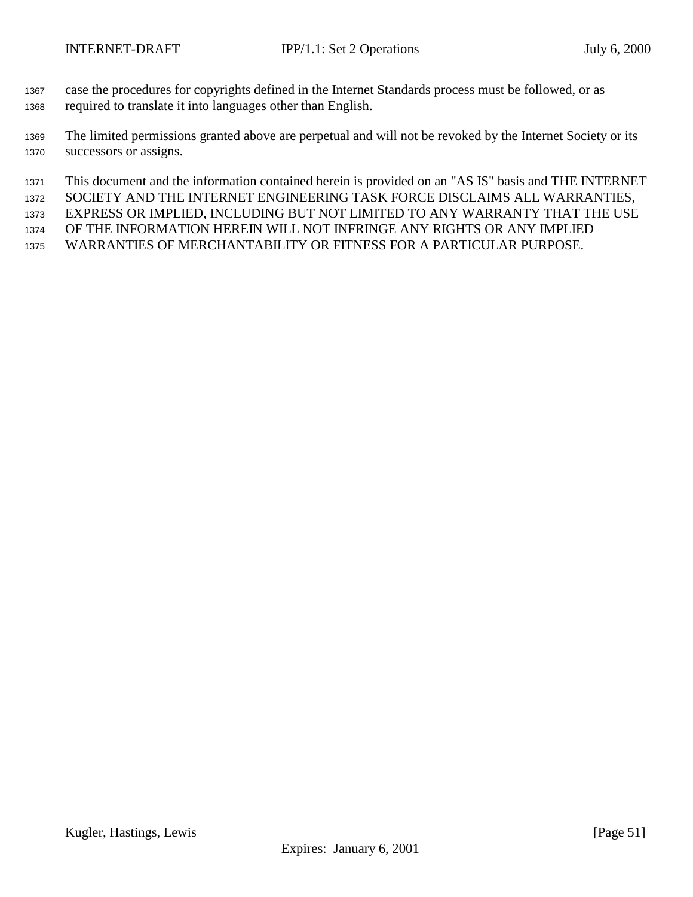case the procedures for copyrights defined in the Internet Standards process must be followed, or as required to translate it into languages other than English.

The limited permissions granted above are perpetual and will not be revoked by the Internet Society or its successors or assigns.

This document and the information contained herein is provided on an "AS IS" basis and THE INTERNET SOCIETY AND THE INTERNET ENGINEERING TASK FORCE DISCLAIMS ALL WARRANTIES, EXPRESS OR IMPLIED, INCLUDING BUT NOT LIMITED TO ANY WARRANTY THAT THE USE OF THE INFORMATION HEREIN WILL NOT INFRINGE ANY RIGHTS OR ANY IMPLIED WARRANTIES OF MERCHANTABILITY OR FITNESS FOR A PARTICULAR PURPOSE.